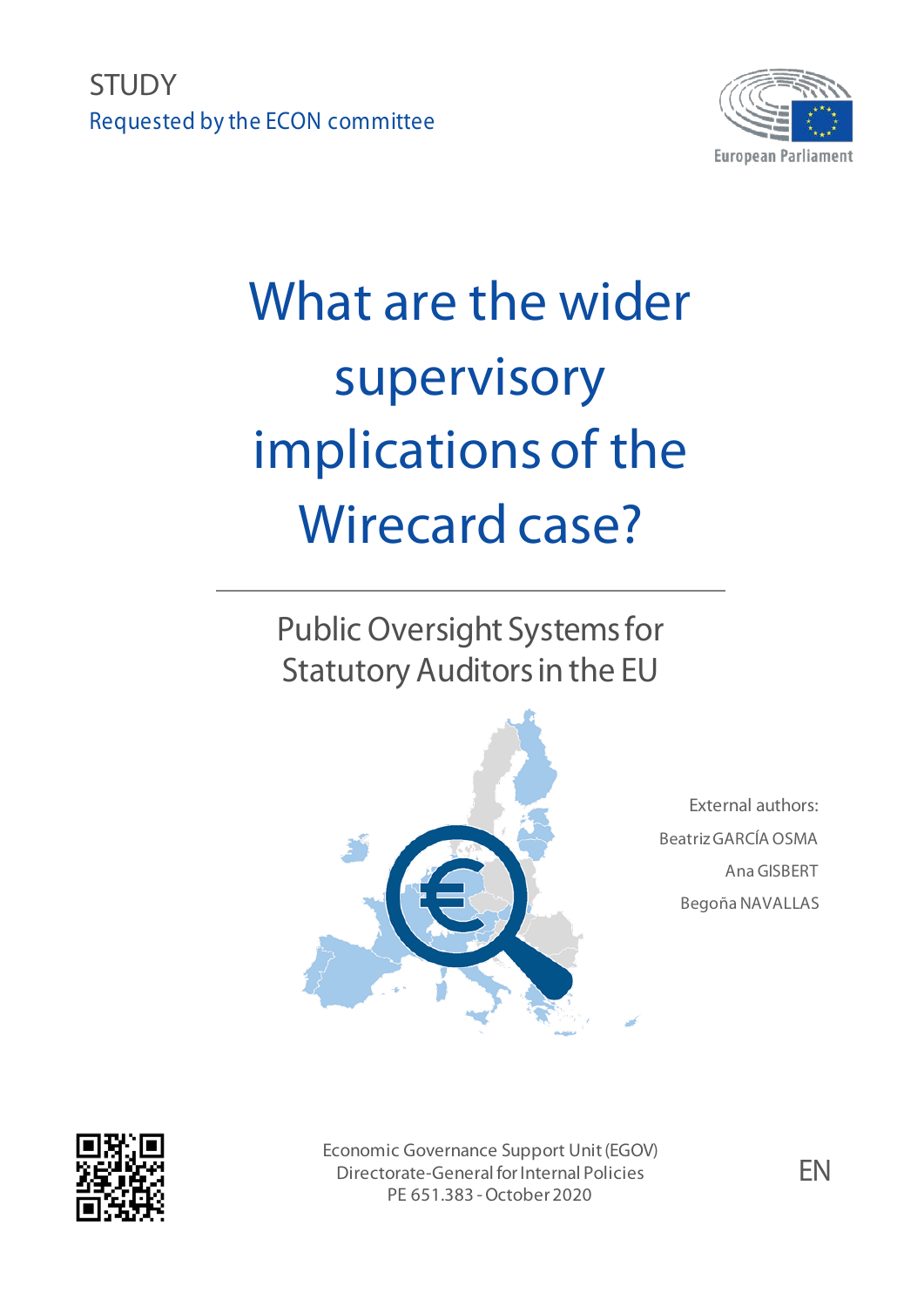STUDY

Requested by the ECON committee

European Parliament

# What are the wider supervisory implications of the Wirecard case?

## Public Oversight Systems for Statutory Auditors in the EU

External authors:

Beatriz GARCÍA OSMA

Ana GISBERT

Begoña NAVALLAS

Economic Governance Support Unit (EGOV)
Directorate-General for Internal Policies
PE 651.383 - October 2020

EN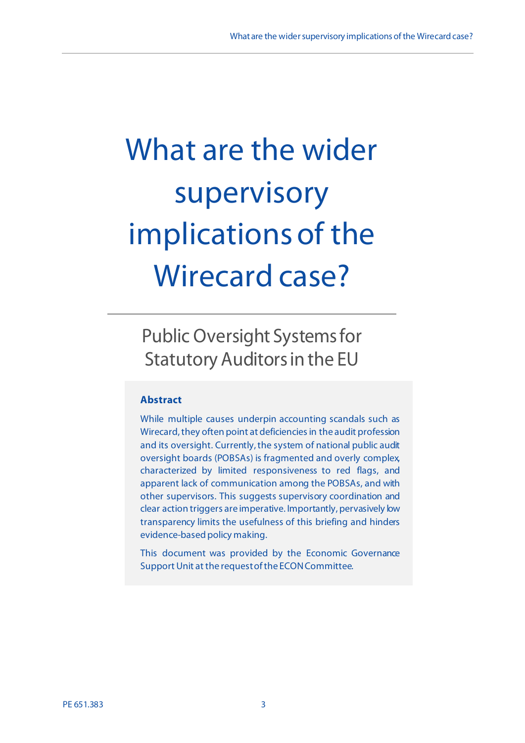# What are the wider supervisory implications of the Wirecard case?

## Public Oversight Systems for Statutory Auditors in the EU

**Abstract**

While multiple causes underpin accounting scandals such as Wirecard, they often point at deficiencies in the audit profession and its oversight. Currently, the system of national public audit oversight boards (POBSAs) is fragmented and overly complex, characterized by limited responsiveness to red flags, and apparent lack of communication among the POBSAs, and with other supervisors. This suggests supervisory coordination and clear action triggers are imperative. Importantly, pervasively low transparency limits the usefulness of this briefing and hinders evidence-based policy making.

This document was provided by the Economic Governance Support Unit at the request of the ECON Committee.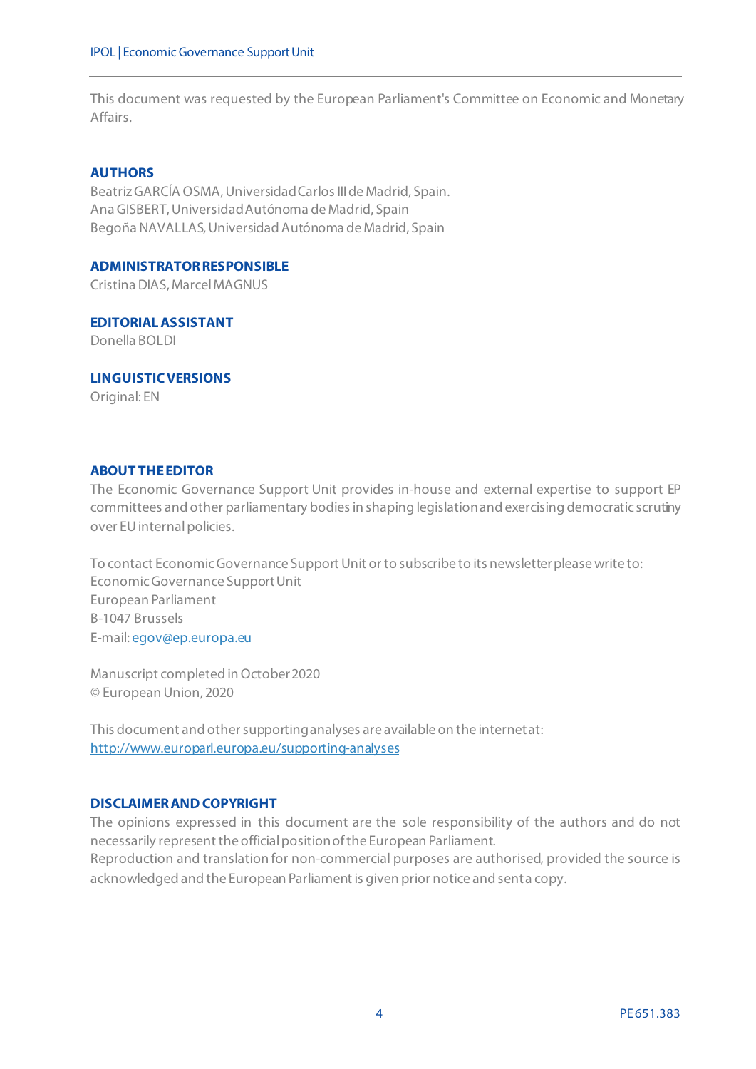This document was requested by the European Parliament's Committee on Economic and Monetary Affairs.

**AUTHORS**

Beatriz GARCÍA OSMA, Universidad Carlos III de Madrid, Spain.
Ana GISBERT, Universidad Autónoma de Madrid, Spain
Begoña NAVALLAS, Universidad Autónoma de Madrid, Spain

**ADMINISTRATOR RESPONSIBLE**

Cristina DIAS, Marcel MAGNUS

**EDITORIAL ASSISTANT**

Donella BOLDI

**LINGUISTIC VERSIONS**

Original: EN

**ABOUT THE EDITOR**

The Economic Governance Support Unit provides in-house and external expertise to support EP committees and other parliamentary bodies in shaping legislation and exercising democratic scrutiny over EU internal policies.

To contact Economic Governance Support Unit or to subscribe to its newsletter please write to:
Economic Governance Support Unit
European Parliament
B-1047 Brussels
E-mail: egov@ep.europa.eu

Manuscript completed in October 2020
© European Union, 2020

This document and other supporting analyses are available on the internet at:
http://www.europarl.europa.eu/supporting-analyses

**DISCLAIMER AND COPYRIGHT**

The opinions expressed in this document are the sole responsibility of the authors and do not necessarily represent the official position of the European Parliament.
Reproduction and translation for non-commercial purposes are authorised, provided the source is acknowledged and the European Parliament is given prior notice and sent a copy.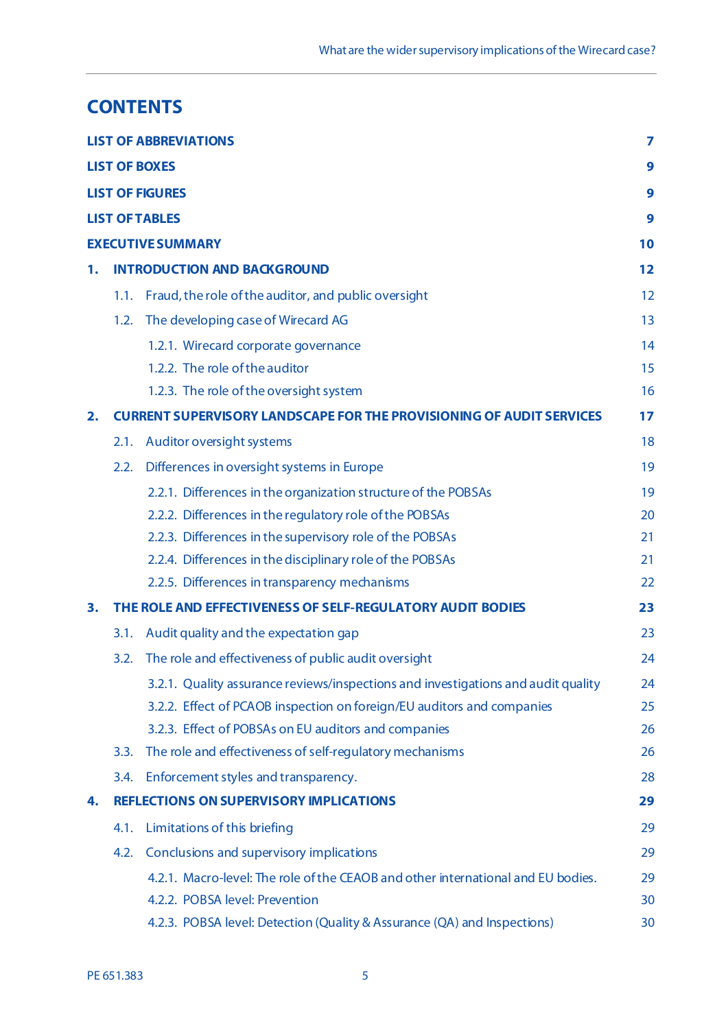# CONTENTS

| | |
|---|---|
| **LIST OF ABBREVIATIONS** | **7** |
| **LIST OF BOXES** | **9** |
| **LIST OF FIGURES** | **9** |
| **LIST OF TABLES** | **9** |
| **EXECUTIVE SUMMARY** | **10** |
| **1. INTRODUCTION AND BACKGROUND** | **12** |
| 1.1. Fraud, the role of the auditor, and public oversight | 12 |
| 1.2. The developing case of Wirecard AG | 13 |
| 1.2.1. Wirecard corporate governance | 14 |
| 1.2.2. The role of the auditor | 15 |
| 1.2.3. The role of the oversight system | 16 |
| **2. CURRENT SUPERVISORY LANDSCAPE FOR THE PROVISIONING OF AUDIT SERVICES** | **17** |
| 2.1. Auditor oversight systems | 18 |
| 2.2. Differences in oversight systems in Europe | 19 |
| 2.2.1. Differences in the organization structure of the POBSAs | 19 |
| 2.2.2. Differences in the regulatory role of the POBSAs | 20 |
| 2.2.3. Differences in the supervisory role of the POBSAs | 21 |
| 2.2.4. Differences in the disciplinary role of the POBSAs | 21 |
| 2.2.5. Differences in transparency mechanisms | 22 |
| **3. THE ROLE AND EFFECTIVENESS OF SELF-REGULATORY AUDIT BODIES** | **23** |
| 3.1. Audit quality and the expectation gap | 23 |
| 3.2. The role and effectiveness of public audit oversight | 24 |
| 3.2.1. Quality assurance reviews/inspections and investigations and audit quality | 24 |
| 3.2.2. Effect of PCAOB inspection on foreign/EU auditors and companies | 25 |
| 3.2.3. Effect of POBSAs on EU auditors and companies | 26 |
| 3.3. The role and effectiveness of self-regulatory mechanisms | 26 |
| 3.4. Enforcement styles and transparency. | 28 |
| **4. REFLECTIONS ON SUPERVISORY IMPLICATIONS** | **29** |
| 4.1. Limitations of this briefing | 29 |
| 4.2. Conclusions and supervisory implications | 29 |
| 4.2.1. Macro-level: The role of the CEAOB and other international and EU bodies. | 29 |
| 4.2.2. POBSA level: Prevention | 30 |
| 4.2.3. POBSA level: Detection (Quality & Assurance (QA) and Inspections) | 30 |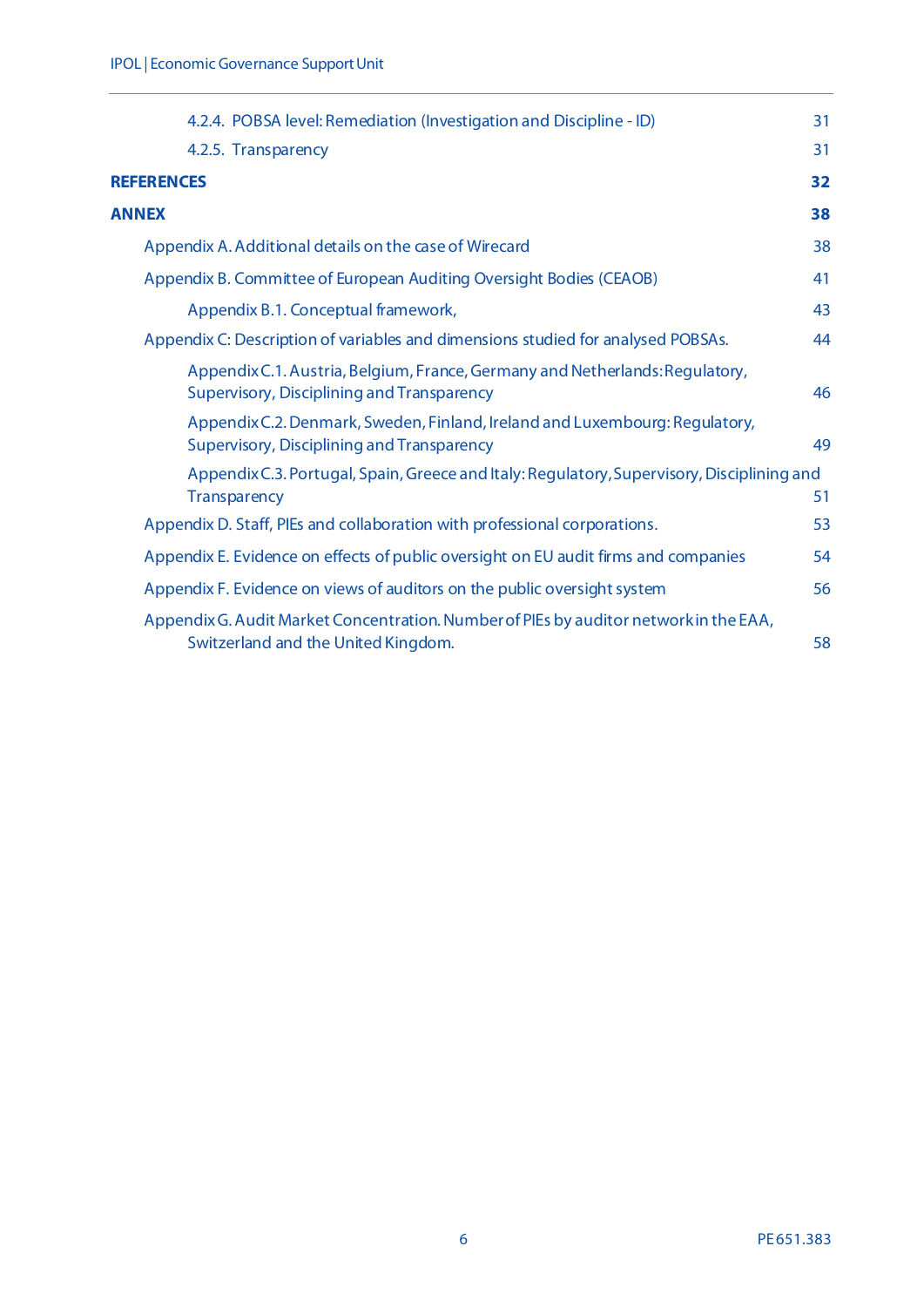4.2.4. POBSA level: Remediation (Investigation and Discipline - ID) 31

4.2.5. Transparency 31

**REFERENCES** **32**

**ANNEX** **38**

Appendix A. Additional details on the case of Wirecard 38

Appendix B. Committee of European Auditing Oversight Bodies (CEAOB) 41

Appendix B.1. Conceptual framework, 43

Appendix C: Description of variables and dimensions studied for analysed POBSAs. 44

Appendix C.1. Austria, Belgium, France, Germany and Netherlands: Regulatory, Supervisory, Disciplining and Transparency 46

Appendix C.2. Denmark, Sweden, Finland, Ireland and Luxembourg: Regulatory, Supervisory, Disciplining and Transparency 49

Appendix C.3. Portugal, Spain, Greece and Italy: Regulatory, Supervisory, Disciplining and Transparency 51

Appendix D. Staff, PIEs and collaboration with professional corporations. 53

Appendix E. Evidence on effects of public oversight on EU audit firms and companies 54

Appendix F. Evidence on views of auditors on the public oversight system 56

Appendix G. Audit Market Concentration. Number of PIEs by auditor network in the EAA, Switzerland and the United Kingdom. 58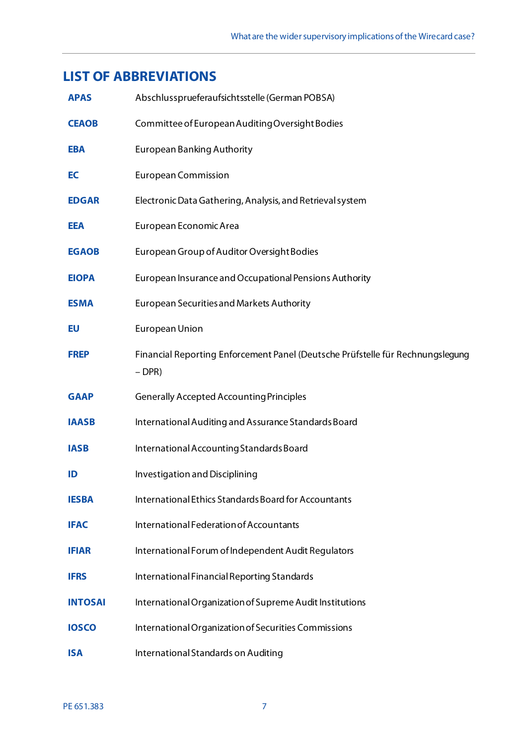## LIST OF ABBREVIATIONS

| | |
|---|---|
| **APAS** | Abschlussprueferaufsichtsstelle (German POBSA) |
| **CEAOB** | Committee of European Auditing Oversight Bodies |
| **EBA** | European Banking Authority |
| **EC** | European Commission |
| **EDGAR** | Electronic Data Gathering, Analysis, and Retrieval system |
| **EEA** | European Economic Area |
| **EGAOB** | European Group of Auditor Oversight Bodies |
| **EIOPA** | European Insurance and Occupational Pensions Authority |
| **ESMA** | European Securities and Markets Authority |
| **EU** | European Union |
| **FREP** | Financial Reporting Enforcement Panel (Deutsche Prüfstelle für Rechnungslegung – DPR) |
| **GAAP** | Generally Accepted Accounting Principles |
| **IAASB** | International Auditing and Assurance Standards Board |
| **IASB** | International Accounting Standards Board |
| **ID** | Investigation and Disciplining |
| **IESBA** | International Ethics Standards Board for Accountants |
| **IFAC** | International Federation of Accountants |
| **IFIAR** | International Forum of Independent Audit Regulators |
| **IFRS** | International Financial Reporting Standards |
| **INTOSAI** | International Organization of Supreme Audit Institutions |
| **IOSCO** | International Organization of Securities Commissions |
| **ISA** | International Standards on Auditing |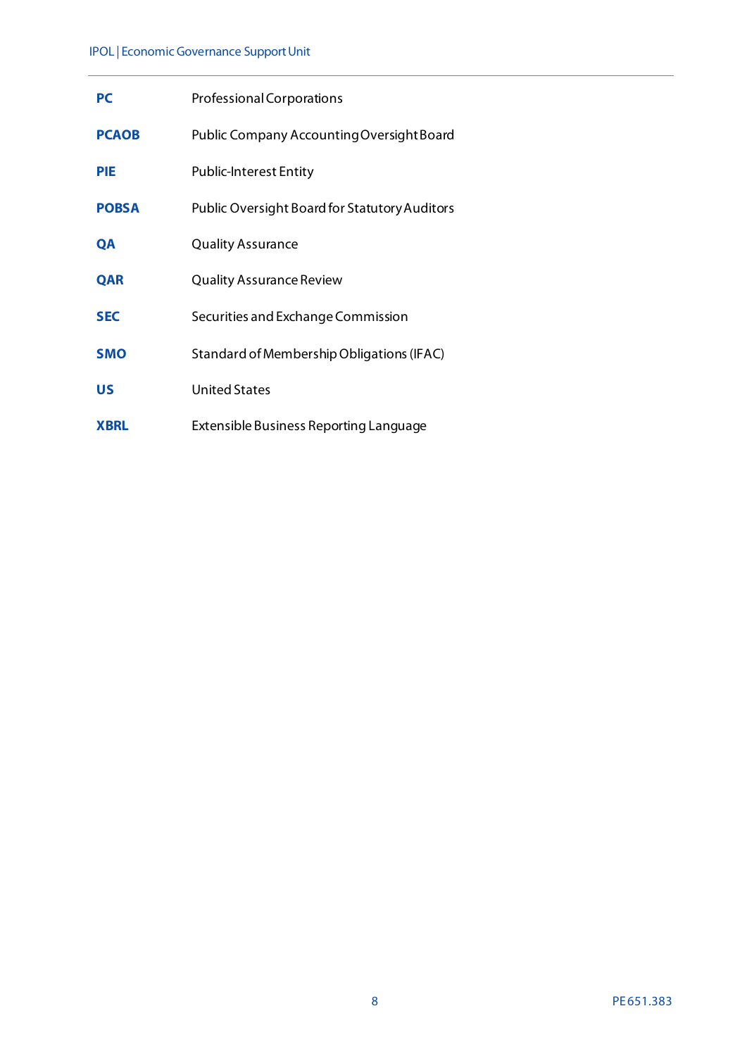| | |
|---|---|
| **PC** | Professional Corporations |
| **PCAOB** | Public Company Accounting Oversight Board |
| **PIE** | Public-Interest Entity |
| **POBSA** | Public Oversight Board for Statutory Auditors |
| **QA** | Quality Assurance |
| **QAR** | Quality Assurance Review |
| **SEC** | Securities and Exchange Commission |
| **SMO** | Standard of Membership Obligations (IFAC) |
| **US** | United States |
| **XBRL** | Extensible Business Reporting Language |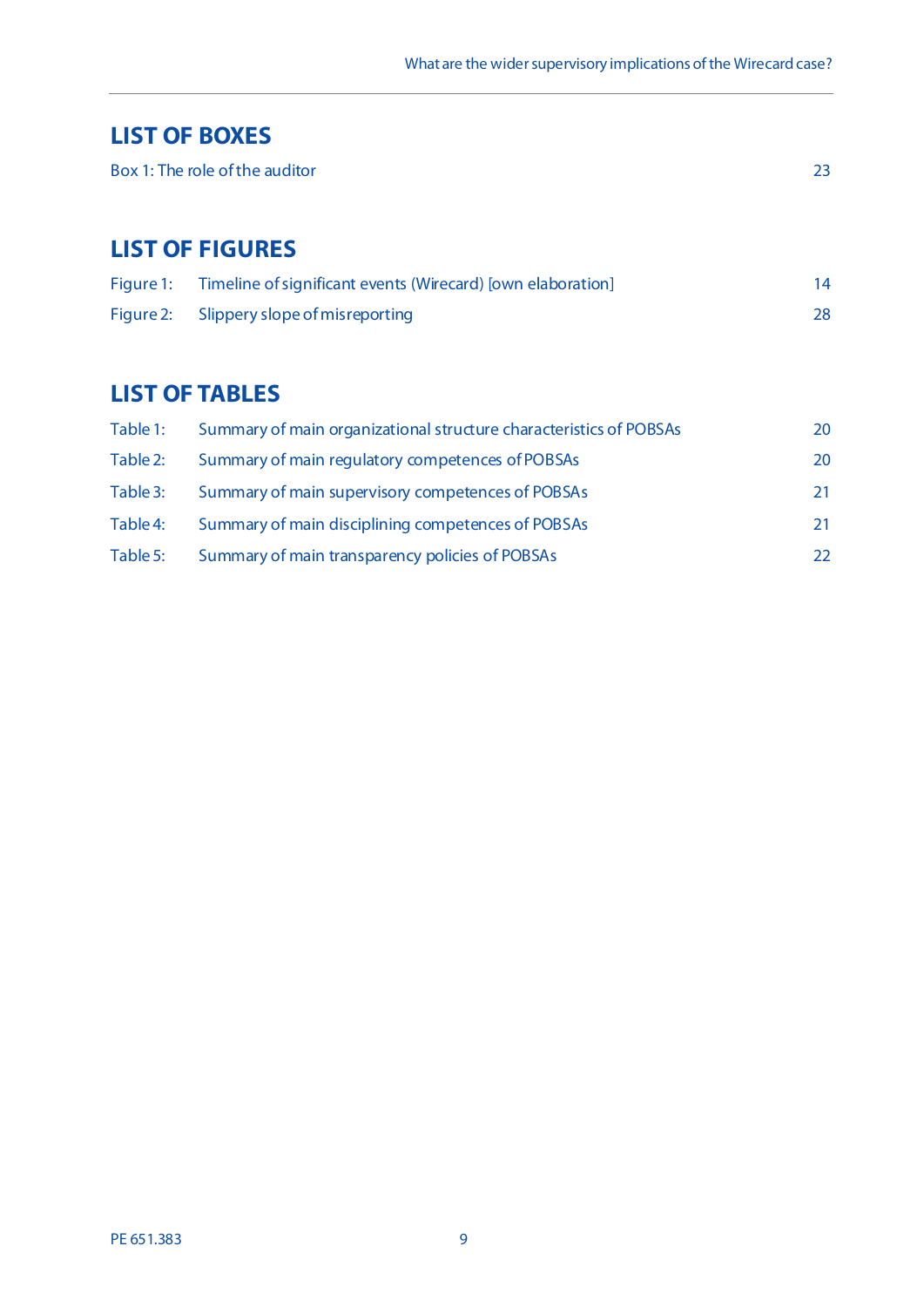## LIST OF BOXES

Box 1: The role of the auditor 23

## LIST OF FIGURES

Figure 1: Timeline of significant events (Wirecard) [own elaboration] 14

Figure 2: Slippery slope of misreporting 28

## LIST OF TABLES

Table 1: Summary of main organizational structure characteristics of POBSAs 20

Table 2: Summary of main regulatory competences of POBSAs 20

Table 3: Summary of main supervisory competences of POBSAs 21

Table 4: Summary of main disciplining competences of POBSAs 21

Table 5: Summary of main transparency policies of POBSAs 22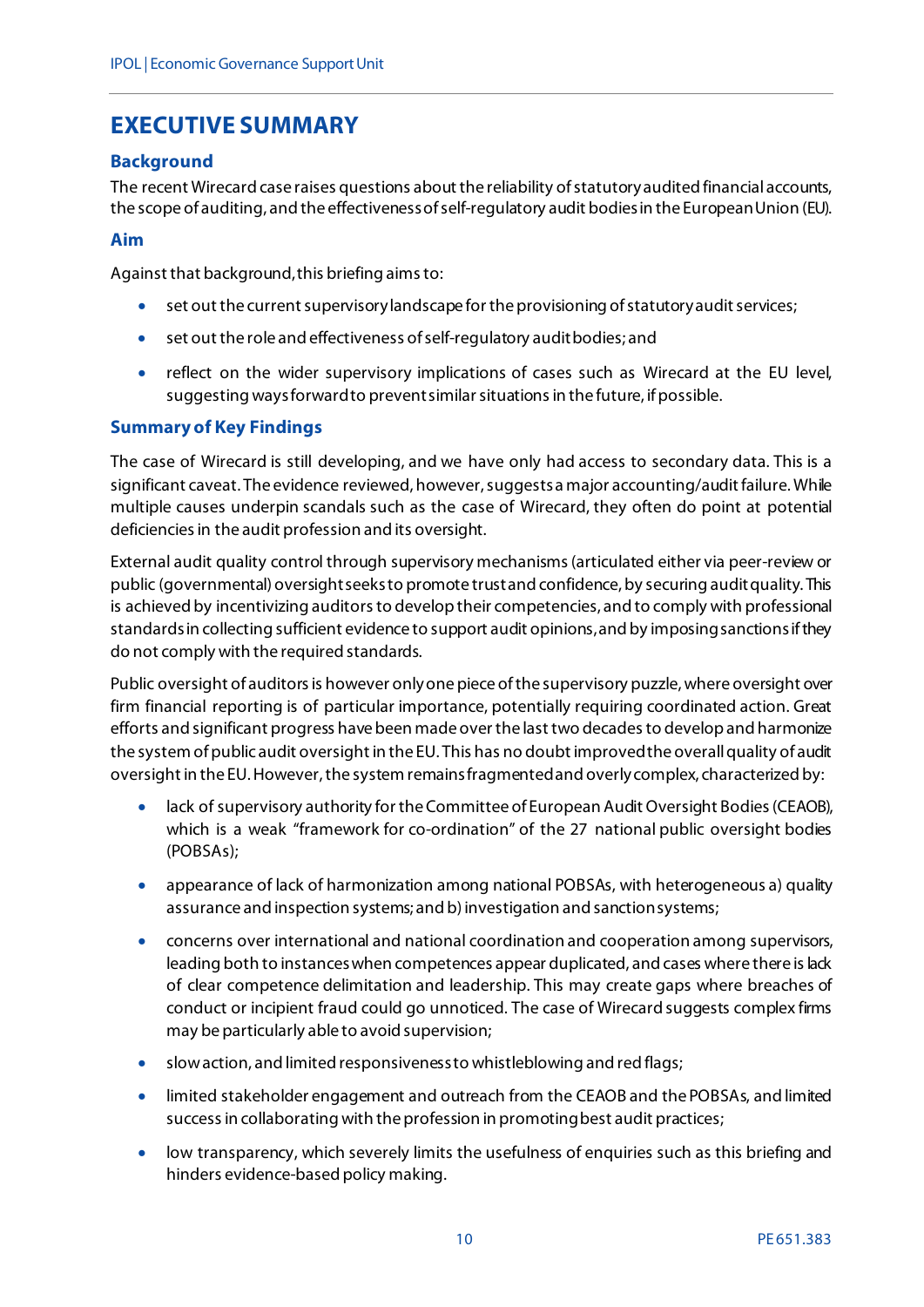# EXECUTIVE SUMMARY

## Background

The recent Wirecard case raises questions about the reliability of statutory audited financial accounts, the scope of auditing, and the effectiveness of self-regulatory audit bodies in the European Union (EU).

## Aim

Against that background, this briefing aims to:

- set out the current supervisory landscape for the provisioning of statutory audit services;
- set out the role and effectiveness of self-regulatory audit bodies; and
- reflect on the wider supervisory implications of cases such as Wirecard at the EU level, suggesting ways forward to prevent similar situations in the future, if possible.

## Summary of Key Findings

The case of Wirecard is still developing, and we have only had access to secondary data. This is a significant caveat. The evidence reviewed, however, suggests a major accounting/audit failure. While multiple causes underpin scandals such as the case of Wirecard, they often do point at potential deficiencies in the audit profession and its oversight.

External audit quality control through supervisory mechanisms (articulated either via peer-review or public (governmental) oversight seeks to promote trust and confidence, by securing audit quality. This is achieved by incentivizing auditors to develop their competencies, and to comply with professional standards in collecting sufficient evidence to support audit opinions, and by imposing sanctions if they do not comply with the required standards.

Public oversight of auditors is however only one piece of the supervisory puzzle, where oversight over firm financial reporting is of particular importance, potentially requiring coordinated action. Great efforts and significant progress have been made over the last two decades to develop and harmonize the system of public audit oversight in the EU. This has no doubt improved the overall quality of audit oversight in the EU. However, the system remains fragmented and overly complex, characterized by:

- lack of supervisory authority for the Committee of European Audit Oversight Bodies (CEAOB), which is a weak "framework for co-ordination" of the 27 national public oversight bodies (POBSAs);
- appearance of lack of harmonization among national POBSAs, with heterogeneous a) quality assurance and inspection systems; and b) investigation and sanction systems;
- concerns over international and national coordination and cooperation among supervisors, leading both to instances when competences appear duplicated, and cases where there is lack of clear competence delimitation and leadership. This may create gaps where breaches of conduct or incipient fraud could go unnoticed. The case of Wirecard suggests complex firms may be particularly able to avoid supervision;
- slow action, and limited responsiveness to whistleblowing and red flags;
- limited stakeholder engagement and outreach from the CEAOB and the POBSAs, and limited success in collaborating with the profession in promoting best audit practices;
- low transparency, which severely limits the usefulness of enquiries such as this briefing and hinders evidence-based policy making.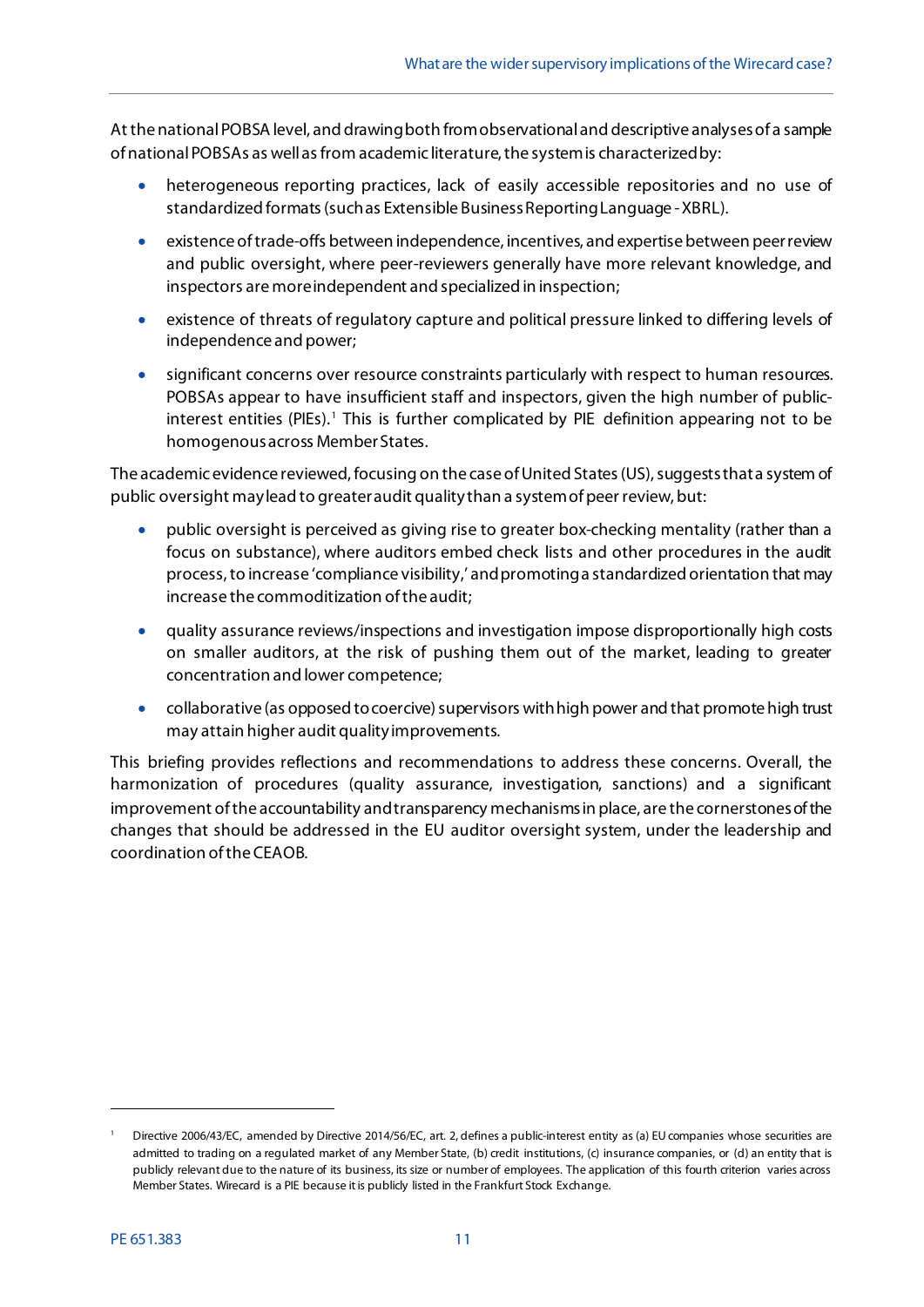At the national POBSA level, and drawing both from observational and descriptive analyses of a sample of national POBSAs as well as from academic literature, the system is characterized by:

- heterogeneous reporting practices, lack of easily accessible repositories and no use of standardized formats (such as Extensible Business Reporting Language - XBRL).
- existence of trade-offs between independence, incentives, and expertise between peer review and public oversight, where peer-reviewers generally have more relevant knowledge, and inspectors are more independent and specialized in inspection;
- existence of threats of regulatory capture and political pressure linked to differing levels of independence and power;
- significant concerns over resource constraints particularly with respect to human resources. POBSAs appear to have insufficient staff and inspectors, given the high number of public-interest entities (PIEs).[1] This is further complicated by PIE definition appearing not to be homogenous across Member States.

The academic evidence reviewed, focusing on the case of United States (US), suggests that a system of public oversight may lead to greater audit quality than a system of peer review, but:

- public oversight is perceived as giving rise to greater box-checking mentality (rather than a focus on substance), where auditors embed check lists and other procedures in the audit process, to increase 'compliance visibility,' and promoting a standardized orientation that may increase the commoditization of the audit;
- quality assurance reviews/inspections and investigation impose disproportionally high costs on smaller auditors, at the risk of pushing them out of the market, leading to greater concentration and lower competence;
- collaborative (as opposed to coercive) supervisors with high power and that promote high trust may attain higher audit quality improvements.

This briefing provides reflections and recommendations to address these concerns. Overall, the harmonization of procedures (quality assurance, investigation, sanctions) and a significant improvement of the accountability and transparency mechanisms in place, are the cornerstones of the changes that should be addressed in the EU auditor oversight system, under the leadership and coordination of the CEAOB.

---

[1] Directive 2006/43/EC, amended by Directive 2014/56/EC, art. 2, defines a public-interest entity as (a) EU companies whose securities are admitted to trading on a regulated market of any Member State, (b) credit institutions, (c) insurance companies, or (d) an entity that is publicly relevant due to the nature of its business, its size or number of employees. The application of this fourth criterion varies across Member States. Wirecard is a PIE because it is publicly listed in the Frankfurt Stock Exchange.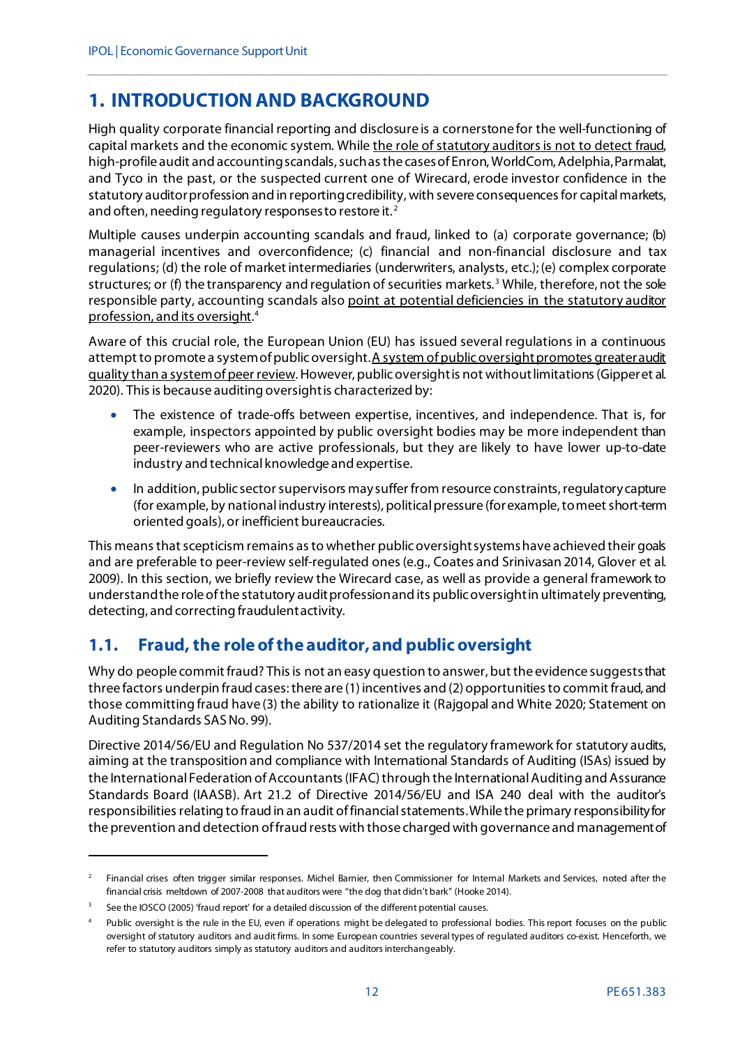# 1. INTRODUCTION AND BACKGROUND

High quality corporate financial reporting and disclosure is a cornerstone for the well-functioning of capital markets and the economic system. While <u>the role of statutory auditors is not to detect fraud</u>, high-profile audit and accounting scandals, such as the cases of Enron, WorldCom, Adelphia, Parmalat, and Tyco in the past, or the suspected current one of Wirecard, erode investor confidence in the statutory auditor profession and in reporting credibility, with severe consequences for capital markets, and often, needing regulatory responses to restore it.[2]

Multiple causes underpin accounting scandals and fraud, linked to (a) corporate governance; (b) managerial incentives and overconfidence; (c) financial and non-financial disclosure and tax regulations; (d) the role of market intermediaries (underwriters, analysts, etc.); (e) complex corporate structures; or (f) the transparency and regulation of securities markets.[3] While, therefore, not the sole responsible party, accounting scandals also <u>point at potential deficiencies in the statutory auditor profession, and its oversight</u>.[4]

Aware of this crucial role, the European Union (EU) has issued several regulations in a continuous attempt to promote a system of public oversight. <u>A system of public oversight promotes greater audit quality than a system of peer review</u>. However, public oversight is not without limitations (Gipper et al. 2020). This is because auditing oversight is characterized by:

- The existence of trade-offs between expertise, incentives, and independence. That is, for example, inspectors appointed by public oversight bodies may be more independent than peer-reviewers who are active professionals, but they are likely to have lower up-to-date industry and technical knowledge and expertise.
- In addition, public sector supervisors may suffer from resource constraints, regulatory capture (for example, by national industry interests), political pressure (for example, to meet short-term oriented goals), or inefficient bureaucracies.

This means that scepticism remains as to whether public oversight systems have achieved their goals and are preferable to peer-review self-regulated ones (e.g., Coates and Srinivasan 2014, Glover et al. 2009). In this section, we briefly review the Wirecard case, as well as provide a general framework to understand the role of the statutory audit profession and its public oversight in ultimately preventing, detecting, and correcting fraudulent activity.

## 1.1. Fraud, the role of the auditor, and public oversight

Why do people commit fraud? This is not an easy question to answer, but the evidence suggests that three factors underpin fraud cases: there are (1) incentives and (2) opportunities to commit fraud, and those committing fraud have (3) the ability to rationalize it (Rajgopal and White 2020; Statement on Auditing Standards SAS No. 99).

Directive 2014/56/EU and Regulation No 537/2014 set the regulatory framework for statutory audits, aiming at the transposition and compliance with International Standards of Auditing (ISAs) issued by the International Federation of Accountants (IFAC) through the International Auditing and Assurance Standards Board (IAASB). Art 21.2 of Directive 2014/56/EU and ISA 240 deal with the auditor's responsibilities relating to fraud in an audit of financial statements. While the primary responsibility for the prevention and detection of fraud rests with those charged with governance and management of

---

[2] Financial crises often trigger similar responses. Michel Barnier, then Commissioner for Internal Markets and Services, noted after the financial crisis meltdown of 2007-2008 that auditors were "the dog that didn't bark" (Hooke 2014).

[3] See the IOSCO (2005) 'fraud report' for a detailed discussion of the different potential causes.

[4] Public oversight is the rule in the EU, even if operations might be delegated to professional bodies. This report focuses on the public oversight of statutory auditors and audit firms. In some European countries several types of regulated auditors co-exist. Henceforth, we refer to statutory auditors simply as statutory auditors and auditors interchangeably.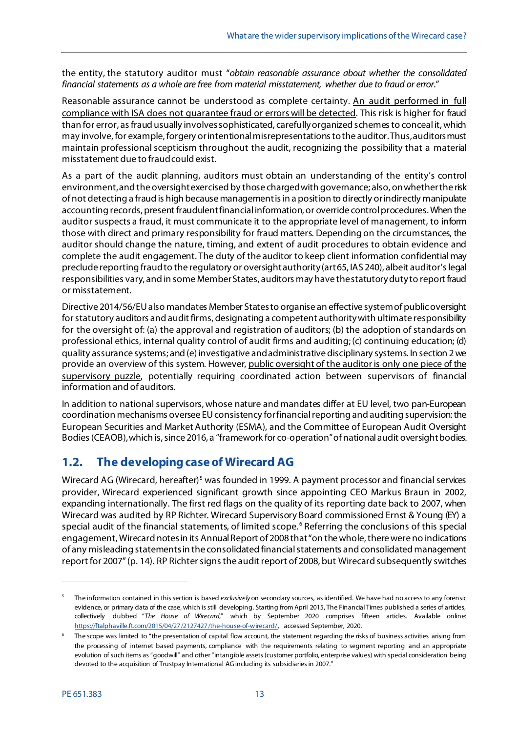the entity, the statutory auditor must "*obtain reasonable assurance about whether the consolidated financial statements as a whole are free from material misstatement, whether due to fraud or error.*"

Reasonable assurance cannot be understood as complete certainty. An audit performed in full compliance with ISA does not guarantee fraud or errors will be detected. This risk is higher for fraud than for error, as fraud usually involves sophisticated, carefully organized schemes to conceal it, which may involve, for example, forgery or intentional misrepresentations to the auditor. Thus, auditors must maintain professional scepticism throughout the audit, recognizing the possibility that a material misstatement due to fraud could exist.

As a part of the audit planning, auditors must obtain an understanding of the entity's control environment, and the oversight exercised by those charged with governance; also, on whether the risk of not detecting a fraud is high because management is in a position to directly or indirectly manipulate accounting records, present fraudulent financial information, or override control procedures. When the auditor suspects a fraud, it must communicate it to the appropriate level of management, to inform those with direct and primary responsibility for fraud matters. Depending on the circumstances, the auditor should change the nature, timing, and extent of audit procedures to obtain evidence and complete the audit engagement. The duty of the auditor to keep client information confidential may preclude reporting fraud to the regulatory or oversight authority (art 65, IAS 240), albeit auditor's legal responsibilities vary, and in some Member States, auditors may have the statutory duty to report fraud or misstatement.

Directive 2014/56/EU also mandates Member States to organise an effective system of public oversight for statutory auditors and audit firms, designating a competent authority with ultimate responsibility for the oversight of: (a) the approval and registration of auditors; (b) the adoption of standards on professional ethics, internal quality control of audit firms and auditing; (c) continuing education; (d) quality assurance systems; and (e) investigative and administrative disciplinary systems. In section 2 we provide an overview of this system. However, public oversight of the auditor is only one piece of the supervisory puzzle, potentially requiring coordinated action between supervisors of financial information and of auditors.

In addition to national supervisors, whose nature and mandates differ at EU level, two pan-European coordination mechanisms oversee EU consistency for financial reporting and auditing supervision: the European Securities and Market Authority (ESMA), and the Committee of European Audit Oversight Bodies (CEAOB), which is, since 2016, a "framework for co-operation" of national audit oversight bodies.

## 1.2. The developing case of Wirecard AG

Wirecard AG (Wirecard, hereafter)[5] was founded in 1999. A payment processor and financial services provider, Wirecard experienced significant growth since appointing CEO Markus Braun in 2002, expanding internationally. The first red flags on the quality of its reporting date back to 2007, when Wirecard was audited by RP Richter. Wirecard Supervisory Board commissioned Ernst & Young (EY) a special audit of the financial statements, of limited scope.[6] Referring the conclusions of this special engagement, Wirecard notes in its Annual Report of 2008 that "on the whole, there were no indications of any misleading statements in the consolidated financial statements and consolidated management report for 2007" (p. 14). RP Richter signs the audit report of 2008, but Wirecard subsequently switches

---

[5] The information contained in this section is based *exclusively* on secondary sources, as identified. We have had no access to any forensic evidence, or primary data of the case, which is still developing. Starting from April 2015, The Financial Times published a series of articles, collectively dubbed "*The House of Wirecard*," which by September 2020 comprises fifteen articles. Available online: https://ftalphaville.ft.com/2015/04/27/2127427/the-house-of-wirecard/, accessed September, 2020.

[6] The scope was limited to "the presentation of capital flow account, the statement regarding the risks of business activities arising from the processing of internet based payments, compliance with the requirements relating to segment reporting and an appropriate evolution of such items as "goodwill" and other "intangible assets (customer portfolio, enterprise values) with special consideration being devoted to the acquisition of Trustpay International AG including its subsidiaries in 2007."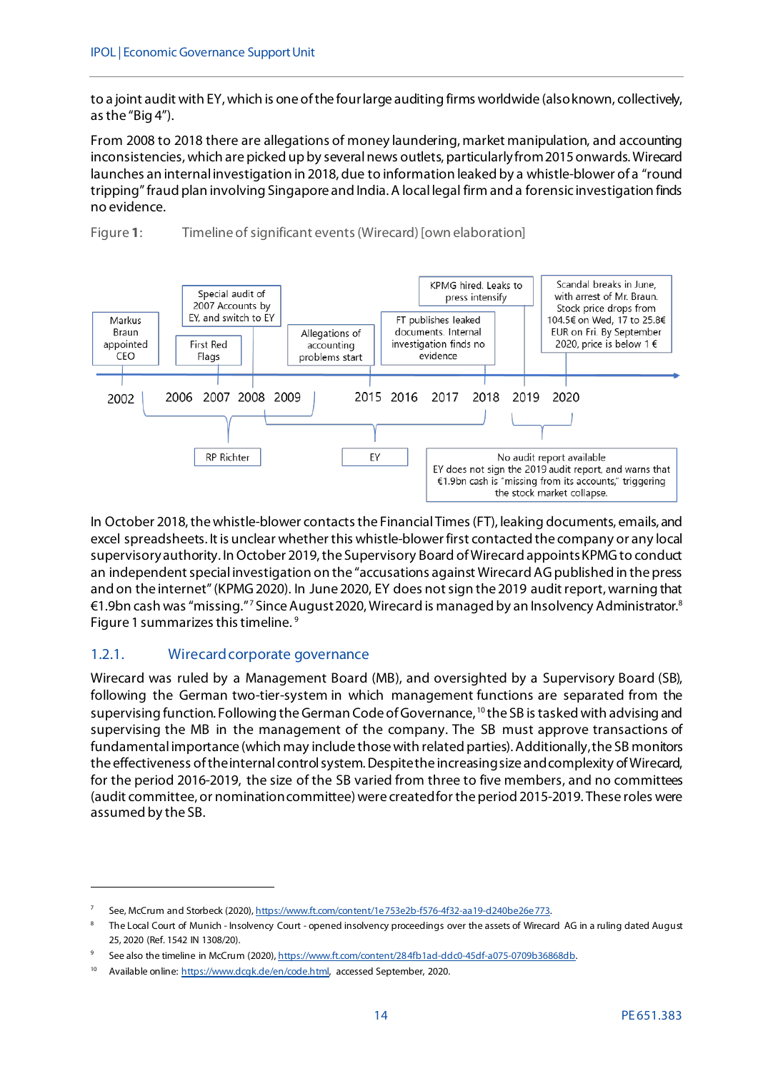to a joint audit with EY, which is one of the four large auditing firms worldwide (also known, collectively, as the "Big 4").

From 2008 to 2018 there are allegations of money laundering, market manipulation, and accounting inconsistencies, which are picked up by several news outlets, particularly from 2015 onwards. Wirecard launches an internal investigation in 2018, due to information leaked by a whistle-blower of a "round tripping" fraud plan involving Singapore and India. A local legal firm and a forensic investigation finds no evidence.

Figure **1**: Timeline of significant events (Wirecard) [own elaboration]

- 2002: Markus Braun appointed CEO
- 2006: First Red Flags
- 2007–2008: Special audit of 2007 Accounts by EY, and switch to EY
- 2009: Allegations of accounting problems start
- 2002–2009: RP Richter
- 2018: FT publishes leaked documents. Internal investigation finds no evidence
- 2009–2018: EY
- 2019: KPMG hired. Leaks to press intensify
- 2020: Scandal breaks in June, with arrest of Mr. Braun. Stock price drops from 104.5€ on Wed, 17 to 25.8€ EUR on Fri. By September 2020, price is below 1 €
- 2019–2020: No audit report available. EY does not sign the 2019 audit report, and warns that €1.9bn cash is "missing from its accounts," triggering the stock market collapse.

In October 2018, the whistle-blower contacts the Financial Times (FT), leaking documents, emails, and excel spreadsheets. It is unclear whether this whistle-blower first contacted the company or any local supervisory authority. In October 2019, the Supervisory Board of Wirecard appoints KPMG to conduct an independent special investigation on the "accusations against Wirecard AG published in the press and on the internet" (KPMG 2020). In June 2020, EY does not sign the 2019 audit report, warning that €1.9bn cash was "missing."[7] Since August 2020, Wirecard is managed by an Insolvency Administrator.[8] Figure 1 summarizes this timeline.[9]

### 1.2.1. Wirecard corporate governance

Wirecard was ruled by a Management Board (MB), and oversighted by a Supervisory Board (SB), following the German two-tier-system in which management functions are separated from the supervising function. Following the German Code of Governance,[10] the SB is tasked with advising and supervising the MB in the management of the company. The SB must approve transactions of fundamental importance (which may include those with related parties). Additionally, the SB monitors the effectiveness of the internal control system. Despite the increasing size and complexity of Wirecard, for the period 2016-2019, the size of the SB varied from three to five members, and no committees (audit committee, or nomination committee) were created for the period 2015-2019. These roles were assumed by the SB.

---

[7] See, McCrum and Storbeck (2020), https://www.ft.com/content/1e753e2b-f576-4f32-aa19-d240be26e773.

[8] The Local Court of Munich - Insolvency Court - opened insolvency proceedings over the assets of Wirecard AG in a ruling dated August 25, 2020 (Ref. 1542 IN 1308/20).

[9] See also the timeline in McCrum (2020), https://www.ft.com/content/284fb1ad-ddc0-45df-a075-0709b36868db.

[10] Available online: https://www.dcgk.de/en/code.html, accessed September, 2020.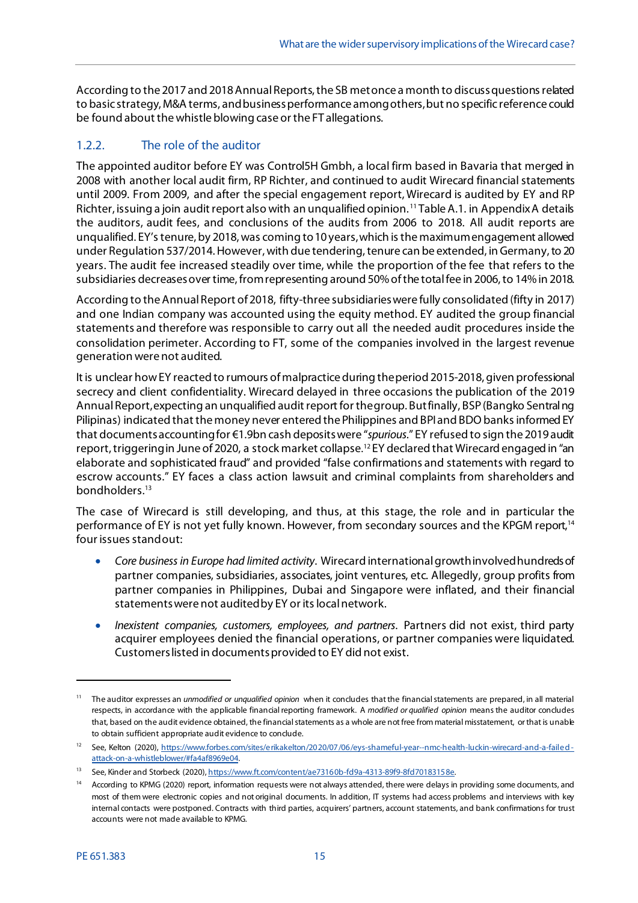According to the 2017 and 2018 Annual Reports, the SB met once a month to discuss questions related to basic strategy, M&A terms, and business performance among others, but no specific reference could be found about the whistle blowing case or the FT allegations.

### 1.2.2. The role of the auditor

The appointed auditor before EY was Control5H Gmbh, a local firm based in Bavaria that merged in 2008 with another local audit firm, RP Richter, and continued to audit Wirecard financial statements until 2009. From 2009, and after the special engagement report, Wirecard is audited by EY and RP Richter, issuing a join audit report also with an unqualified opinion.[11] Table A.1. in Appendix A details the auditors, audit fees, and conclusions of the audits from 2006 to 2018. All audit reports are unqualified. EY's tenure, by 2018, was coming to 10 years, which is the maximum engagement allowed under Regulation 537/2014. However, with due tendering, tenure can be extended, in Germany, to 20 years. The audit fee increased steadily over time, while the proportion of the fee that refers to the subsidiaries decreases over time, from representing around 50% of the total fee in 2006, to 14% in 2018.

According to the Annual Report of 2018, fifty-three subsidiaries were fully consolidated (fifty in 2017) and one Indian company was accounted using the equity method. EY audited the group financial statements and therefore was responsible to carry out all the needed audit procedures inside the consolidation perimeter. According to FT, some of the companies involved in the largest revenue generation were not audited.

It is unclear how EY reacted to rumours of malpractice during the period 2015-2018, given professional secrecy and client confidentiality. Wirecard delayed in three occasions the publication of the 2019 Annual Report, expecting an unqualified audit report for the group. But finally, BSP (Bangko Sentral ng Pilipinas) indicated that the money never entered the Philippines and BPI and BDO banks informed EY that documents accounting for €1.9bn cash deposits were "*spurious*." EY refused to sign the 2019 audit report, triggering in June of 2020, a stock market collapse.[12] EY declared that Wirecard engaged in "an elaborate and sophisticated fraud" and provided "false confirmations and statements with regard to escrow accounts." EY faces a class action lawsuit and criminal complaints from shareholders and bondholders.[13]

The case of Wirecard is still developing, and thus, at this stage, the role and in particular the performance of EY is not yet fully known. However, from secondary sources and the KPGM report,[14] four issues stand out:

- *Core business in Europe had limited activity.* Wirecard international growth involved hundreds of partner companies, subsidiaries, associates, joint ventures, etc. Allegedly, group profits from partner companies in Philippines, Dubai and Singapore were inflated, and their financial statements were not audited by EY or its local network.
- *Inexistent companies, customers, employees, and partners.* Partners did not exist, third party acquirer employees denied the financial operations, or partner companies were liquidated. Customers listed in documents provided to EY did not exist.

---

[11] The auditor expresses an *unmodified or unqualified opinion* when it concludes that the financial statements are prepared, in all material respects, in accordance with the applicable financial reporting framework. A *modified or qualified opinion* means the auditor concludes that, based on the audit evidence obtained, the financial statements as a whole are not free from material misstatement, or that is unable to obtain sufficient appropriate audit evidence to conclude.

[12] See, Kelton (2020), https://www.forbes.com/sites/erikakelton/2020/07/06/eys-shameful-year--nmc-health-luckin-wirecard-and-a-failed-attack-on-a-whistleblower/#fa4af8969e04.

[13] See, Kinder and Storbeck (2020), https://www.ft.com/content/ae73160b-fd9a-4313-89f9-8fd701831 58e.

[14] According to KPMG (2020) report, information requests were not always attended, there were delays in providing some documents, and most of them were electronic copies and not original documents. In addition, IT systems had access problems and interviews with key internal contacts were postponed. Contracts with third parties, acquirers' partners, account statements, and bank confirmations for trust accounts were not made available to KPMG.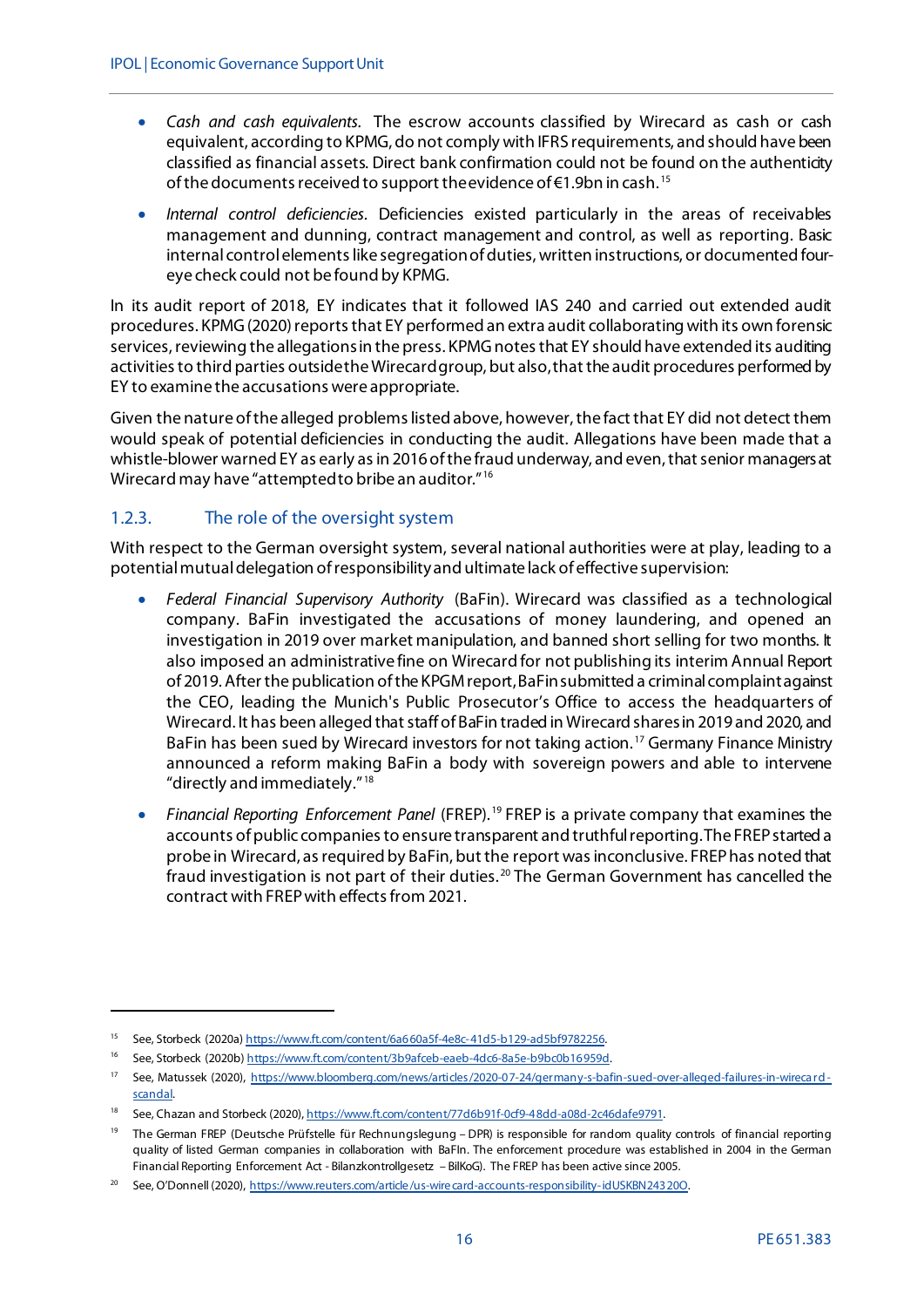- *Cash and cash equivalents.* The escrow accounts classified by Wirecard as cash or cash equivalent, according to KPMG, do not comply with IFRS requirements, and should have been classified as financial assets. Direct bank confirmation could not be found on the authenticity of the documents received to support the evidence of €1.9bn in cash.[15]

- *Internal control deficiencies.* Deficiencies existed particularly in the areas of receivables management and dunning, contract management and control, as well as reporting. Basic internal control elements like segregation of duties, written instructions, or documented four-eye check could not be found by KPMG.

In its audit report of 2018, EY indicates that it followed IAS 240 and carried out extended audit procedures. KPMG (2020) reports that EY performed an extra audit collaborating with its own forensic services, reviewing the allegations in the press. KPMG notes that EY should have extended its auditing activities to third parties outside the Wirecard group, but also, that the audit procedures performed by EY to examine the accusations were appropriate.

Given the nature of the alleged problems listed above, however, the fact that EY did not detect them would speak of potential deficiencies in conducting the audit. Allegations have been made that a whistle-blower warned EY as early as in 2016 of the fraud underway, and even, that senior managers at Wirecard may have "attempted to bribe an auditor."[16]

### 1.2.3. The role of the oversight system

With respect to the German oversight system, several national authorities were at play, leading to a potential mutual delegation of responsibility and ultimate lack of effective supervision:

- *Federal Financial Supervisory Authority* (BaFin). Wirecard was classified as a technological company. BaFin investigated the accusations of money laundering, and opened an investigation in 2019 over market manipulation, and banned short selling for two months. It also imposed an administrative fine on Wirecard for not publishing its interim Annual Report of 2019. After the publication of the KPGM report, BaFin submitted a criminal complaint against the CEO, leading the Munich's Public Prosecutor's Office to access the headquarters of Wirecard. It has been alleged that staff of BaFin traded in Wirecard shares in 2019 and 2020, and BaFin has been sued by Wirecard investors for not taking action.[17] Germany Finance Ministry announced a reform making BaFin a body with sovereign powers and able to intervene "directly and immediately."[18]

- *Financial Reporting Enforcement Panel* (FREP).[19] FREP is a private company that examines the accounts of public companies to ensure transparent and truthful reporting. The FREP started a probe in Wirecard, as required by BaFin, but the report was inconclusive. FREP has noted that fraud investigation is not part of their duties.[20] The German Government has cancelled the contract with FREP with effects from 2021.

---

[15] See, Storbeck (2020a) https://www.ft.com/content/6a660a5f-4e8c-41d5-b129-ad5bf9782256.

[16] See, Storbeck (2020b) https://www.ft.com/content/3b9afceb-eaeb-4dc6-8a5e-b9bc0b16959d.

[17] See, Matussek (2020), https://www.bloomberg.com/news/articles/2020-07-24/germany-s-bafin-sued-over-alleged-failures-in-wirecard-scandal.

[18] See, Chazan and Storbeck (2020), https://www.ft.com/content/77d6b91f-0cf9-48dd-a08d-2c46dafe9791.

[19] The German FREP (Deutsche Prüfstelle für Rechnungslegung – DPR) is responsible for random quality controls of financial reporting quality of listed German companies in collaboration with BaFIn. The enforcement procedure was established in 2004 in the German Financial Reporting Enforcement Act - Bilanzkontrollgesetz – BilKoG). The FREP has been active since 2005.

[20] See, O'Donnell (2020), https://www.reuters.com/article/us-wirecard-accounts-responsibility-idUSKBN24320O.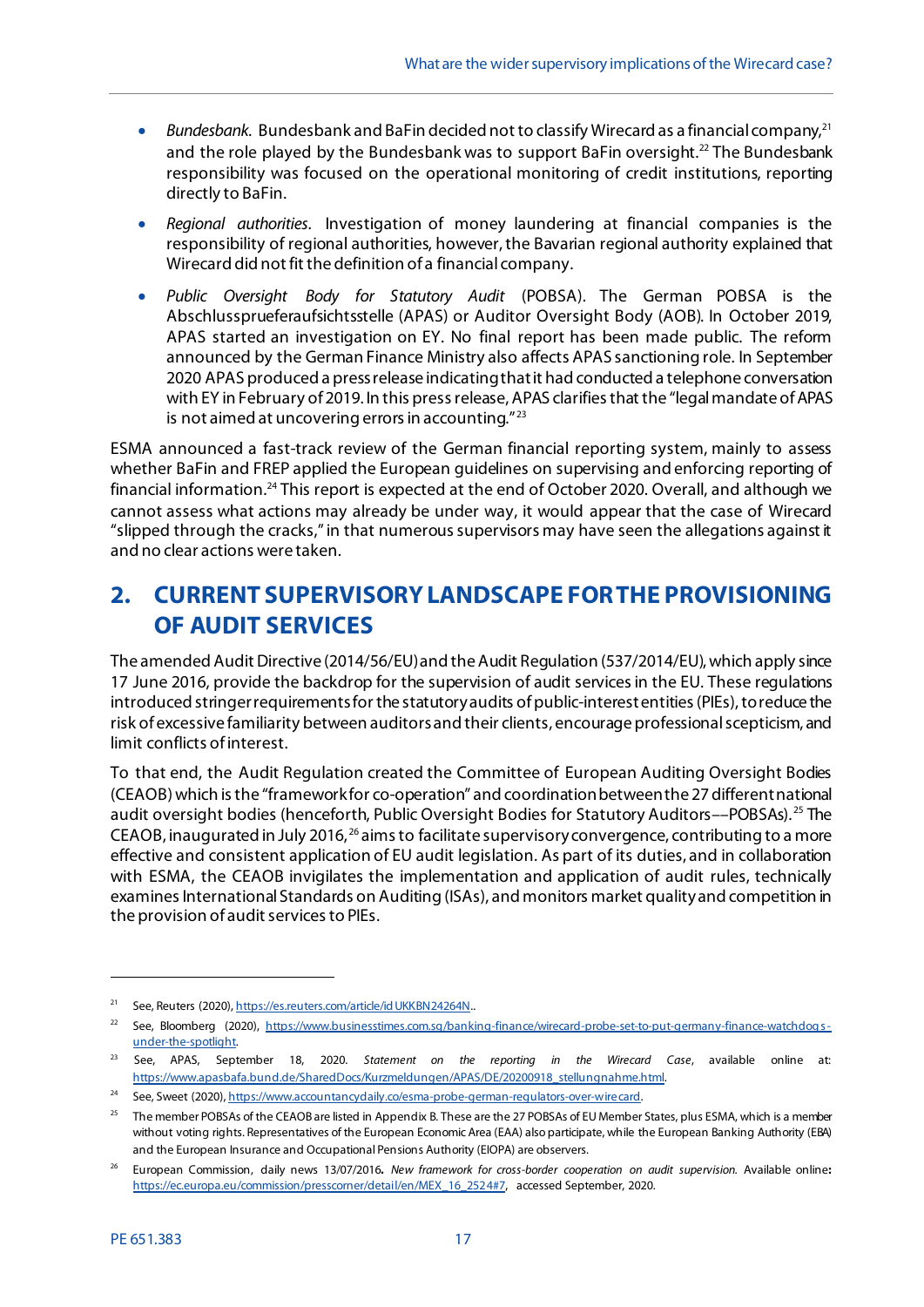- *Bundesbank*. Bundesbank and BaFin decided not to classify Wirecard as a financial company,[21] and the role played by the Bundesbank was to support BaFin oversight.[22] The Bundesbank responsibility was focused on the operational monitoring of credit institutions, reporting directly to BaFin.
- *Regional authorities*. Investigation of money laundering at financial companies is the responsibility of regional authorities, however, the Bavarian regional authority explained that Wirecard did not fit the definition of a financial company.
- *Public Oversight Body for Statutory Audit* (POBSA). The German POBSA is the Abschlussprueferaufsichtsstelle (APAS) or Auditor Oversight Body (AOB). In October 2019, APAS started an investigation on EY. No final report has been made public. The reform announced by the German Finance Ministry also affects APAS sanctioning role. In September 2020 APAS produced a press release indicating that it had conducted a telephone conversation with EY in February of 2019. In this press release, APAS clarifies that the "legal mandate of APAS is not aimed at uncovering errors in accounting."[23]

ESMA announced a fast-track review of the German financial reporting system, mainly to assess whether BaFin and FREP applied the European guidelines on supervising and enforcing reporting of financial information.[24] This report is expected at the end of October 2020. Overall, and although we cannot assess what actions may already be under way, it would appear that the case of Wirecard "slipped through the cracks," in that numerous supervisors may have seen the allegations against it and no clear actions were taken.

## 2. CURRENT SUPERVISORY LANDSCAPE FOR THE PROVISIONING OF AUDIT SERVICES

The amended Audit Directive (2014/56/EU) and the Audit Regulation (537/2014/EU), which apply since 17 June 2016, provide the backdrop for the supervision of audit services in the EU. These regulations introduced stringer requirements for the statutory audits of public-interest entities (PIEs), to reduce the risk of excessive familiarity between auditors and their clients, encourage professional scepticism, and limit conflicts of interest.

To that end, the Audit Regulation created the Committee of European Auditing Oversight Bodies (CEAOB) which is the "framework for co-operation" and coordination between the 27 different national audit oversight bodies (henceforth, Public Oversight Bodies for Statutory Auditors––POBSAs).[25] The CEAOB, inaugurated in July 2016,[26] aims to facilitate supervisory convergence, contributing to a more effective and consistent application of EU audit legislation. As part of its duties, and in collaboration with ESMA, the CEAOB invigilates the implementation and application of audit rules, technically examines International Standards on Auditing (ISAs), and monitors market quality and competition in the provision of audit services to PIEs.

---

[21] See, Reuters (2020), https://es.reuters.com/article/idUKKBN24264N..

[22] See, Bloomberg (2020), https://www.businesstimes.com.sg/banking-finance/wirecard-probe-set-to-put-germany-finance-watchdogs-under-the-spotlight.

[23] See, APAS, September 18, 2020. *Statement on the reporting in the Wirecard Case*, available online at: https://www.apasbafa.bund.de/SharedDocs/Kurzmeldungen/APAS/DE/20200918_stellungnahme.html.

[24] See, Sweet (2020), https://www.accountancydaily.co/esma-probe-german-regulators-over-wirecard.

[25] The member POBSAs of the CEAOB are listed in Appendix B. These are the 27 POBSAs of EU Member States, plus ESMA, which is a member without voting rights. Representatives of the European Economic Area (EAA) also participate, while the European Banking Authority (EBA) and the European Insurance and Occupational Pensions Authority (EIOPA) are observers.

[26] European Commission, daily news 13/07/2016**.** *New framework for cross-border cooperation on audit supervision.* Available online**:** https://ec.europa.eu/commission/presscorner/detail/en/MEX_16_2524#7, accessed September, 2020.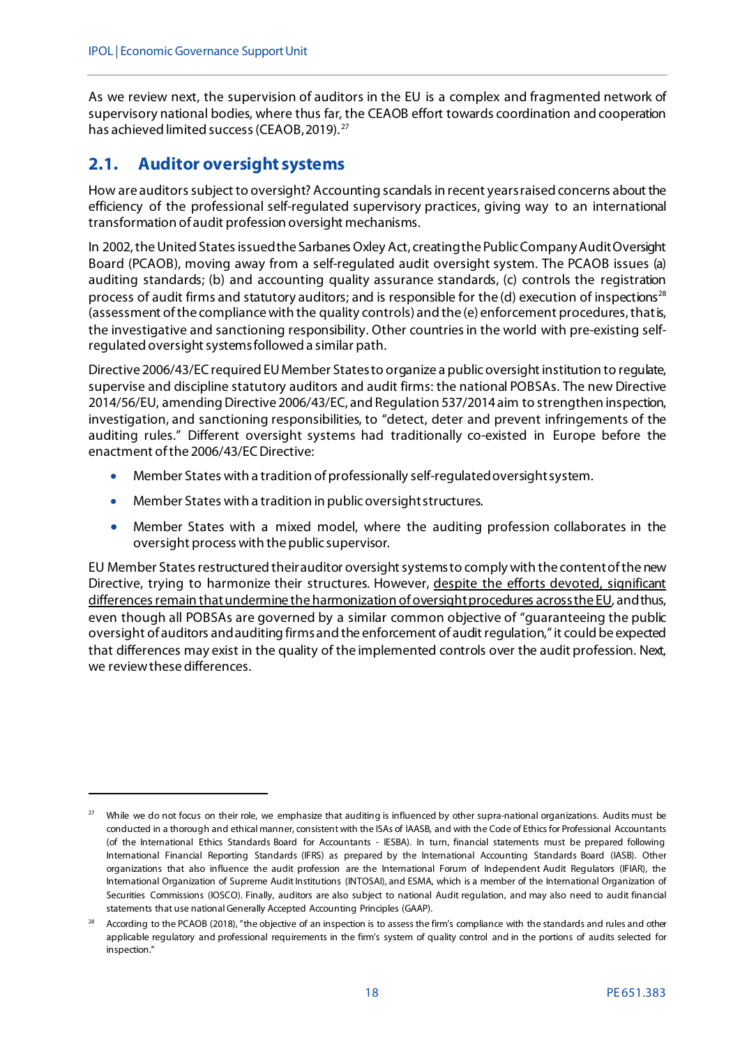As we review next, the supervision of auditors in the EU is a complex and fragmented network of supervisory national bodies, where thus far, the CEAOB effort towards coordination and cooperation has achieved limited success (CEAOB, 2019).[27]

## 2.1. Auditor oversight systems

How are auditors subject to oversight? Accounting scandals in recent years raised concerns about the efficiency of the professional self-regulated supervisory practices, giving way to an international transformation of audit profession oversight mechanisms.

In 2002, the United States issued the Sarbanes Oxley Act, creating the Public Company Audit Oversight Board (PCAOB), moving away from a self-regulated audit oversight system. The PCAOB issues (a) auditing standards; (b) and accounting quality assurance standards, (c) controls the registration process of audit firms and statutory auditors; and is responsible for the (d) execution of inspections[28] (assessment of the compliance with the quality controls) and the (e) enforcement procedures, that is, the investigative and sanctioning responsibility. Other countries in the world with pre-existing self-regulated oversight systems followed a similar path.

Directive 2006/43/EC required EU Member States to organize a public oversight institution to regulate, supervise and discipline statutory auditors and audit firms: the national POBSAs. The new Directive 2014/56/EU, amending Directive 2006/43/EC, and Regulation 537/2014 aim to strengthen inspection, investigation, and sanctioning responsibilities, to "detect, deter and prevent infringements of the auditing rules." Different oversight systems had traditionally co-existed in Europe before the enactment of the 2006/43/EC Directive:

- Member States with a tradition of professionally self-regulated oversight system.
- Member States with a tradition in public oversight structures.
- Member States with a mixed model, where the auditing profession collaborates in the oversight process with the public supervisor.

EU Member States restructured their auditor oversight systems to comply with the content of the new Directive, trying to harmonize their structures. However, <u>despite the efforts devoted, significant differences remain that undermine the harmonization of oversight procedures across the EU</u>, and thus, even though all POBSAs are governed by a similar common objective of "guaranteeing the public oversight of auditors and auditing firms and the enforcement of audit regulation," it could be expected that differences may exist in the quality of the implemented controls over the audit profession. Next, we review these differences.

---

[27] While we do not focus on their role, we emphasize that auditing is influenced by other supra-national organizations. Audits must be conducted in a thorough and ethical manner, consistent with the ISAs of IAASB, and with the Code of Ethics for Professional Accountants (of the International Ethics Standards Board for Accountants - IESBA). In turn, financial statements must be prepared following International Financial Reporting Standards (IFRS) as prepared by the International Accounting Standards Board (IASB). Other organizations that also influence the audit profession are the International Forum of Independent Audit Regulators (IFIAR), the International Organization of Supreme Audit Institutions (INTOSAI), and ESMA, which is a member of the International Organization of Securities Commissions (IOSCO). Finally, auditors are also subject to national Audit regulation, and may also need to audit financial statements that use national Generally Accepted Accounting Principles (GAAP).

[28] According to the PCAOB (2018), "the objective of an inspection is to assess the firm's compliance with the standards and rules and other applicable regulatory and professional requirements in the firm's system of quality control and in the portions of audits selected for inspection."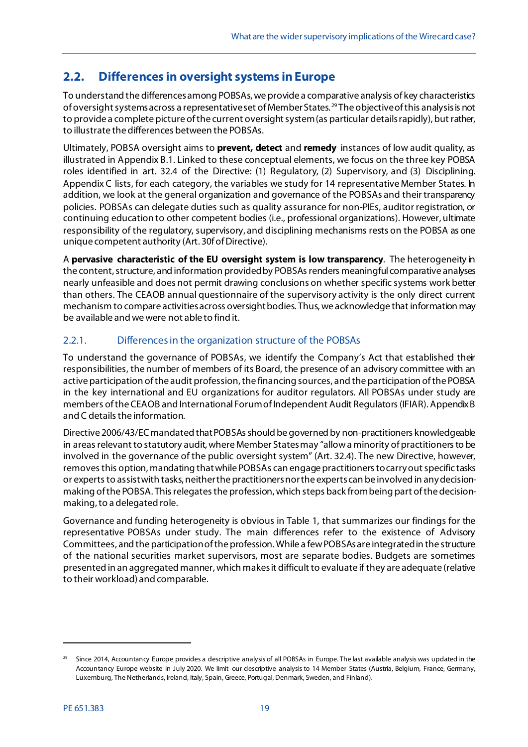## 2.2. Differences in oversight systems in Europe

To understand the differences among POBSAs, we provide a comparative analysis of key characteristics of oversight systems across a representative set of Member States.[29] The objective of this analysis is not to provide a complete picture of the current oversight system (as particular details rapidly), but rather, to illustrate the differences between the POBSAs.

Ultimately, POBSA oversight aims to **prevent, detect** and **remedy** instances of low audit quality, as illustrated in Appendix B.1. Linked to these conceptual elements, we focus on the three key POBSA roles identified in art. 32.4 of the Directive: (1) Regulatory, (2) Supervisory, and (3) Disciplining. Appendix C lists, for each category, the variables we study for 14 representative Member States. In addition, we look at the general organization and governance of the POBSAs and their transparency policies. POBSAs can delegate duties such as quality assurance for non-PIEs, auditor registration, or continuing education to other competent bodies (i.e., professional organizations). However, ultimate responsibility of the regulatory, supervisory, and disciplining mechanisms rests on the POBSA as one unique competent authority (Art. 30f of Directive).

A **pervasive characteristic of the EU oversight system is low transparency**. The heterogeneity in the content, structure, and information provided by POBSAs renders meaningful comparative analyses nearly unfeasible and does not permit drawing conclusions on whether specific systems work better than others. The CEAOB annual questionnaire of the supervisory activity is the only direct current mechanism to compare activities across oversight bodies. Thus, we acknowledge that information may be available and we were not able to find it.

### 2.2.1. Differences in the organization structure of the POBSAs

To understand the governance of POBSAs, we identify the Company's Act that established their responsibilities, the number of members of its Board, the presence of an advisory committee with an active participation of the audit profession, the financing sources, and the participation of the POBSA in the key international and EU organizations for auditor regulators. All POBSAs under study are members of the CEAOB and International Forum of Independent Audit Regulators (IFIAR). Appendix B and C details the information.

Directive 2006/43/EC mandated that POBSAs should be governed by non-practitioners knowledgeable in areas relevant to statutory audit, where Member States may "allow a minority of practitioners to be involved in the governance of the public oversight system" (Art. 32.4). The new Directive, however, removes this option, mandating that while POBSAs can engage practitioners to carry out specific tasks or experts to assist with tasks, neither the practitioners nor the experts can be involved in any decision-making of the POBSA. This relegates the profession, which steps back from being part of the decision-making, to a delegated role.

Governance and funding heterogeneity is obvious in Table 1, that summarizes our findings for the representative POBSAs under study. The main differences refer to the existence of Advisory Committees, and the participation of the profession. While a few POBSAs are integrated in the structure of the national securities market supervisors, most are separate bodies. Budgets are sometimes presented in an aggregated manner, which makes it difficult to evaluate if they are adequate (relative to their workload) and comparable.

---

[29] Since 2014, Accountancy Europe provides a descriptive analysis of all POBSAs in Europe. The last available analysis was updated in the Accountancy Europe website in July 2020. We limit our descriptive analysis to 14 Member States (Austria, Belgium, France, Germany, Luxemburg, The Netherlands, Ireland, Italy, Spain, Greece, Portugal, Denmark, Sweden, and Finland).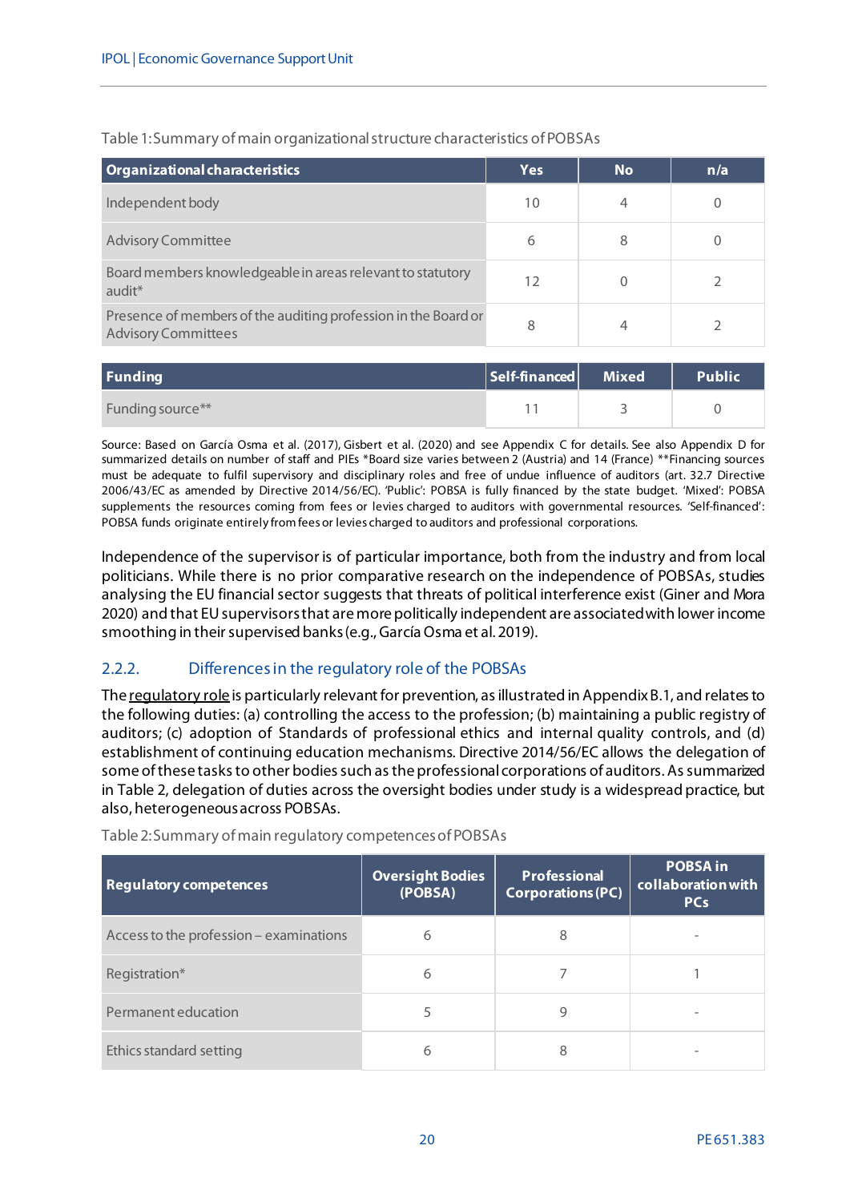Table 1: Summary of main organizational structure characteristics of POBSAs

| Organizational characteristics | Yes | No | n/a |
|---|---|---|---|
| Independent body | 10 | 4 | 0 |
| Advisory Committee | 6 | 8 | 0 |
| Board members knowledgeable in areas relevant to statutory audit* | 12 | 0 | 2 |
| Presence of members of the auditing profession in the Board or Advisory Committees | 8 | 4 | 2 |
| **Funding** | **Self-financed** | **Mixed** | **Public** |
| Funding source** | 11 | 3 | 0 |

Source: Based on García Osma et al. (2017), Gisbert et al. (2020) and see Appendix C for details. See also Appendix D for summarized details on number of staff and PIEs *Board size varies between 2 (Austria) and 14 (France) **Financing sources must be adequate to fulfil supervisory and disciplinary roles and free of undue influence of auditors (art. 32.7 Directive 2006/43/EC as amended by Directive 2014/56/EC). 'Public': POBSA is fully financed by the state budget. 'Mixed': POBSA supplements the resources coming from fees or levies charged to auditors with governmental resources. 'Self-financed': POBSA funds originate entirely from fees or levies charged to auditors and professional corporations.

Independence of the supervisor is of particular importance, both from the industry and from local politicians. While there is no prior comparative research on the independence of POBSAs, studies analysing the EU financial sector suggests that threats of political interference exist (Giner and Mora 2020) and that EU supervisors that are more politically independent are associated with lower income smoothing in their supervised banks (e.g., García Osma et al. 2019).

### 2.2.2. Differences in the regulatory role of the POBSAs

The regulatory role is particularly relevant for prevention, as illustrated in Appendix B.1, and relates to the following duties: (a) controlling the access to the profession; (b) maintaining a public registry of auditors; (c) adoption of Standards of professional ethics and internal quality controls, and (d) establishment of continuing education mechanisms. Directive 2014/56/EC allows the delegation of some of these tasks to other bodies such as the professional corporations of auditors. As summarized in Table 2, delegation of duties across the oversight bodies under study is a widespread practice, but also, heterogeneous across POBSAs.

Table 2: Summary of main regulatory competences of POBSAs

| Regulatory competences | Oversight Bodies (POBSA) | Professional Corporations (PC) | POBSA in collaboration with PCs |
|---|---|---|---|
| Access to the profession – examinations | 6 | 8 | - |
| Registration* | 6 | 7 | 1 |
| Permanent education | 5 | 9 | - |
| Ethics standard setting | 6 | 8 | - |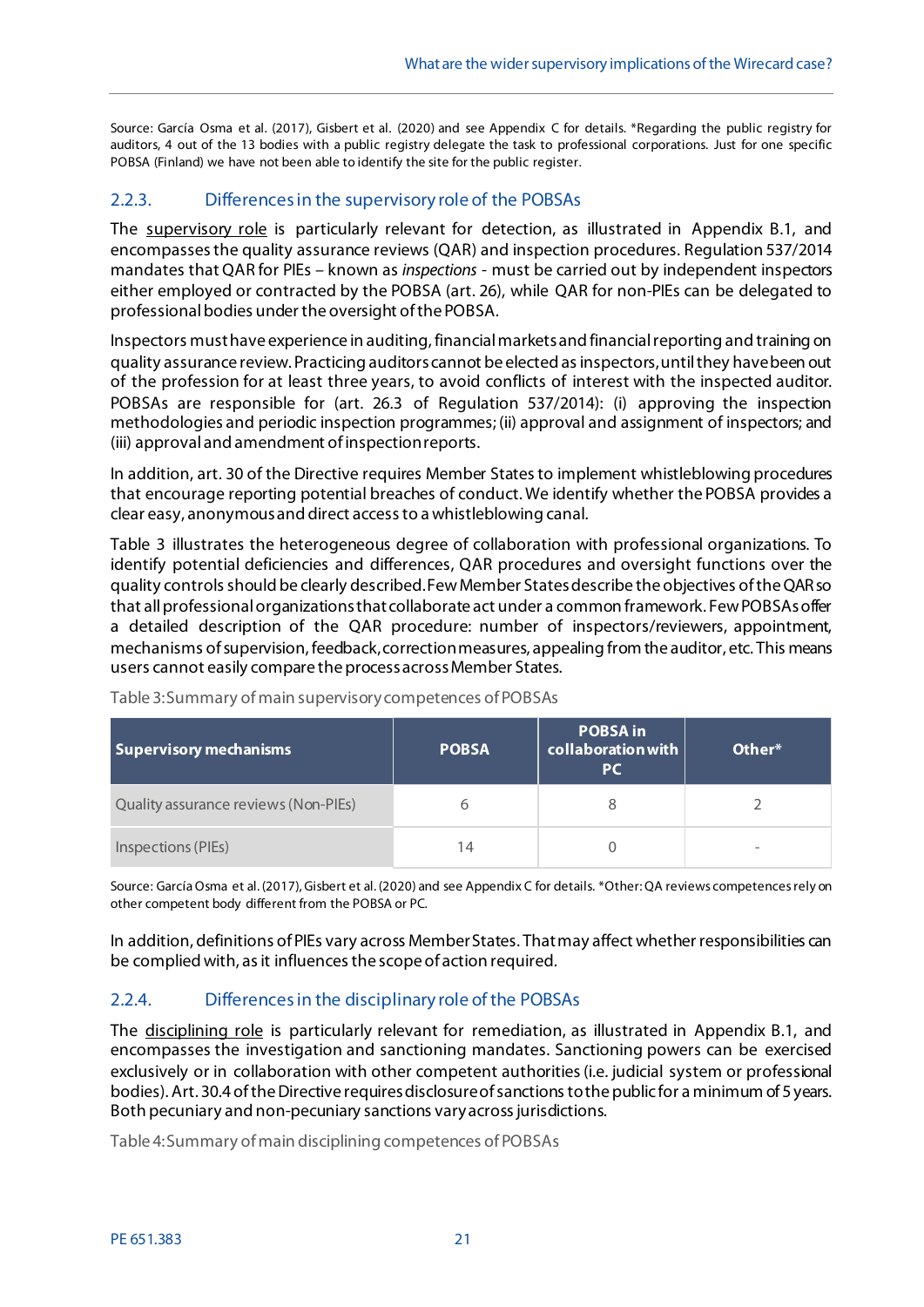Source: García Osma et al. (2017), Gisbert et al. (2020) and see Appendix C for details. *Regarding the public registry for auditors, 4 out of the 13 bodies with a public registry delegate the task to professional corporations. Just for one specific POBSA (Finland) we have not been able to identify the site for the public register.

### 2.2.3. Differences in the supervisory role of the POBSAs

The supervisory role is particularly relevant for detection, as illustrated in Appendix B.1, and encompasses the quality assurance reviews (QAR) and inspection procedures. Regulation 537/2014 mandates that QAR for PIEs – known as *inspections* - must be carried out by independent inspectors either employed or contracted by the POBSA (art. 26), while QAR for non-PIEs can be delegated to professional bodies under the oversight of the POBSA.

Inspectors must have experience in auditing, financial markets and financial reporting and training on quality assurance review. Practicing auditors cannot be elected as inspectors, until they have been out of the profession for at least three years, to avoid conflicts of interest with the inspected auditor. POBSAs are responsible for (art. 26.3 of Regulation 537/2014): (i) approving the inspection methodologies and periodic inspection programmes; (ii) approval and assignment of inspectors; and (iii) approval and amendment of inspection reports.

In addition, art. 30 of the Directive requires Member States to implement whistleblowing procedures that encourage reporting potential breaches of conduct. We identify whether the POBSA provides a clear easy, anonymous and direct access to a whistleblowing canal.

Table 3 illustrates the heterogeneous degree of collaboration with professional organizations. To identify potential deficiencies and differences, QAR procedures and oversight functions over the quality controls should be clearly described. Few Member States describe the objectives of the QAR so that all professional organizations that collaborate act under a common framework. Few POBSAs offer a detailed description of the QAR procedure: number of inspectors/reviewers, appointment, mechanisms of supervision, feedback, correction measures, appealing from the auditor, etc. This means users cannot easily compare the process across Member States.

Table 3: Summary of main supervisory competences of POBSAs

| Supervisory mechanisms | POBSA | POBSA in collaboration with PC | Other* |
|---|---|---|---|
| Quality assurance reviews (Non-PIEs) | 6 | 8 | 2 |
| Inspections (PIEs) | 14 | 0 | - |

Source: García Osma et al. (2017), Gisbert et al. (2020) and see Appendix C for details. *Other: QA reviews competences rely on other competent body different from the POBSA or PC.

In addition, definitions of PIEs vary across Member States. That may affect whether responsibilities can be complied with, as it influences the scope of action required.

### 2.2.4. Differences in the disciplinary role of the POBSAs

The disciplining role is particularly relevant for remediation, as illustrated in Appendix B.1, and encompasses the investigation and sanctioning mandates. Sanctioning powers can be exercised exclusively or in collaboration with other competent authorities (i.e. judicial system or professional bodies). Art. 30.4 of the Directive requires disclosure of sanctions to the public for a minimum of 5 years. Both pecuniary and non-pecuniary sanctions vary across jurisdictions.

Table 4: Summary of main disciplining competences of POBSAs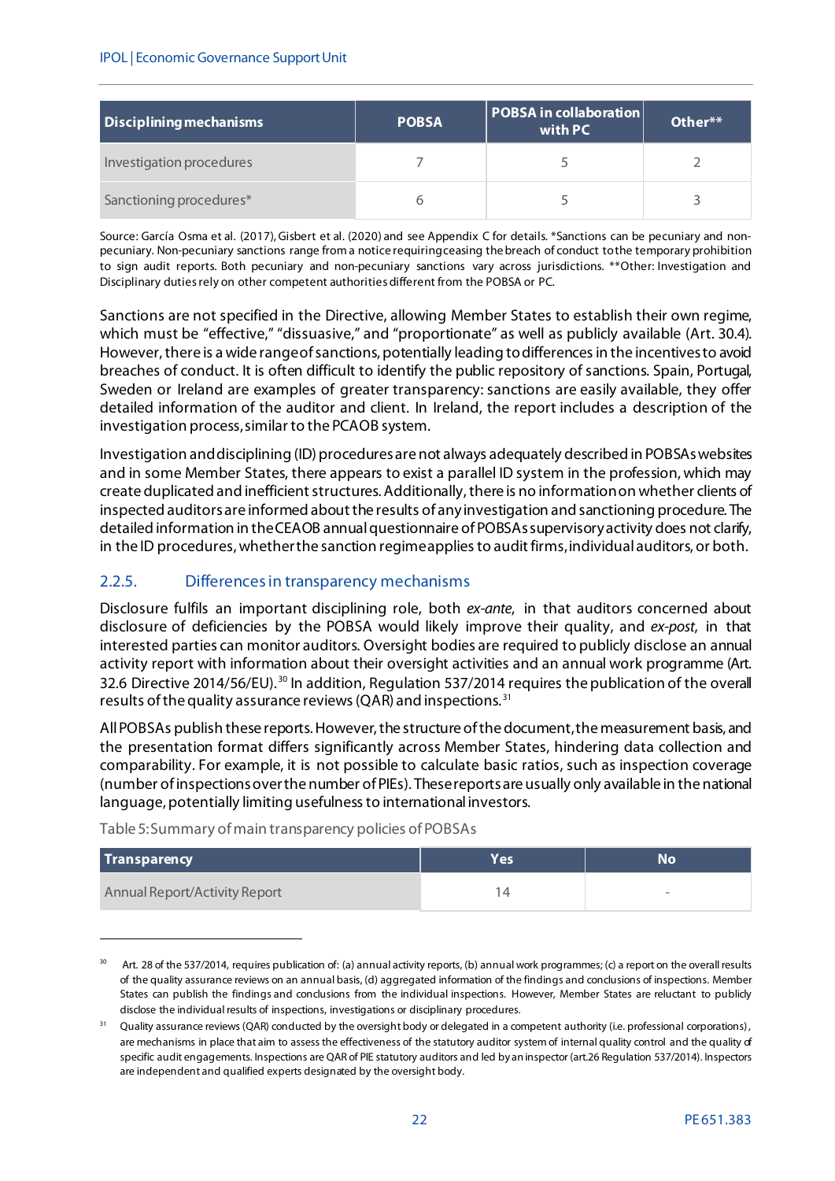| Disciplining mechanisms | POBSA | POBSA in collaboration with PC | Other** |
|---|---|---|---|
| Investigation procedures | 7 | 5 | 2 |
| Sanctioning procedures* | 6 | 5 | 3 |

Source: García Osma et al. (2017), Gisbert et al. (2020) and see Appendix C for details. *Sanctions can be pecuniary and non-pecuniary. Non-pecuniary sanctions range from a notice requiring ceasing the breach of conduct to the temporary prohibition to sign audit reports. Both pecuniary and non-pecuniary sanctions vary across jurisdictions. **Other: Investigation and Disciplinary duties rely on other competent authorities different from the POBSA or PC.

Sanctions are not specified in the Directive, allowing Member States to establish their own regime, which must be "effective," "dissuasive," and "proportionate" as well as publicly available (Art. 30.4). However, there is a wide range of sanctions, potentially leading to differences in the incentives to avoid breaches of conduct. It is often difficult to identify the public repository of sanctions. Spain, Portugal, Sweden or Ireland are examples of greater transparency: sanctions are easily available, they offer detailed information of the auditor and client. In Ireland, the report includes a description of the investigation process, similar to the PCAOB system.

Investigation and disciplining (ID) procedures are not always adequately described in POBSAs websites and in some Member States, there appears to exist a parallel ID system in the profession, which may create duplicated and inefficient structures. Additionally, there is no information on whether clients of inspected auditors are informed about the results of any investigation and sanctioning procedure. The detailed information in the CEAOB annual questionnaire of POBSAs supervisory activity does not clarify, in the ID procedures, whether the sanction regime applies to audit firms, individual auditors, or both.

### 2.2.5. Differences in transparency mechanisms

Disclosure fulfils an important disciplining role, both *ex-ante*, in that auditors concerned about disclosure of deficiencies by the POBSA would likely improve their quality, and *ex-post*, in that interested parties can monitor auditors. Oversight bodies are required to publicly disclose an annual activity report with information about their oversight activities and an annual work programme (Art. 32.6 Directive 2014/56/EU).[30] In addition, Regulation 537/2014 requires the publication of the overall results of the quality assurance reviews (QAR) and inspections.[31]

All POBSAs publish these reports. However, the structure of the document, the measurement basis, and the presentation format differs significantly across Member States, hindering data collection and comparability. For example, it is not possible to calculate basic ratios, such as inspection coverage (number of inspections over the number of PIEs). These reports are usually only available in the national language, potentially limiting usefulness to international investors.

Table 5: Summary of main transparency policies of POBSAs

| Transparency | Yes | No |
|---|---|---|
| Annual Report/Activity Report | 14 | - |

[30] Art. 28 of the 537/2014, requires publication of: (a) annual activity reports, (b) annual work programmes; (c) a report on the overall results of the quality assurance reviews on an annual basis, (d) aggregated information of the findings and conclusions of inspections. Member States can publish the findings and conclusions from the individual inspections. However, Member States are reluctant to publicly disclose the individual results of inspections, investigations or disciplinary procedures.

[31] Quality assurance reviews (QAR) conducted by the oversight body or delegated in a competent authority (i.e. professional corporations), are mechanisms in place that aim to assess the effectiveness of the statutory auditor system of internal quality control and the quality of specific audit engagements. Inspections are QAR of PIE statutory auditors and led by an inspector (art.26 Regulation 537/2014). Inspectors are independent and qualified experts designated by the oversight body.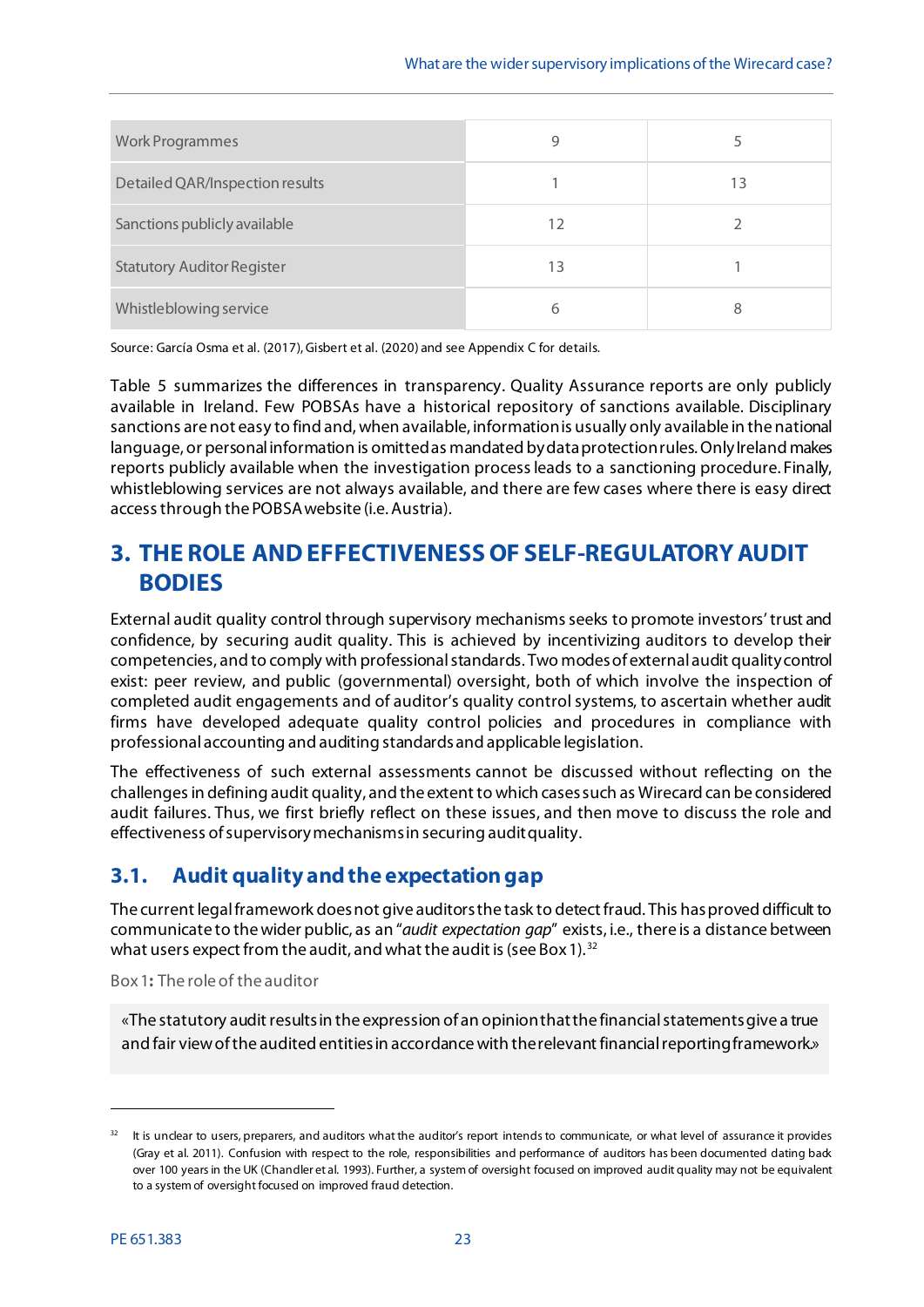| | | |
|---|---|---|
| Work Programmes | 9 | 5 |
| Detailed QAR/Inspection results | 1 | 13 |
| Sanctions publicly available | 12 | 2 |
| Statutory Auditor Register | 13 | 1 |
| Whistleblowing service | 6 | 8 |

Source: García Osma et al. (2017), Gisbert et al. (2020) and see Appendix C for details.

Table 5 summarizes the differences in transparency. Quality Assurance reports are only publicly available in Ireland. Few POBSAs have a historical repository of sanctions available. Disciplinary sanctions are not easy to find and, when available, information is usually only available in the national language, or personal information is omitted as mandated by data protection rules. Only Ireland makes reports publicly available when the investigation process leads to a sanctioning procedure. Finally, whistleblowing services are not always available, and there are few cases where there is easy direct access through the POBSA website (i.e. Austria).

# 3. THE ROLE AND EFFECTIVENESS OF SELF-REGULATORY AUDIT BODIES

External audit quality control through supervisory mechanisms seeks to promote investors' trust and confidence, by securing audit quality. This is achieved by incentivizing auditors to develop their competencies, and to comply with professional standards. Two modes of external audit quality control exist: peer review, and public (governmental) oversight, both of which involve the inspection of completed audit engagements and of auditor's quality control systems, to ascertain whether audit firms have developed adequate quality control policies and procedures in compliance with professional accounting and auditing standards and applicable legislation.

The effectiveness of such external assessments cannot be discussed without reflecting on the challenges in defining audit quality, and the extent to which cases such as Wirecard can be considered audit failures. Thus, we first briefly reflect on these issues, and then move to discuss the role and effectiveness of supervisory mechanisms in securing audit quality.

## 3.1. Audit quality and the expectation gap

The current legal framework does not give auditors the task to detect fraud. This has proved difficult to communicate to the wider public, as an "*audit expectation gap*" exists, i.e., there is a distance between what users expect from the audit, and what the audit is (see Box 1).[32]

Box 1**:** The role of the auditor

> «The statutory audit results in the expression of an opinion that the financial statements give a true and fair view of the audited entities in accordance with the relevant financial reporting framework»

[32] It is unclear to users, preparers, and auditors what the auditor's report intends to communicate, or what level of assurance it provides (Gray et al. 2011). Confusion with respect to the role, responsibilities and performance of auditors has been documented dating back over 100 years in the UK (Chandler et al. 1993). Further, a system of oversight focused on improved audit quality may not be equivalent to a system of oversight focused on improved fraud detection.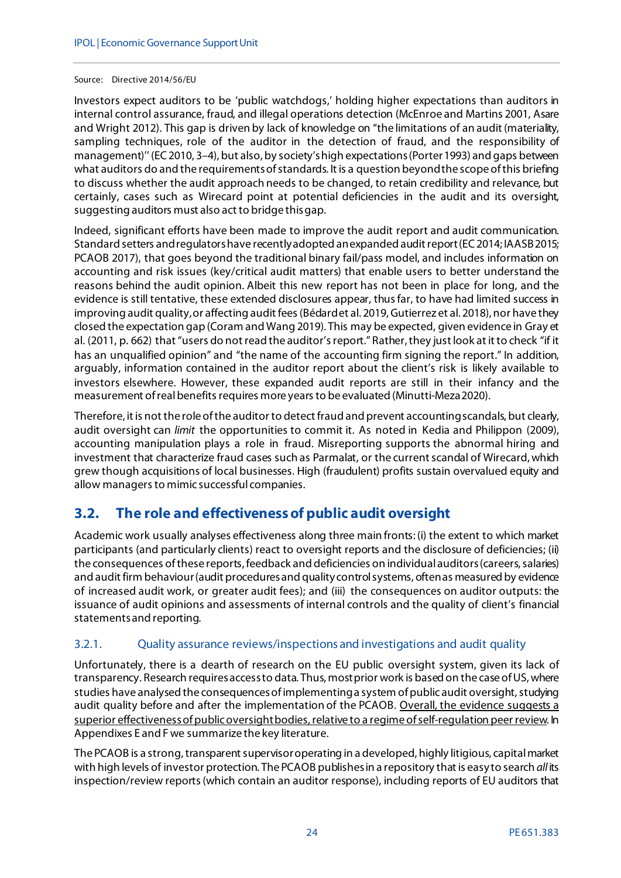Source: Directive 2014/56/EU

Investors expect auditors to be 'public watchdogs,' holding higher expectations than auditors in internal control assurance, fraud, and illegal operations detection (McEnroe and Martins 2001, Asare and Wright 2012). This gap is driven by lack of knowledge on "the limitations of an audit (materiality, sampling techniques, role of the auditor in the detection of fraud, and the responsibility of management)'' (EC 2010, 3–4), but also, by society's high expectations (Porter 1993) and gaps between what auditors do and the requirements of standards. It is a question beyond the scope of this briefing to discuss whether the audit approach needs to be changed, to retain credibility and relevance, but certainly, cases such as Wirecard point at potential deficiencies in the audit and its oversight, suggesting auditors must also act to bridge this gap.

Indeed, significant efforts have been made to improve the audit report and audit communication. Standard setters and regulators have recently adopted an expanded audit report (EC 2014; IAASB 2015; PCAOB 2017), that goes beyond the traditional binary fail/pass model, and includes information on accounting and risk issues (key/critical audit matters) that enable users to better understand the reasons behind the audit opinion. Albeit this new report has not been in place for long, and the evidence is still tentative, these extended disclosures appear, thus far, to have had limited success in improving audit quality, or affecting audit fees (Bédard et al. 2019, Gutierrez et al. 2018), nor have they closed the expectation gap (Coram and Wang 2019). This may be expected, given evidence in Gray et al. (2011, p. 662) that "users do not read the auditor's report." Rather, they just look at it to check "if it has an unqualified opinion" and "the name of the accounting firm signing the report." In addition, arguably, information contained in the auditor report about the client's risk is likely available to investors elsewhere. However, these expanded audit reports are still in their infancy and the measurement of real benefits requires more years to be evaluated (Minutti-Meza 2020).

Therefore, it is not the role of the auditor to detect fraud and prevent accounting scandals, but clearly, audit oversight can *limit* the opportunities to commit it. As noted in Kedia and Philippon (2009), accounting manipulation plays a role in fraud. Misreporting supports the abnormal hiring and investment that characterize fraud cases such as Parmalat, or the current scandal of Wirecard, which grew though acquisitions of local businesses. High (fraudulent) profits sustain overvalued equity and allow managers to mimic successful companies.

## 3.2. The role and effectiveness of public audit oversight

Academic work usually analyses effectiveness along three main fronts: (i) the extent to which market participants (and particularly clients) react to oversight reports and the disclosure of deficiencies; (ii) the consequences of these reports, feedback and deficiencies on individual auditors (careers, salaries) and audit firm behaviour (audit procedures and quality control systems, often as measured by evidence of increased audit work, or greater audit fees); and (iii) the consequences on auditor outputs: the issuance of audit opinions and assessments of internal controls and the quality of client's financial statements and reporting.

### 3.2.1. Quality assurance reviews/inspections and investigations and audit quality

Unfortunately, there is a dearth of research on the EU public oversight system, given its lack of transparency. Research requires access to data. Thus, most prior work is based on the case of US, where studies have analysed the consequences of implementing a system of public audit oversight, studying audit quality before and after the implementation of the PCAOB. <u>Overall, the evidence suggests a superior effectiveness of public oversight bodies, relative to a regime of self-regulation peer review</u>. In Appendixes E and F we summarize the key literature.

The PCAOB is a strong, transparent supervisor operating in a developed, highly litigious, capital market with high levels of investor protection. The PCAOB publishes in a repository that is easy to search *all* its inspection/review reports (which contain an auditor response), including reports of EU auditors that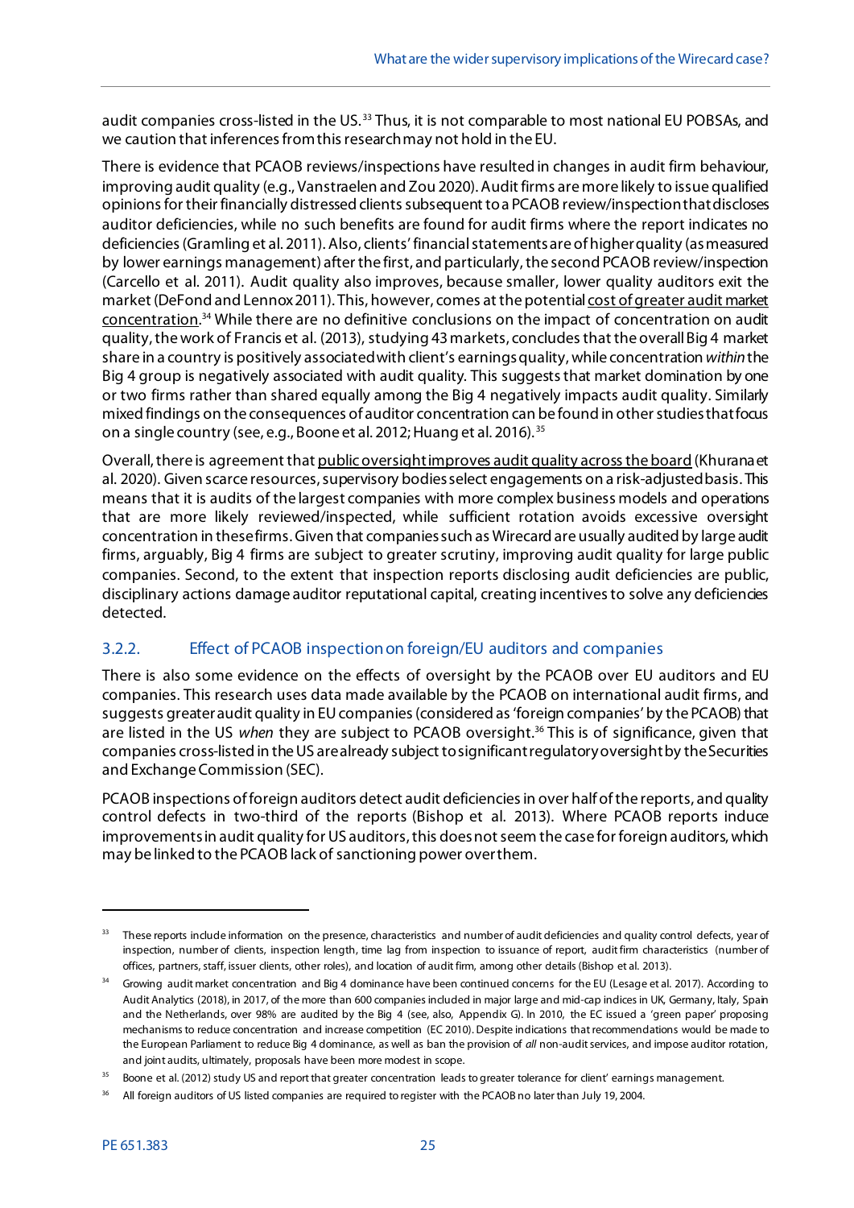audit companies cross-listed in the US.[33] Thus, it is not comparable to most national EU POBSAs, and we caution that inferences from this research may not hold in the EU.

There is evidence that PCAOB reviews/inspections have resulted in changes in audit firm behaviour, improving audit quality (e.g., Vanstraelen and Zou 2020). Audit firms are more likely to issue qualified opinions for their financially distressed clients subsequent to a PCAOB review/inspection that discloses auditor deficiencies, while no such benefits are found for audit firms where the report indicates no deficiencies (Gramling et al. 2011). Also, clients' financial statements are of higher quality (as measured by lower earnings management) after the first, and particularly, the second PCAOB review/inspection (Carcello et al. 2011). Audit quality also improves, because smaller, lower quality auditors exit the market (DeFond and Lennox 2011). This, however, comes at the potential cost of greater audit market concentration.[34] While there are no definitive conclusions on the impact of concentration on audit quality, the work of Francis et al. (2013), studying 43 markets, concludes that the overall Big 4 market share in a country is positively associated with client's earnings quality, while concentration *within* the Big 4 group is negatively associated with audit quality. This suggests that market domination by one or two firms rather than shared equally among the Big 4 negatively impacts audit quality. Similarly mixed findings on the consequences of auditor concentration can be found in other studies that focus on a single country (see, e.g., Boone et al. 2012; Huang et al. 2016).[35]

Overall, there is agreement that public oversight improves audit quality across the board (Khurana et al. 2020). Given scarce resources, supervisory bodies select engagements on a risk-adjusted basis. This means that it is audits of the largest companies with more complex business models and operations that are more likely reviewed/inspected, while sufficient rotation avoids excessive oversight concentration in these firms. Given that companies such as Wirecard are usually audited by large audit firms, arguably, Big 4 firms are subject to greater scrutiny, improving audit quality for large public companies. Second, to the extent that inspection reports disclosing audit deficiencies are public, disciplinary actions damage auditor reputational capital, creating incentives to solve any deficiencies detected.

### 3.2.2. Effect of PCAOB inspection on foreign/EU auditors and companies

There is also some evidence on the effects of oversight by the PCAOB over EU auditors and EU companies. This research uses data made available by the PCAOB on international audit firms, and suggests greater audit quality in EU companies (considered as 'foreign companies' by the PCAOB) that are listed in the US *when* they are subject to PCAOB oversight.[36] This is of significance, given that companies cross-listed in the US are already subject to significant regulatory oversight by the Securities and Exchange Commission (SEC).

PCAOB inspections of foreign auditors detect audit deficiencies in over half of the reports, and quality control defects in two-third of the reports (Bishop et al. 2013). Where PCAOB reports induce improvements in audit quality for US auditors, this does not seem the case for foreign auditors, which may be linked to the PCAOB lack of sanctioning power over them.

---

[33] These reports include information on the presence, characteristics and number of audit deficiencies and quality control defects, year of inspection, number of clients, inspection length, time lag from inspection to issuance of report, audit firm characteristics (number of offices, partners, staff, issuer clients, other roles), and location of audit firm, among other details (Bishop et al. 2013).

[34] Growing audit market concentration and Big 4 dominance have been continued concerns for the EU (Lesage et al. 2017). According to Audit Analytics (2018), in 2017, of the more than 600 companies included in major large and mid-cap indices in UK, Germany, Italy, Spain and the Netherlands, over 98% are audited by the Big 4 (see, also, Appendix G). In 2010, the EC issued a 'green paper' proposing mechanisms to reduce concentration and increase competition (EC 2010). Despite indications that recommendations would be made to the European Parliament to reduce Big 4 dominance, as well as ban the provision of *all* non-audit services, and impose auditor rotation, and joint audits, ultimately, proposals have been more modest in scope.

[35] Boone et al. (2012) study US and report that greater concentration leads to greater tolerance for client' earnings management.

[36] All foreign auditors of US listed companies are required to register with the PCAOB no later than July 19, 2004.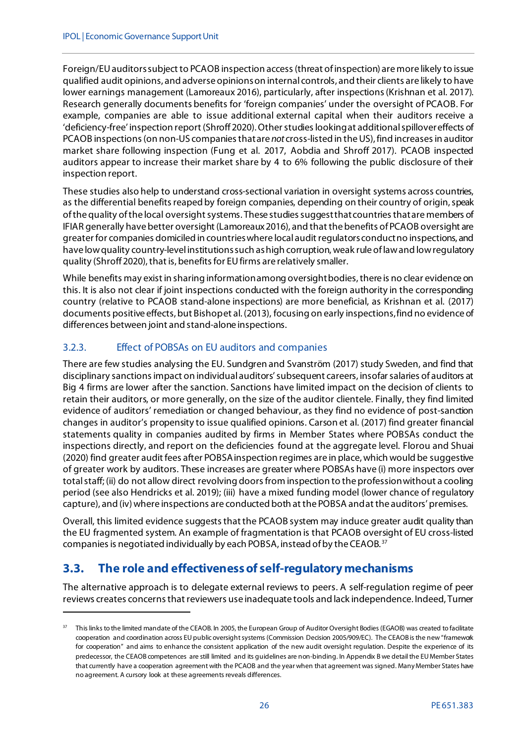Foreign/EU auditors subject to PCAOB inspection access (threat of inspection) are more likely to issue qualified audit opinions, and adverse opinions on internal controls, and their clients are likely to have lower earnings management (Lamoreaux 2016), particularly, after inspections (Krishnan et al. 2017). Research generally documents benefits for 'foreign companies' under the oversight of PCAOB. For example, companies are able to issue additional external capital when their auditors receive a 'deficiency-free' inspection report (Shroff 2020). Other studies looking at additional spillover effects of PCAOB inspections (on non-US companies that are *not* cross-listed in the US), find increases in auditor market share following inspection (Fung et al. 2017, Aobdia and Shroff 2017). PCAOB inspected auditors appear to increase their market share by 4 to 6% following the public disclosure of their inspection report.

These studies also help to understand cross-sectional variation in oversight systems across countries, as the differential benefits reaped by foreign companies, depending on their country of origin, speak of the quality of the local oversight systems. These studies suggest that countries that are members of IFIAR generally have better oversight (Lamoreaux 2016), and that the benefits of PCAOB oversight are greater for companies domiciled in countries where local audit regulators conduct no inspections, and have low quality country-level institutions such as high corruption, weak rule of law and low regulatory quality (Shroff 2020), that is, benefits for EU firms are relatively smaller.

While benefits may exist in sharing information among oversight bodies, there is no clear evidence on this. It is also not clear if joint inspections conducted with the foreign authority in the corresponding country (relative to PCAOB stand-alone inspections) are more beneficial, as Krishnan et al. (2017) documents positive effects, but Bishop et al. (2013), focusing on early inspections, find no evidence of differences between joint and stand-alone inspections.

### 3.2.3. Effect of POBSAs on EU auditors and companies

There are few studies analysing the EU. Sundgren and Svanström (2017) study Sweden, and find that disciplinary sanctions impact on individual auditors' subsequent careers, insofar salaries of auditors at Big 4 firms are lower after the sanction. Sanctions have limited impact on the decision of clients to retain their auditors, or more generally, on the size of the auditor clientele. Finally, they find limited evidence of auditors' remediation or changed behaviour, as they find no evidence of post-sanction changes in auditor's propensity to issue qualified opinions. Carson et al. (2017) find greater financial statements quality in companies audited by firms in Member States where POBSAs conduct the inspections directly, and report on the deficiencies found at the aggregate level. Florou and Shuai (2020) find greater audit fees after POBSA inspection regimes are in place, which would be suggestive of greater work by auditors. These increases are greater where POBSAs have (i) more inspectors over total staff; (ii) do not allow direct revolving doors from inspection to the profession without a cooling period (see also Hendricks et al. 2019); (iii) have a mixed funding model (lower chance of regulatory capture), and (iv) where inspections are conducted both at the POBSA and at the auditors' premises.

Overall, this limited evidence suggests that the PCAOB system may induce greater audit quality than the EU fragmented system. An example of fragmentation is that PCAOB oversight of EU cross-listed companies is negotiated individually by each POBSA, instead of by the CEAOB.[37]

## 3.3. The role and effectiveness of self-regulatory mechanisms

The alternative approach is to delegate external reviews to peers. A self-regulation regime of peer reviews creates concerns that reviewers use inadequate tools and lack independence. Indeed, Turner

[37] This links to the limited mandate of the CEAOB. In 2005, the European Group of Auditor Oversight Bodies (EGAOB) was created to facilitate cooperation and coordination across EU public oversight systems (Commission Decision 2005/909/EC). The CEAOB is the new "framework for cooperation" and aims to enhance the consistent application of the new audit oversight regulation. Despite the experience of its predecessor, the CEAOB competences are still limited and its guidelines are non-binding. In Appendix B we detail the EU Member States that currently have a cooperation agreement with the PCAOB and the year when that agreement was signed. Many Member States have no agreement. A cursory look at these agreements reveals differences.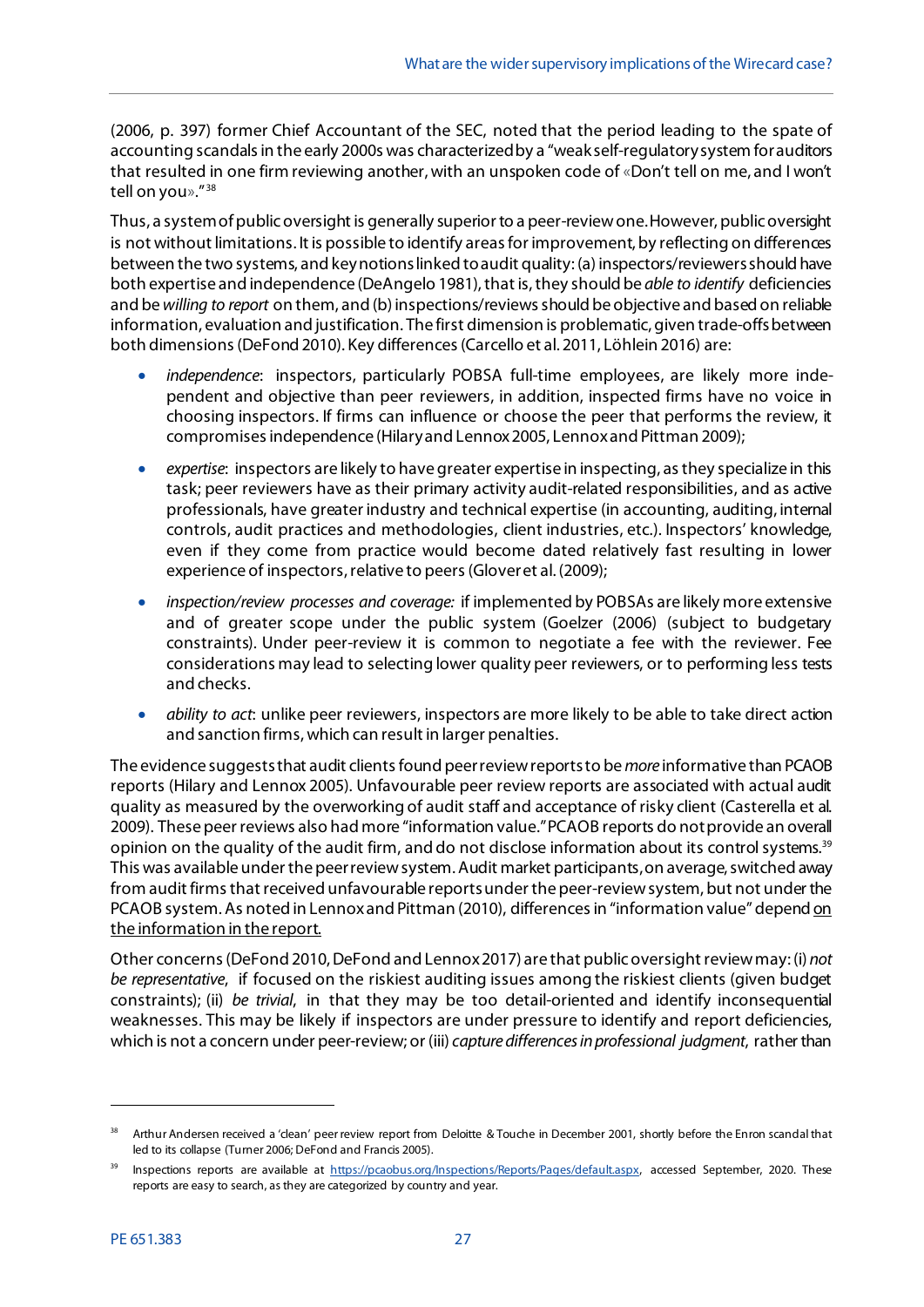(2006, p. 397) former Chief Accountant of the SEC, noted that the period leading to the spate of accounting scandals in the early 2000s was characterized by a "weak self-regulatory system for auditors that resulted in one firm reviewing another, with an unspoken code of «Don't tell on me, and I won't tell on you»."[38]

Thus, a system of public oversight is generally superior to a peer-review one. However, public oversight is not without limitations. It is possible to identify areas for improvement, by reflecting on differences between the two systems, and key notions linked to audit quality: (a) inspectors/reviewers should have both expertise and independence (DeAngelo 1981), that is, they should be *able to identify* deficiencies and be *willing to report* on them, and (b) inspections/reviews should be objective and based on reliable information, evaluation and justification. The first dimension is problematic, given trade-offs between both dimensions (DeFond 2010). Key differences (Carcello et al. 2011, Löhlein 2016) are:

- *independence*: inspectors, particularly POBSA full-time employees, are likely more independent and objective than peer reviewers, in addition, inspected firms have no voice in choosing inspectors. If firms can influence or choose the peer that performs the review, it compromises independence (Hilary and Lennox 2005, Lennox and Pittman 2009);
- *expertise*: inspectors are likely to have greater expertise in inspecting, as they specialize in this task; peer reviewers have as their primary activity audit-related responsibilities, and as active professionals, have greater industry and technical expertise (in accounting, auditing, internal controls, audit practices and methodologies, client industries, etc.). Inspectors' knowledge, even if they come from practice would become dated relatively fast resulting in lower experience of inspectors, relative to peers (Glover et al. (2009);
- *inspection/review processes and coverage:* if implemented by POBSAs are likely more extensive and of greater scope under the public system (Goelzer (2006) (subject to budgetary constraints). Under peer-review it is common to negotiate a fee with the reviewer. Fee considerations may lead to selecting lower quality peer reviewers, or to performing less tests and checks.
- *ability to act*: unlike peer reviewers, inspectors are more likely to be able to take direct action and sanction firms, which can result in larger penalties.

The evidence suggests that audit clients found peer review reports to be *more* informative than PCAOB reports (Hilary and Lennox 2005). Unfavourable peer review reports are associated with actual audit quality as measured by the overworking of audit staff and acceptance of risky client (Casterella et al. 2009). These peer reviews also had more "information value." PCAOB reports do not provide an overall opinion on the quality of the audit firm, and do not disclose information about its control systems.[39] This was available under the peer review system. Audit market participants, on average, switched away from audit firms that received unfavourable reports under the peer-review system, but not under the PCAOB system. As noted in Lennox and Pittman (2010), differences in "information value" depend on the information in the report.

Other concerns (DeFond 2010, DeFond and Lennox 2017) are that public oversight review may: (i) *not be representative*, if focused on the riskiest auditing issues among the riskiest clients (given budget constraints); (ii) *be trivial*, in that they may be too detail-oriented and identify inconsequential weaknesses. This may be likely if inspectors are under pressure to identify and report deficiencies, which is not a concern under peer-review; or (iii) *capture differences in professional judgment*, rather than

---

[38] Arthur Andersen received a 'clean' peer review report from Deloitte & Touche in December 2001, shortly before the Enron scandal that led to its collapse (Turner 2006; DeFond and Francis 2005).

[39] Inspections reports are available at https://pcaobus.org/Inspections/Reports/Pages/default.aspx, accessed September, 2020. These reports are easy to search, as they are categorized by country and year.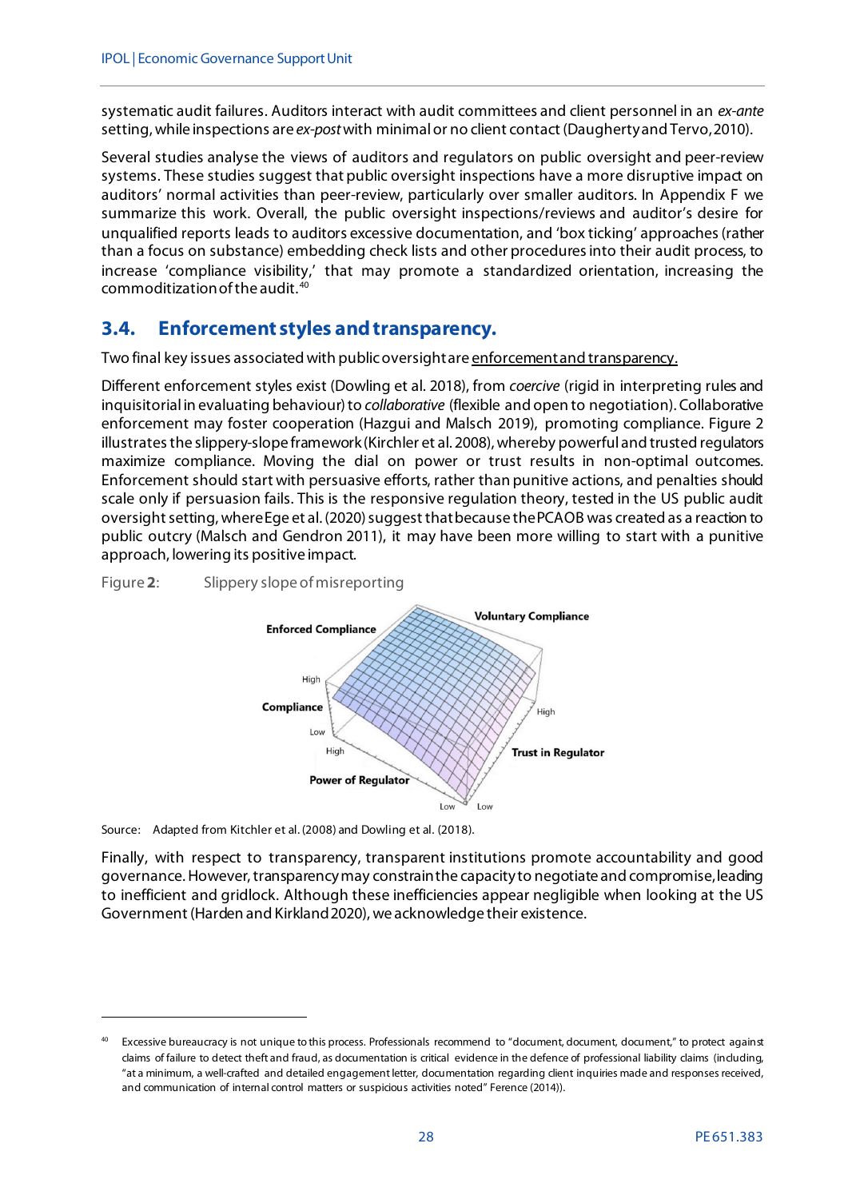systematic audit failures. Auditors interact with audit committees and client personnel in an *ex-ante* setting, while inspections are *ex-post* with minimal or no client contact (Daugherty and Tervo, 2010).

Several studies analyse the views of auditors and regulators on public oversight and peer-review systems. These studies suggest that public oversight inspections have a more disruptive impact on auditors' normal activities than peer-review, particularly over smaller auditors. In Appendix F we summarize this work. Overall, the public oversight inspections/reviews and auditor's desire for unqualified reports leads to auditors excessive documentation, and 'box ticking' approaches (rather than a focus on substance) embedding check lists and other procedures into their audit process, to increase 'compliance visibility,' that may promote a standardized orientation, increasing the commoditization of the audit.[40]

## 3.4. Enforcement styles and transparency.

Two final key issues associated with public oversight are enforcement and transparency.

Different enforcement styles exist (Dowling et al. 2018), from *coercive* (rigid in interpreting rules and inquisitorial in evaluating behaviour) to *collaborative* (flexible and open to negotiation). Collaborative enforcement may foster cooperation (Hazgui and Malsch 2019), promoting compliance. Figure 2 illustrates the slippery-slope framework (Kirchler et al. 2008), whereby powerful and trusted regulators maximize compliance. Moving the dial on power or trust results in non-optimal outcomes. Enforcement should start with persuasive efforts, rather than punitive actions, and penalties should scale only if persuasion fails. This is the responsive regulation theory, tested in the US public audit oversight setting, where Ege et al. (2020) suggest that because the PCAOB was created as a reaction to public outcry (Malsch and Gendron 2011), it may have been more willing to start with a punitive approach, lowering its positive impact.

Figure **2**: Slippery slope of misreporting

Source: Adapted from Kitchler et al. (2008) and Dowling et al. (2018).

Finally, with respect to transparency, transparent institutions promote accountability and good governance. However, transparency may constrain the capacity to negotiate and compromise, leading to inefficient and gridlock. Although these inefficiencies appear negligible when looking at the US Government (Harden and Kirkland 2020), we acknowledge their existence.

---

[40] Excessive bureaucracy is not unique to this process. Professionals recommend to "document, document, document," to protect against claims of failure to detect theft and fraud, as documentation is critical evidence in the defence of professional liability claims (including, "at a minimum, a well-crafted and detailed engagement letter, documentation regarding client inquiries made and responses received, and communication of internal control matters or suspicious activities noted" Ference (2014)).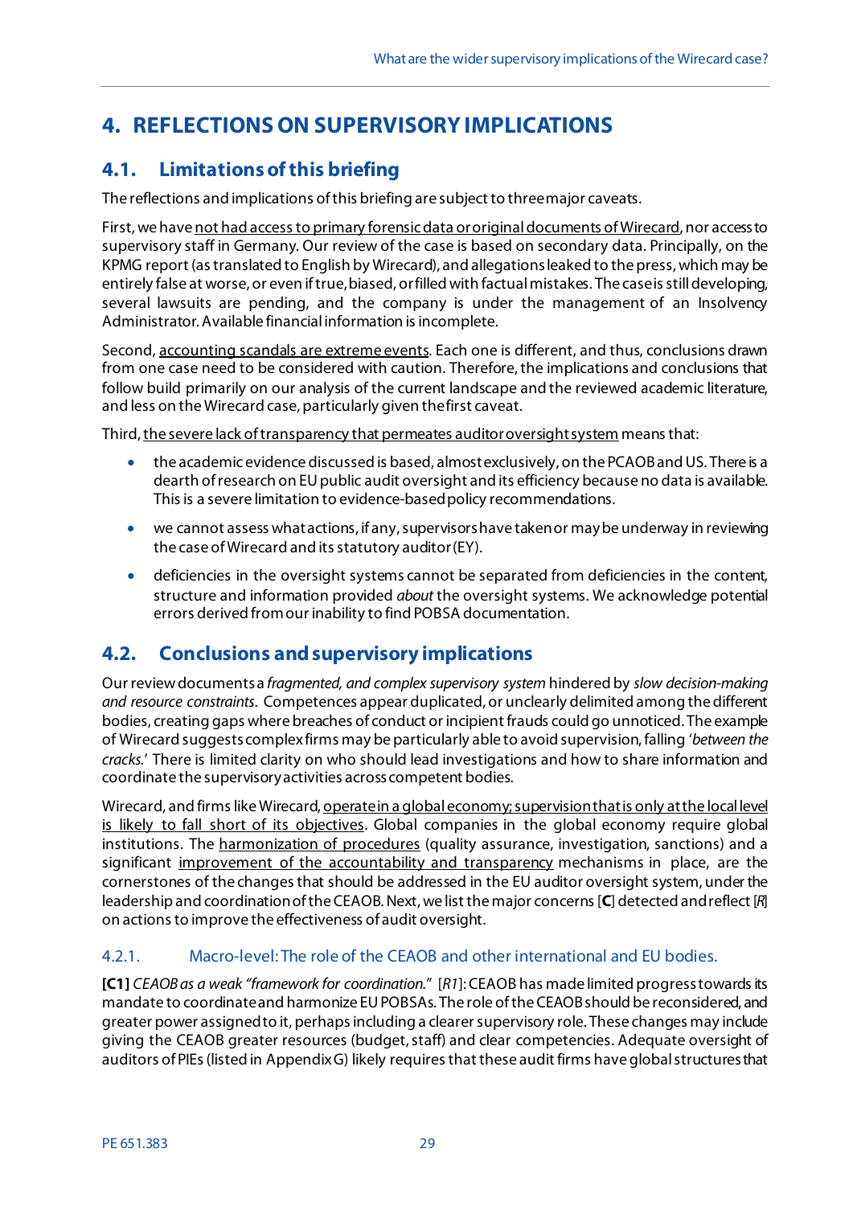# 4. REFLECTIONS ON SUPERVISORY IMPLICATIONS

## 4.1. Limitations of this briefing

The reflections and implications of this briefing are subject to three major caveats.

First, we have not had access to primary forensic data or original documents of Wirecard, nor access to supervisory staff in Germany. Our review of the case is based on secondary data. Principally, on the KPMG report (as translated to English by Wirecard), and allegations leaked to the press, which may be entirely false at worse, or even if true, biased, or filled with factual mistakes. The case is still developing, several lawsuits are pending, and the company is under the management of an Insolvency Administrator. Available financial information is incomplete.

Second, accounting scandals are extreme events. Each one is different, and thus, conclusions drawn from one case need to be considered with caution. Therefore, the implications and conclusions that follow build primarily on our analysis of the current landscape and the reviewed academic literature, and less on the Wirecard case, particularly given the first caveat.

Third, the severe lack of transparency that permeates auditor oversight system means that:

- the academic evidence discussed is based, almost exclusively, on the PCAOB and US. There is a dearth of research on EU public audit oversight and its efficiency because no data is available. This is a severe limitation to evidence-based policy recommendations.
- we cannot assess what actions, if any, supervisors have taken or may be underway in reviewing the case of Wirecard and its statutory auditor (EY).
- deficiencies in the oversight systems cannot be separated from deficiencies in the content, structure and information provided *about* the oversight systems. We acknowledge potential errors derived from our inability to find POBSA documentation.

## 4.2. Conclusions and supervisory implications

Our review documents a *fragmented, and complex supervisory system* hindered by *slow decision-making and resource constraints*. Competences appear duplicated, or unclearly delimited among the different bodies, creating gaps where breaches of conduct or incipient frauds could go unnoticed. The example of Wirecard suggests complex firms may be particularly able to avoid supervision, falling '*between the cracks*.' There is limited clarity on who should lead investigations and how to share information and coordinate the supervisory activities across competent bodies.

Wirecard, and firms like Wirecard, operate in a global economy; supervision that is only at the local level is likely to fall short of its objectives. Global companies in the global economy require global institutions. The harmonization of procedures (quality assurance, investigation, sanctions) and a significant improvement of the accountability and transparency mechanisms in place, are the cornerstones of the changes that should be addressed in the EU auditor oversight system, under the leadership and coordination of the CEAOB. Next, we list the major concerns [**C**] detected and reflect [*R*] on actions to improve the effectiveness of audit oversight.

### 4.2.1. Macro-level: The role of the CEAOB and other international and EU bodies.

**[C1]** *CEAOB as a weak "framework for coordination."* [*R1*]: CEAOB has made limited progress towards its mandate to coordinate and harmonize EU POBSAs. The role of the CEAOB should be reconsidered, and greater power assigned to it, perhaps including a clearer supervisory role. These changes may include giving the CEAOB greater resources (budget, staff) and clear competencies. Adequate oversight of auditors of PIEs (listed in Appendix G) likely requires that these audit firms have global structures that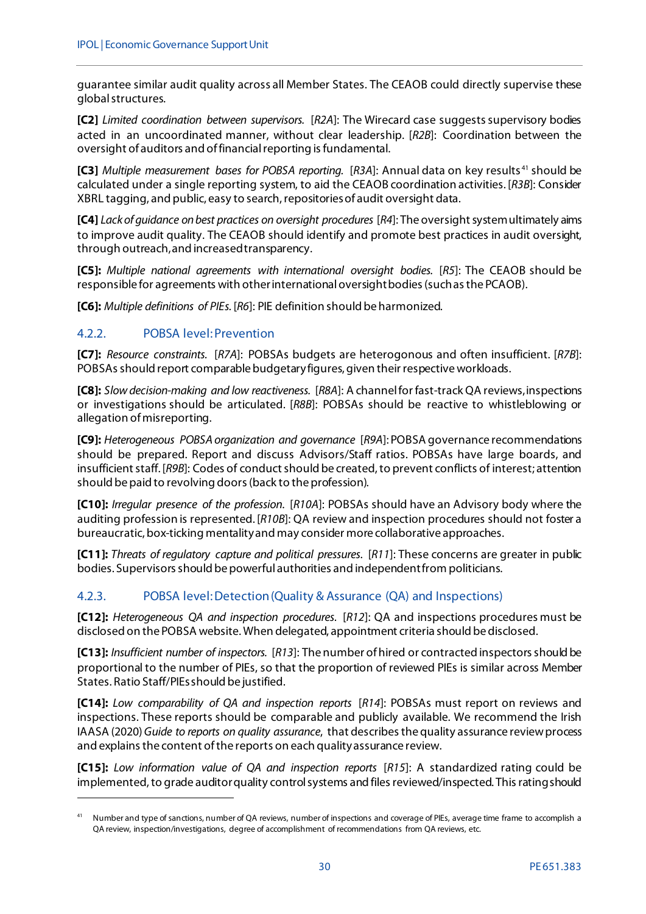guarantee similar audit quality across all Member States. The CEAOB could directly supervise these global structures.

**[C2]** *Limited coordination between supervisors.* [*R2A*]: The Wirecard case suggests supervisory bodies acted in an uncoordinated manner, without clear leadership. [*R2B*]: Coordination between the oversight of auditors and of financial reporting is fundamental.

**[C3]** *Multiple measurement bases for POBSA reporting.* [*R3A*]: Annual data on key results[41] should be calculated under a single reporting system, to aid the CEAOB coordination activities. [*R3B*]: Consider XBRL tagging, and public, easy to search, repositories of audit oversight data.

**[C4]** *Lack of guidance on best practices on oversight procedures* [*R4*]: The oversight system ultimately aims to improve audit quality. The CEAOB should identify and promote best practices in audit oversight, through outreach, and increased transparency.

**[C5]:** *Multiple national agreements with international oversight bodies.* [*R5*]: The CEAOB should be responsible for agreements with other international oversight bodies (such as the PCAOB).

**[C6]:** *Multiple definitions of PIEs.* [*R6*]: PIE definition should be harmonized.

### 4.2.2. POBSA level: Prevention

**[C7]:** *Resource constraints.* [*R7A*]: POBSAs budgets are heterogonous and often insufficient. [*R7B*]: POBSAs should report comparable budgetary figures, given their respective workloads.

**[C8]:** *Slow decision-making and low reactiveness.* [*R8A*]: A channel for fast-track QA reviews, inspections or investigations should be articulated. [*R8B*]: POBSAs should be reactive to whistleblowing or allegation of misreporting.

**[C9]:** *Heterogeneous POBSA organization and governance* [*R9A*]: POBSA governance recommendations should be prepared. Report and discuss Advisors/Staff ratios. POBSAs have large boards, and insufficient staff. [*R9B*]: Codes of conduct should be created, to prevent conflicts of interest; attention should be paid to revolving doors (back to the profession).

**[C10]:** *Irregular presence of the profession.* [*R10A*]: POBSAs should have an Advisory body where the auditing profession is represented. [*R10B*]: QA review and inspection procedures should not foster a bureaucratic, box-ticking mentality and may consider more collaborative approaches.

**[C11]:** *Threats of regulatory capture and political pressures.* [*R11*]: These concerns are greater in public bodies. Supervisors should be powerful authorities and independent from politicians.

### 4.2.3. POBSA level: Detection (Quality & Assurance (QA) and Inspections)

**[C12]:** *Heterogeneous QA and inspection procedures.* [*R12*]: QA and inspections procedures must be disclosed on the POBSA website. When delegated, appointment criteria should be disclosed.

**[C13]:** *Insufficient number of inspectors.* [*R13*]: The number of hired or contracted inspectors should be proportional to the number of PIEs, so that the proportion of reviewed PIEs is similar across Member States. Ratio Staff/PIEs should be justified.

**[C14]:** *Low comparability of QA and inspection reports* [*R14*]: POBSAs must report on reviews and inspections. These reports should be comparable and publicly available. We recommend the Irish IAASA (2020) *Guide to reports on quality assurance*, that describes the quality assurance review process and explains the content of the reports on each quality assurance review.

**[C15]:** *Low information value of QA and inspection reports* [*R15*]: A standardized rating could be implemented, to grade auditor quality control systems and files reviewed/inspected. This rating should

[41] Number and type of sanctions, number of QA reviews, number of inspections and coverage of PIEs, average time frame to accomplish a QA review, inspection/investigations, degree of accomplishment of recommendations from QA reviews, etc.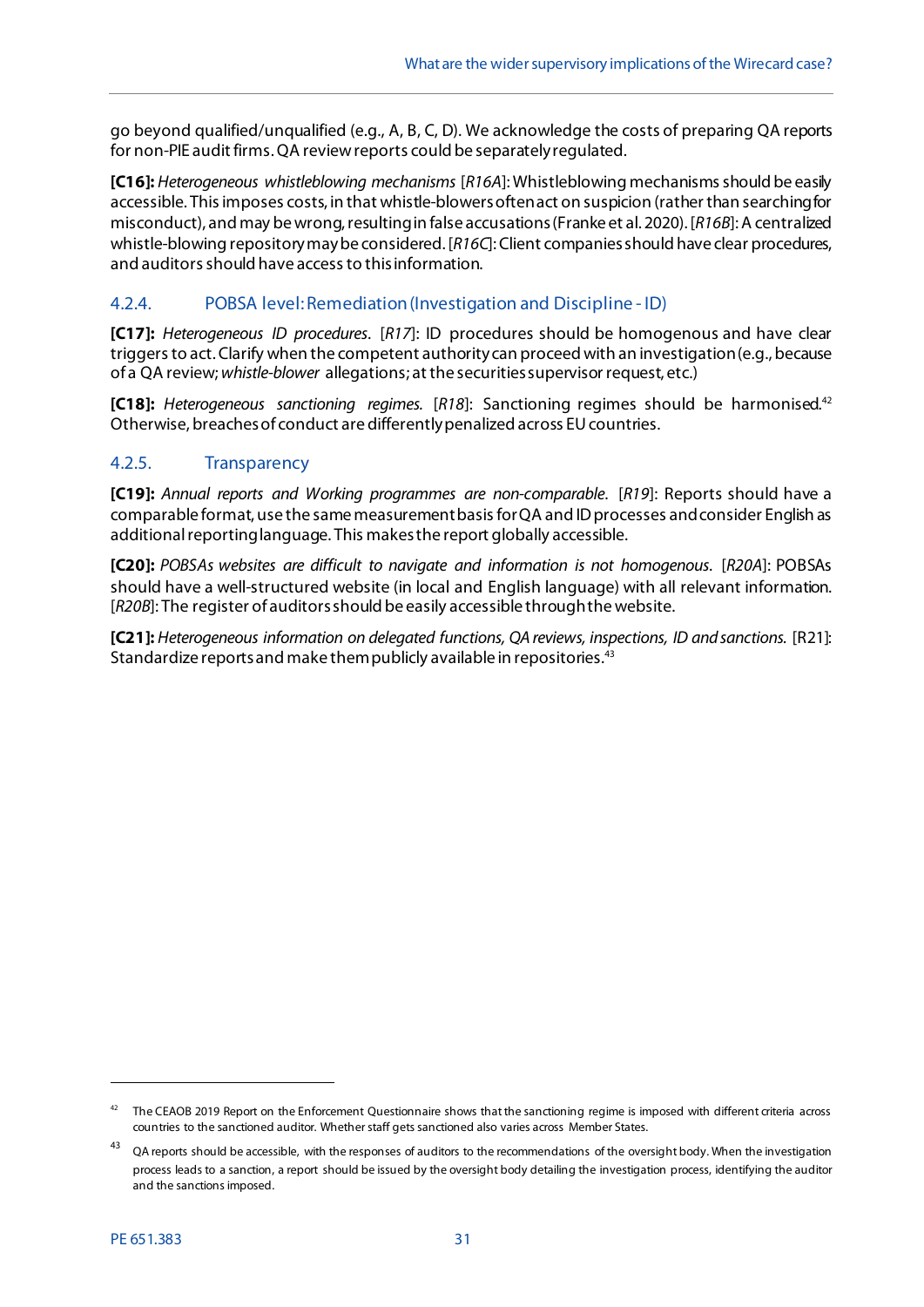go beyond qualified/unqualified (e.g., A, B, C, D). We acknowledge the costs of preparing QA reports for non-PIE audit firms. QA review reports could be separately regulated.

**[C16]:** *Heterogeneous whistleblowing mechanisms* [*R16A*]: Whistleblowing mechanisms should be easily accessible. This imposes costs, in that whistle-blowers often act on suspicion (rather than searching for misconduct), and may be wrong, resulting in false accusations (Franke et al. 2020). [*R16B*]: A centralized whistle-blowing repository may be considered. [*R16C*]: Client companies should have clear procedures, and auditors should have access to this information.

### 4.2.4. POBSA level: Remediation (Investigation and Discipline - ID)

**[C17]:** *Heterogeneous ID procedures*. [*R17*]: ID procedures should be homogenous and have clear triggers to act. Clarify when the competent authority can proceed with an investigation (e.g., because of a QA review; *whistle-blower* allegations; at the securities supervisor request, etc.)

**[C18]:** *Heterogeneous sanctioning regimes*. [*R18*]: Sanctioning regimes should be harmonised.[42] Otherwise, breaches of conduct are differently penalized across EU countries.

### 4.2.5. Transparency

**[C19]:** *Annual reports and Working programmes are non-comparable*. [*R19*]: Reports should have a comparable format, use the same measurement basis for QA and ID processes and consider English as additional reporting language. This makes the report globally accessible.

**[C20]:** *POBSAs websites are difficult to navigate and information is not homogenous*. [*R20A*]: POBSAs should have a well-structured website (in local and English language) with all relevant information. [*R20B*]: The register of auditors should be easily accessible through the website.

**[C21]:** *Heterogeneous information on delegated functions, QA reviews, inspections, ID and sanctions.* [R21]: Standardize reports and make them publicly available in repositories.[43]

---

[42] The CEAOB 2019 Report on the Enforcement Questionnaire shows that the sanctioning regime is imposed with different criteria across countries to the sanctioned auditor. Whether staff gets sanctioned also varies across Member States.

[43] QA reports should be accessible, with the responses of auditors to the recommendations of the oversight body. When the investigation process leads to a sanction, a report should be issued by the oversight body detailing the investigation process, identifying the auditor and the sanctions imposed.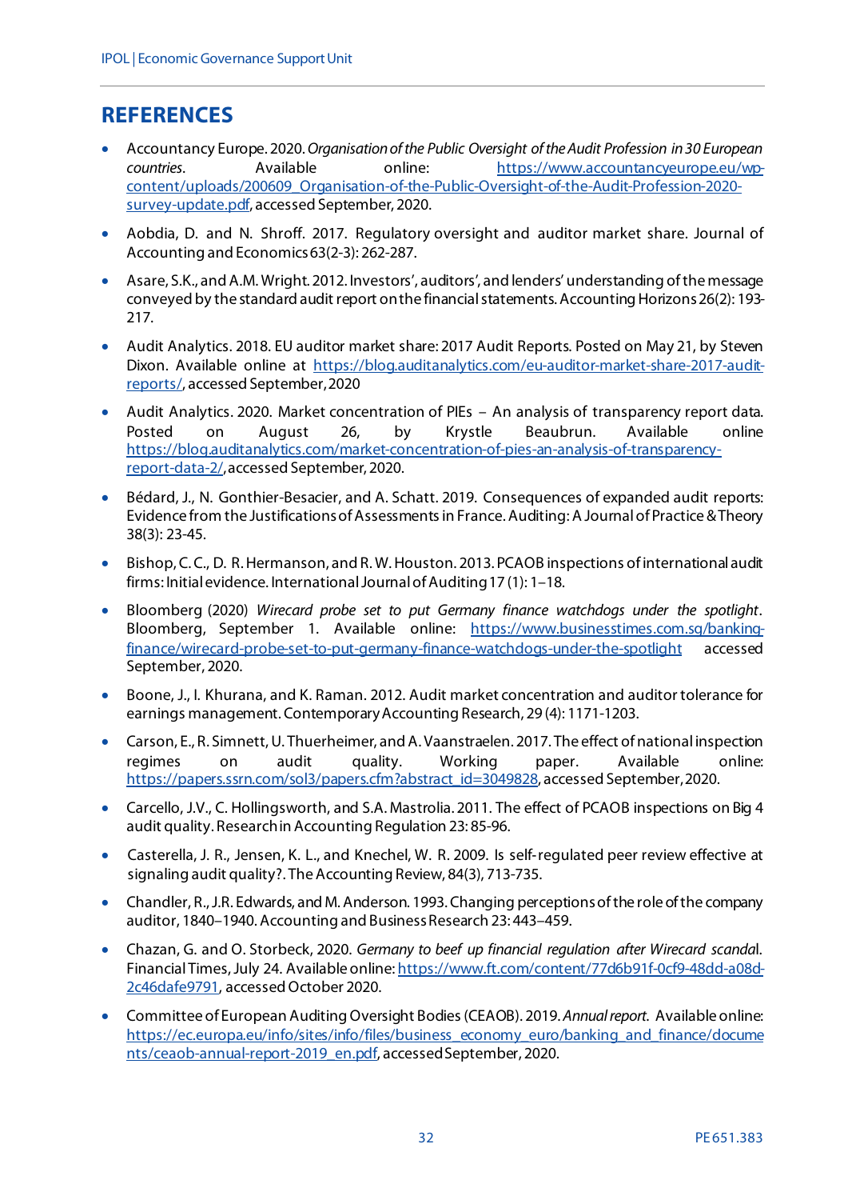# REFERENCES

- Accountancy Europe. 2020. *Organisation of the Public Oversight of the Audit Profession in 30 European countries*. Available online: https://www.accountancyeurope.eu/wp-content/uploads/200609_Organisation-of-the-Public-Oversight-of-the-Audit-Profession-2020-survey-update.pdf, accessed September, 2020.
- Aobdia, D. and N. Shroff. 2017. Regulatory oversight and auditor market share. Journal of Accounting and Economics 63(2-3): 262-287.
- Asare, S.K., and A.M. Wright. 2012. Investors', auditors', and lenders' understanding of the message conveyed by the standard audit report on the financial statements. Accounting Horizons 26(2): 193-217.
- Audit Analytics. 2018. EU auditor market share: 2017 Audit Reports. Posted on May 21, by Steven Dixon. Available online at https://blog.auditanalytics.com/eu-auditor-market-share-2017-audit-reports/, accessed September, 2020
- Audit Analytics. 2020. Market concentration of PIEs – An analysis of transparency report data. Posted on August 26, by Krystle Beaubrun. Available online https://blog.auditanalytics.com/market-concentration-of-pies-an-analysis-of-transparency-report-data-2/, accessed September, 2020.
- Bédard, J., N. Gonthier-Besacier, and A. Schatt. 2019. Consequences of expanded audit reports: Evidence from the Justifications of Assessments in France. Auditing: A Journal of Practice & Theory 38(3): 23-45.
- Bishop, C. C., D. R. Hermanson, and R. W. Houston. 2013. PCAOB inspections of international audit firms: Initial evidence. International Journal of Auditing 17 (1): 1–18.
- Bloomberg (2020) *Wirecard probe set to put Germany finance watchdogs under the spotlight*. Bloomberg, September 1. Available online: https://www.businesstimes.com.sg/banking-finance/wirecard-probe-set-to-put-germany-finance-watchdogs-under-the-spotlight accessed September, 2020.
- Boone, J., I. Khurana, and K. Raman. 2012. Audit market concentration and auditor tolerance for earnings management. Contemporary Accounting Research, 29 (4): 1171-1203.
- Carson, E., R. Simnett, U. Thuerheimer, and A. Vaanstraelen. 2017. The effect of national inspection regimes on audit quality. Working paper. Available online: https://papers.ssrn.com/sol3/papers.cfm?abstract_id=3049828, accessed September, 2020.
- Carcello, J.V., C. Hollingsworth, and S.A. Mastrolia. 2011. The effect of PCAOB inspections on Big 4 audit quality. Research in Accounting Regulation 23: 85-96.
- Casterella, J. R., Jensen, K. L., and Knechel, W. R. 2009. Is self-regulated peer review effective at signaling audit quality?. The Accounting Review, 84(3), 713-735.
- Chandler, R., J.R. Edwards, and M. Anderson. 1993. Changing perceptions of the role of the company auditor, 1840–1940. Accounting and Business Research 23: 443–459.
- Chazan, G. and O. Storbeck, 2020. *Germany to beef up financial regulation after Wirecard scandal*. Financial Times, July 24. Available online: https://www.ft.com/content/77d6b91f-0cf9-48dd-a08d-2c46dafe9791, accessed October 2020.
- Committee of European Auditing Oversight Bodies (CEAOB). 2019. *Annual report*. Available online: https://ec.europa.eu/info/sites/info/files/business_economy_euro/banking_and_finance/documents/ceaob-annual-report-2019_en.pdf, accessed September, 2020.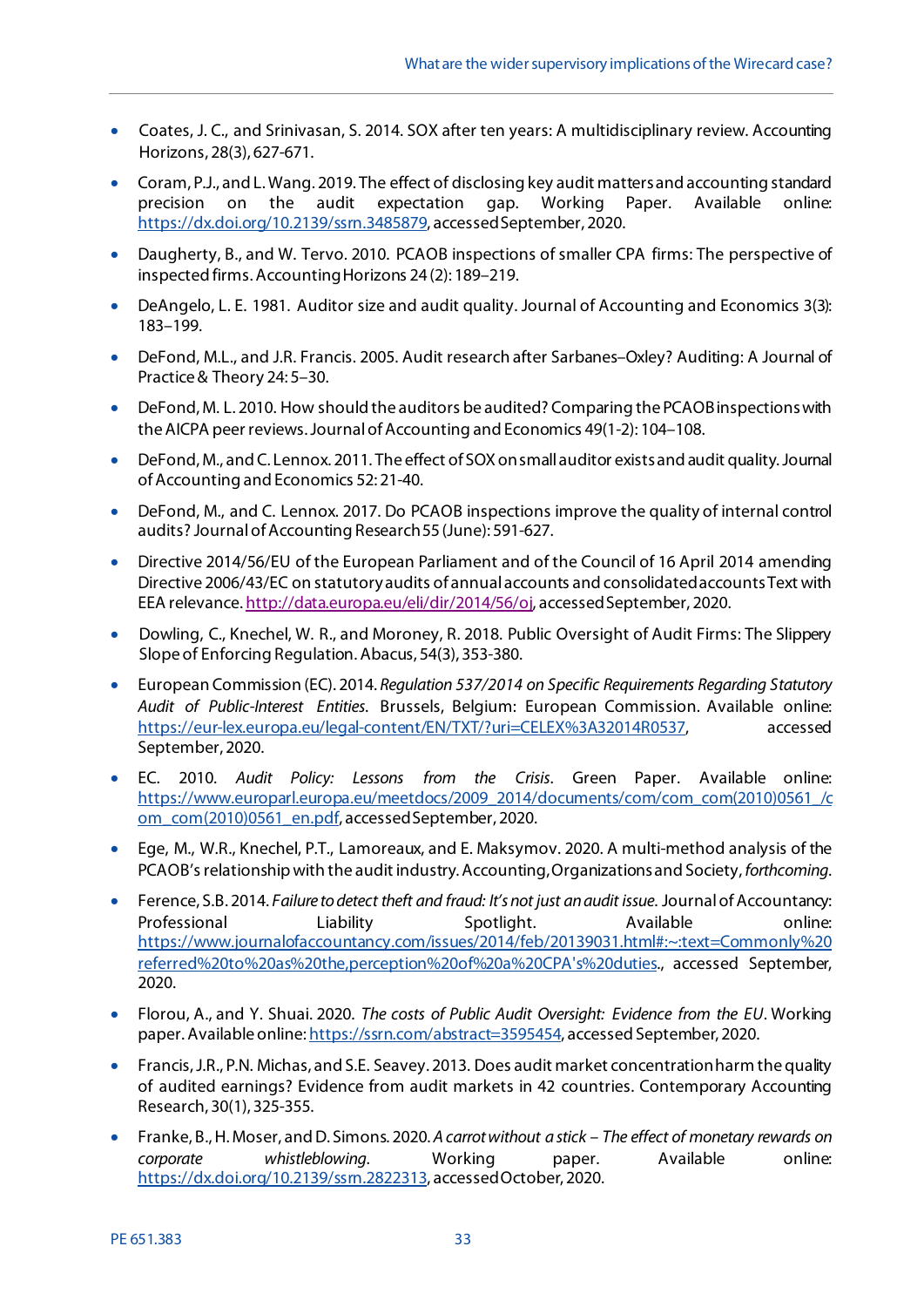- Coates, J. C., and Srinivasan, S. 2014. SOX after ten years: A multidisciplinary review. Accounting Horizons, 28(3), 627-671.
- Coram, P.J., and L. Wang. 2019. The effect of disclosing key audit matters and accounting standard precision on the audit expectation gap. Working Paper. Available online: https://dx.doi.org/10.2139/ssrn.3485879, accessed September, 2020.
- Daugherty, B., and W. Tervo. 2010. PCAOB inspections of smaller CPA firms: The perspective of inspected firms. Accounting Horizons 24 (2): 189–219.
- DeAngelo, L. E. 1981. Auditor size and audit quality. Journal of Accounting and Economics 3(3): 183–199.
- DeFond, M.L., and J.R. Francis. 2005. Audit research after Sarbanes–Oxley? Auditing: A Journal of Practice & Theory 24: 5–30.
- DeFond, M. L. 2010. How should the auditors be audited? Comparing the PCAOB inspections with the AICPA peer reviews. Journal of Accounting and Economics 49(1-2): 104–108.
- DeFond, M., and C. Lennox. 2011. The effect of SOX on small auditor exists and audit quality. Journal of Accounting and Economics 52: 21-40.
- DeFond, M., and C. Lennox. 2017. Do PCAOB inspections improve the quality of internal control audits? Journal of Accounting Research 55 (June): 591-627.
- Directive 2014/56/EU of the European Parliament and of the Council of 16 April 2014 amending Directive 2006/43/EC on statutory audits of annual accounts and consolidated accounts Text with EEA relevance. http://data.europa.eu/eli/dir/2014/56/oj, accessed September, 2020.
- Dowling, C., Knechel, W. R., and Moroney, R. 2018. Public Oversight of Audit Firms: The Slippery Slope of Enforcing Regulation. Abacus, 54(3), 353-380.
- European Commission (EC). 2014. *Regulation 537/2014 on Specific Requirements Regarding Statutory Audit of Public-Interest Entities*. Brussels, Belgium: European Commission. Available online: https://eur-lex.europa.eu/legal-content/EN/TXT/?uri=CELEX%3A32014R0537, accessed September, 2020.
- EC. 2010. *Audit Policy: Lessons from the Crisis*. Green Paper. Available online: https://www.europarl.europa.eu/meetdocs/2009_2014/documents/com/com_com(2010)0561_/com_com(2010)0561_en.pdf, accessed September, 2020.
- Ege, M., W.R., Knechel, P.T., Lamoreaux, and E. Maksymov. 2020. A multi-method analysis of the PCAOB's relationship with the audit industry. Accounting, Organizations and Society, *forthcoming*.
- Ference, S.B. 2014. *Failure to detect theft and fraud: It's not just an audit issue*. Journal of Accountancy: Professional Liability Spotlight. Available online: https://www.journalofaccountancy.com/issues/2014/feb/20139031.html#:~:text=Commonly%20referred%20to%20as%20the,perception%20of%20a%20CPA's%20duties., accessed September, 2020.
- Florou, A., and Y. Shuai. 2020. *The costs of Public Audit Oversight: Evidence from the EU*. Working paper. Available online: https://ssrn.com/abstract=3595454, accessed September, 2020.
- Francis, J.R., P.N. Michas, and S.E. Seavey. 2013. Does audit market concentration harm the quality of audited earnings? Evidence from audit markets in 42 countries. Contemporary Accounting Research, 30(1), 325-355.
- Franke, B., H. Moser, and D. Simons. 2020. *A carrot without a stick – The effect of monetary rewards on corporate whistleblowing*. Working paper. Available online: https://dx.doi.org/10.2139/ssrn.2822313, accessed October, 2020.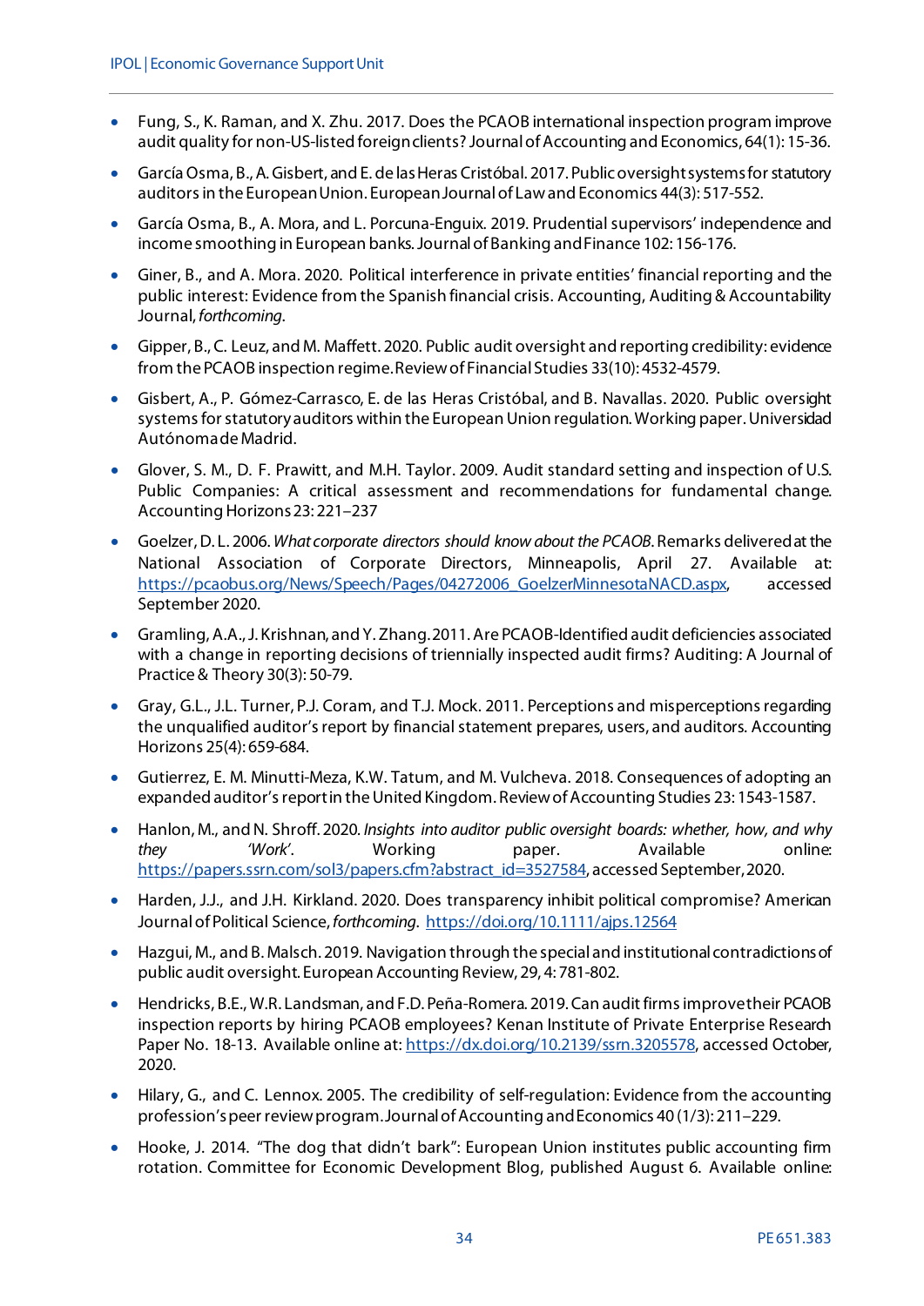- Fung, S., K. Raman, and X. Zhu. 2017. Does the PCAOB international inspection program improve audit quality for non-US-listed foreign clients? Journal of Accounting and Economics, 64(1): 15-36.
- García Osma, B., A. Gisbert, and E. de las Heras Cristóbal. 2017. Public oversight systems for statutory auditors in the European Union. European Journal of Law and Economics 44(3): 517-552.
- García Osma, B., A. Mora, and L. Porcuna-Enguix. 2019. Prudential supervisors' independence and income smoothing in European banks. Journal of Banking and Finance 102: 156-176.
- Giner, B., and A. Mora. 2020. Political interference in private entities' financial reporting and the public interest: Evidence from the Spanish financial crisis. Accounting, Auditing & Accountability Journal, *forthcoming*.
- Gipper, B., C. Leuz, and M. Maffett. 2020. Public audit oversight and reporting credibility: evidence from the PCAOB inspection regime. Review of Financial Studies 33(10): 4532-4579.
- Gisbert, A., P. Gómez-Carrasco, E. de las Heras Cristóbal, and B. Navallas. 2020. Public oversight systems for statutory auditors within the European Union regulation. Working paper. Universidad Autónoma de Madrid.
- Glover, S. M., D. F. Prawitt, and M.H. Taylor. 2009. Audit standard setting and inspection of U.S. Public Companies: A critical assessment and recommendations for fundamental change. Accounting Horizons 23: 221–237
- Goelzer, D. L. 2006. *What corporate directors should know about the PCAOB*. Remarks delivered at the National Association of Corporate Directors, Minneapolis, April 27. Available at: https://pcaobus.org/News/Speech/Pages/04272006_GoelzerMinnesotaNACD.aspx, accessed September 2020.
- Gramling, A.A., J. Krishnan, and Y. Zhang. 2011. Are PCAOB-Identified audit deficiencies associated with a change in reporting decisions of triennially inspected audit firms? Auditing: A Journal of Practice & Theory 30(3): 50-79.
- Gray, G.L., J.L. Turner, P.J. Coram, and T.J. Mock. 2011. Perceptions and misperceptions regarding the unqualified auditor's report by financial statement prepares, users, and auditors. Accounting Horizons 25(4): 659-684.
- Gutierrez, E. M. Minutti-Meza, K.W. Tatum, and M. Vulcheva. 2018. Consequences of adopting an expanded auditor's report in the United Kingdom. Review of Accounting Studies 23: 1543-1587.
- Hanlon, M., and N. Shroff. 2020. *Insights into auditor public oversight boards: whether, how, and why they 'Work'*. Working paper. Available online: https://papers.ssrn.com/sol3/papers.cfm?abstract_id=3527584, accessed September, 2020.
- Harden, J.J., and J.H. Kirkland. 2020. Does transparency inhibit political compromise? American Journal of Political Science, *forthcoming*. https://doi.org/10.1111/ajps.12564
- Hazgui, M., and B. Malsch. 2019. Navigation through the special and institutional contradictions of public audit oversight. European Accounting Review, 29, 4: 781-802.
- Hendricks, B.E., W.R. Landsman, and F.D. Peña-Romera. 2019. Can audit firms improve their PCAOB inspection reports by hiring PCAOB employees? Kenan Institute of Private Enterprise Research Paper No. 18-13. Available online at: https://dx.doi.org/10.2139/ssrn.3205578, accessed October, 2020.
- Hilary, G., and C. Lennox. 2005. The credibility of self-regulation: Evidence from the accounting profession's peer review program. Journal of Accounting and Economics 40 (1/3): 211–229.
- Hooke, J. 2014. "The dog that didn't bark": European Union institutes public accounting firm rotation. Committee for Economic Development Blog, published August 6. Available online: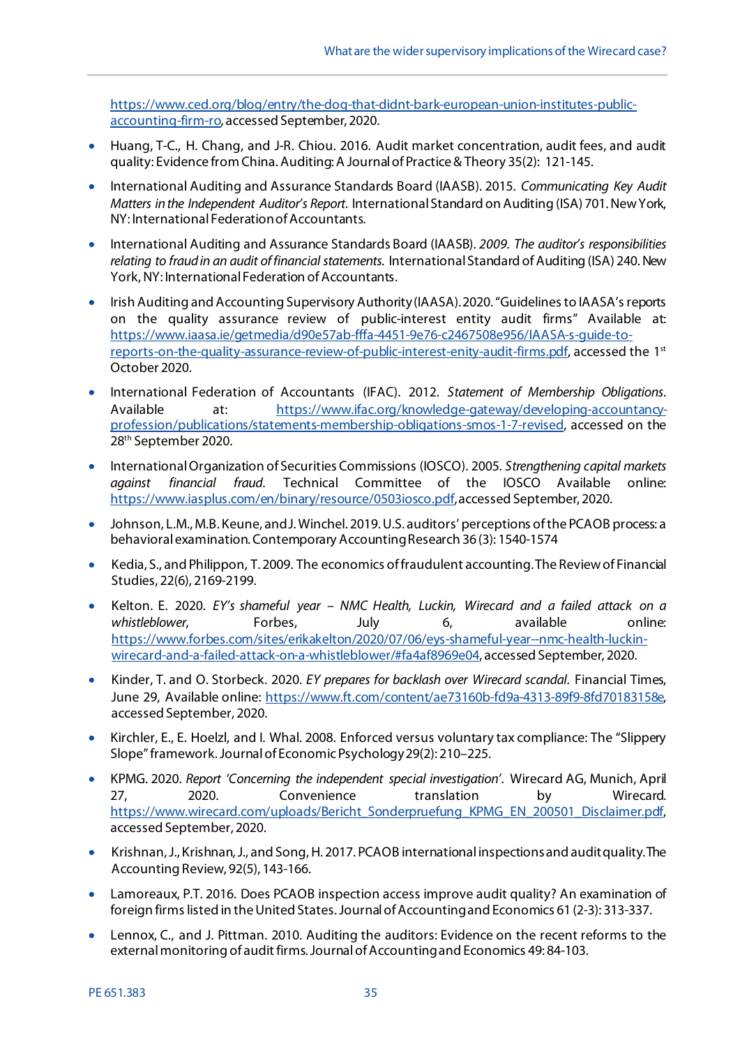https://www.ced.org/blog/entry/the-dog-that-didnt-bark-european-union-institutes-public-accounting-firm-ro, accessed September, 2020.

- Huang, T-C., H. Chang, and J-R. Chiou. 2016. Audit market concentration, audit fees, and audit quality: Evidence from China. Auditing: A Journal of Practice & Theory 35(2): 121-145.
- International Auditing and Assurance Standards Board (IAASB). 2015. *Communicating Key Audit Matters in the Independent Auditor's Report*. International Standard on Auditing (ISA) 701. New York, NY: International Federation of Accountants.
- International Auditing and Assurance Standards Board (IAASB). *2009. The auditor's responsibilities relating to fraud in an audit of financial statements.* International Standard of Auditing (ISA) 240. New York, NY: International Federation of Accountants.
- Irish Auditing and Accounting Supervisory Authority (IAASA). 2020. "Guidelines to IAASA's reports on the quality assurance review of public-interest entity audit firms" Available at: https://www.iaasa.ie/getmedia/d90e57ab-fffa-4451-9e76-c2467508e956/IAASA-s-guide-to-reports-on-the-quality-assurance-review-of-public-interest-enity-audit-firms.pdf, accessed the 1st October 2020.
- International Federation of Accountants (IFAC). 2012. *Statement of Membership Obligations*. Available at: https://www.ifac.org/knowledge-gateway/developing-accountancy-profession/publications/statements-membership-obligations-smos-1-7-revised, accessed on the 28th September 2020.
- International Organization of Securities Commissions (IOSCO). 2005. *Strengthening capital markets against financial fraud*. Technical Committee of the IOSCO Available online: https://www.iasplus.com/en/binary/resource/0503iosco.pdf, accessed September, 2020.
- Johnson, L.M., M.B. Keune, and J. Winchel. 2019. U.S. auditors' perceptions of the PCAOB process: a behavioral examination. Contemporary Accounting Research 36 (3): 1540-1574
- Kedia, S., and Philippon, T. 2009. The economics of fraudulent accounting. The Review of Financial Studies, 22(6), 2169-2199.
- Kelton. E. 2020. *EY's shameful year – NMC Health, Luckin, Wirecard and a failed attack on a whistleblower*, Forbes, July 6, available online: https://www.forbes.com/sites/erikakelton/2020/07/06/eys-shameful-year--nmc-health-luckin-wirecard-and-a-failed-attack-on-a-whistleblower/#fa4af8969e04, accessed September, 2020.
- Kinder, T. and O. Storbeck. 2020. *EY prepares for backlash over Wirecard scandal.* Financial Times, June 29, Available online: https://www.ft.com/content/ae73160b-fd9a-4313-89f9-8fd70183158e, accessed September, 2020.
- Kirchler, E., E. Hoelzl, and I. Whal. 2008. Enforced versus voluntary tax compliance: The "Slippery Slope" framework. Journal of Economic Psychology 29(2): 210–225.
- KPMG. 2020. *Report 'Concerning the independent special investigation'*. Wirecard AG, Munich, April 27, 2020. Convenience translation by Wirecard. https://www.wirecard.com/uploads/Bericht_Sonderpruefung_KPMG_EN_200501_Disclaimer.pdf, accessed September, 2020.
- Krishnan, J., Krishnan, J., and Song, H. 2017. PCAOB international inspections and audit quality. The Accounting Review, 92(5), 143-166.
- Lamoreaux, P.T. 2016. Does PCAOB inspection access improve audit quality? An examination of foreign firms listed in the United States. Journal of Accounting and Economics 61 (2-3): 313-337.
- Lennox, C., and J. Pittman. 2010. Auditing the auditors: Evidence on the recent reforms to the external monitoring of audit firms. Journal of Accounting and Economics 49: 84-103.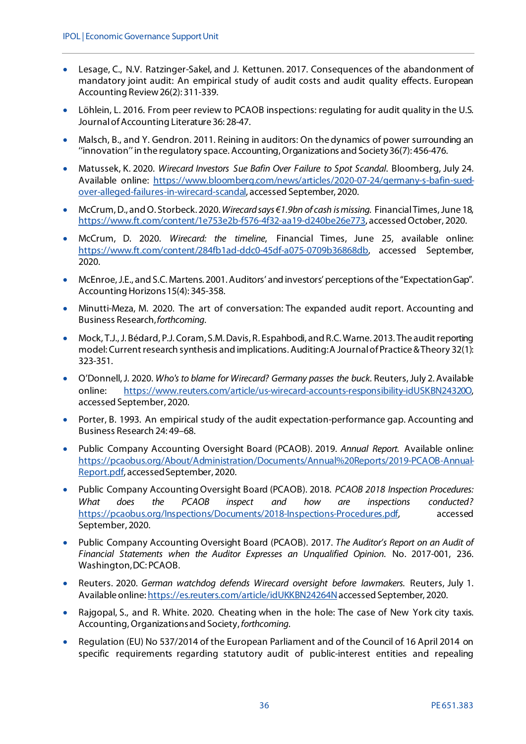- Lesage, C., N.V. Ratzinger-Sakel, and J. Kettunen. 2017. Consequences of the abandonment of mandatory joint audit: An empirical study of audit costs and audit quality effects. European Accounting Review 26(2): 311-339.
- Löhlein, L. 2016. From peer review to PCAOB inspections: regulating for audit quality in the U.S. Journal of Accounting Literature 36: 28-47.
- Malsch, B., and Y. Gendron. 2011. Reining in auditors: On the dynamics of power surrounding an ''innovation'' in the regulatory space. Accounting, Organizations and Society 36(7): 456-476.
- Matussek, K. 2020. *Wirecard Investors Sue Bafin Over Failure to Spot Scandal*. Bloomberg, July 24. Available online: https://www.bloomberg.com/news/articles/2020-07-24/germany-s-bafin-sued-over-alleged-failures-in-wirecard-scandal, accessed September, 2020.
- McCrum, D., and O. Storbeck. 2020. *Wirecard says €1.9bn of cash is missing.* Financial Times, June 18, https://www.ft.com/content/1e753e2b-f576-4f32-aa19-d240be26e773, accessed October, 2020.
- McCrum, D. 2020. *Wirecard: the timeline*, Financial Times, June 25, available online: https://www.ft.com/content/284fb1ad-ddc0-45df-a075-0709b36868db, accessed September, 2020.
- McEnroe, J.E., and S.C. Martens. 2001. Auditors' and investors' perceptions of the "Expectation Gap". Accounting Horizons 15(4): 345-358.
- Minutti-Meza, M. 2020. The art of conversation: The expanded audit report. Accounting and Business Research, *forthcoming*.
- Mock, T.J., J. Bédard, P.J. Coram, S.M. Davis, R. Espahbodi, and R.C. Warne. 2013. The audit reporting model: Current research synthesis and implications. Auditing: A Journal of Practice & Theory 32(1): 323-351.
- O'Donnell, J. 2020. *Who's to blame for Wirecard? Germany passes the buck*. Reuters, July 2. Available online: https://www.reuters.com/article/us-wirecard-accounts-responsibility-idUSKBN24320O, accessed September, 2020.
- Porter, B. 1993. An empirical study of the audit expectation-performance gap. Accounting and Business Research 24: 49–68.
- Public Company Accounting Oversight Board (PCAOB). 2019. *Annual Report.* Available online: https://pcaobus.org/About/Administration/Documents/Annual%20Reports/2019-PCAOB-Annual-Report.pdf, accessed September, 2020.
- Public Company Accounting Oversight Board (PCAOB). 2018. *PCAOB 2018 Inspection Procedures: What does the PCAOB inspect and how are inspections conducted?* https://pcaobus.org/Inspections/Documents/2018-Inspections-Procedures.pdf, accessed September, 2020.
- Public Company Accounting Oversight Board (PCAOB). 2017. *The Auditor's Report on an Audit of Financial Statements when the Auditor Expresses an Unqualified Opinion*. No. 2017-001, 236. Washington, DC: PCAOB.
- Reuters. 2020. *German watchdog defends Wirecard oversight before lawmakers.* Reuters, July 1. Available online: https://es.reuters.com/article/idUKKBN24264N accessed September, 2020.
- Rajgopal, S., and R. White. 2020. Cheating when in the hole: The case of New York city taxis. Accounting, Organizations and Society, *forthcoming*.
- Regulation (EU) No 537/2014 of the European Parliament and of the Council of 16 April 2014 on specific requirements regarding statutory audit of public-interest entities and repealing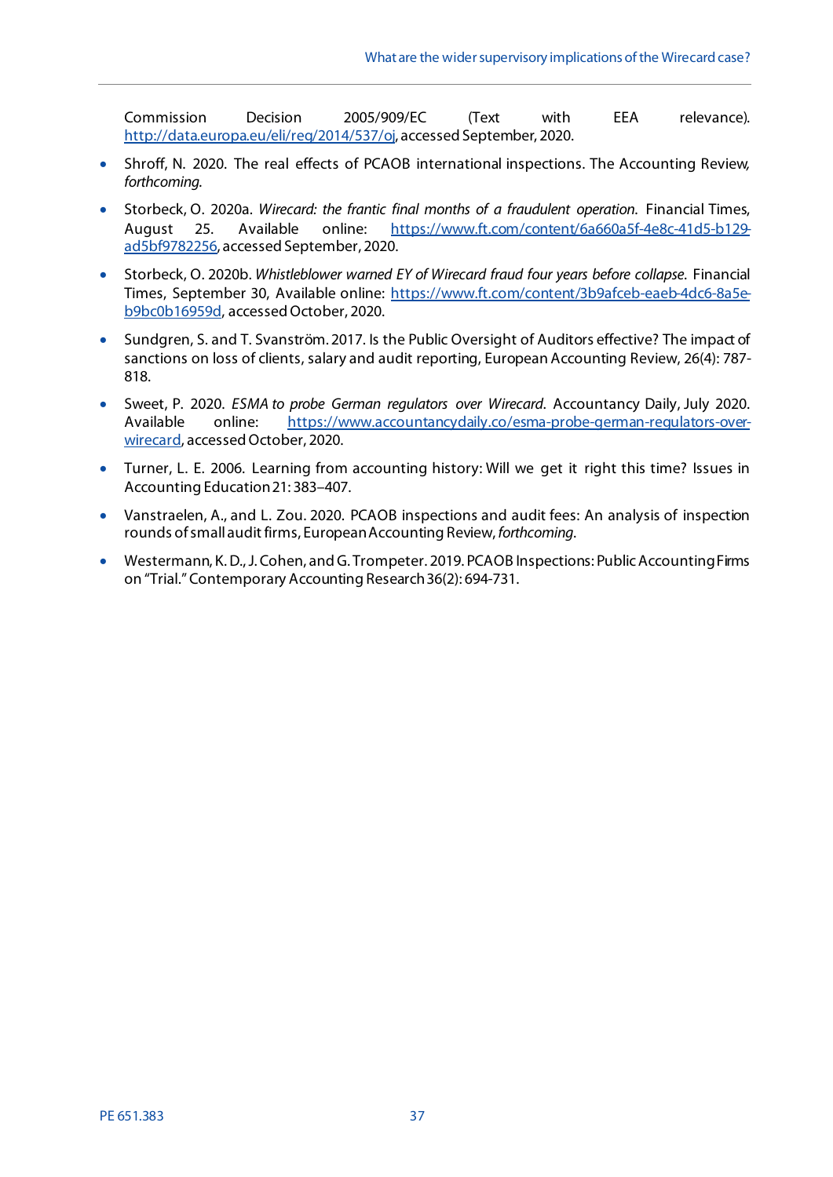Commission Decision 2005/909/EC (Text with EEA relevance). http://data.europa.eu/eli/reg/2014/537/oj, accessed September, 2020.

- Shroff, N. 2020. The real effects of PCAOB international inspections. The Accounting Review, *forthcoming*.
- Storbeck, O. 2020a. *Wirecard: the frantic final months of a fraudulent operation*. Financial Times, August 25. Available online: https://www.ft.com/content/6a660a5f-4e8c-41d5-b129-ad5bf9782256, accessed September, 2020.
- Storbeck, O. 2020b. *Whistleblower warned EY of Wirecard fraud four years before collapse*. Financial Times, September 30, Available online: https://www.ft.com/content/3b9afceb-eaeb-4dc6-8a5e-b9bc0b16959d, accessed October, 2020.
- Sundgren, S. and T. Svanström. 2017. Is the Public Oversight of Auditors effective? The impact of sanctions on loss of clients, salary and audit reporting, European Accounting Review, 26(4): 787-818.
- Sweet, P. 2020. *ESMA to probe German regulators over Wirecard*. Accountancy Daily, July 2020. Available online: https://www.accountancydaily.co/esma-probe-german-regulators-over-wirecard, accessed October, 2020.
- Turner, L. E. 2006. Learning from accounting history: Will we get it right this time? Issues in Accounting Education 21: 383–407.
- Vanstraelen, A., and L. Zou. 2020. PCAOB inspections and audit fees: An analysis of inspection rounds of small audit firms, European Accounting Review, *forthcoming*.
- Westermann, K. D., J. Cohen, and G. Trompeter. 2019. PCAOB Inspections: Public Accounting Firms on "Trial." Contemporary Accounting Research 36(2): 694-731.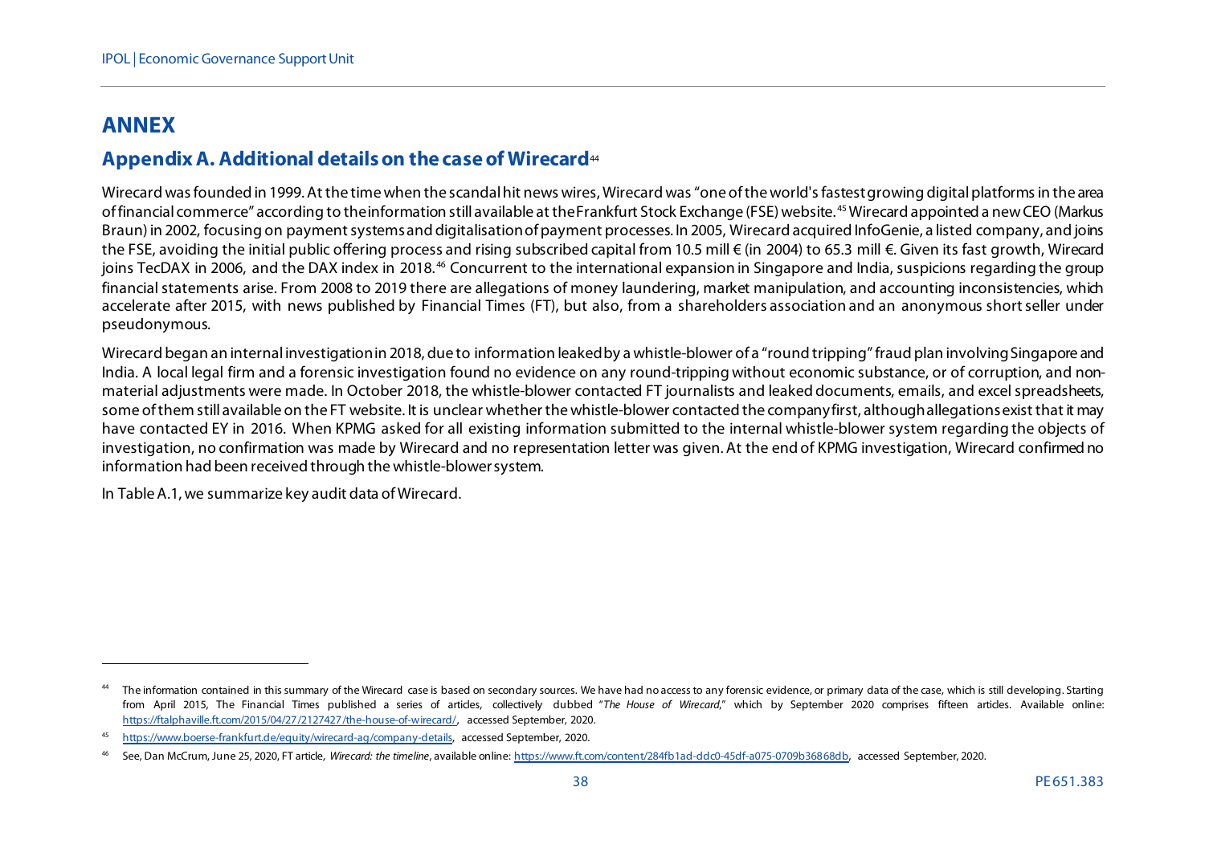# ANNEX

## Appendix A. Additional details on the case of Wirecard[44]

Wirecard was founded in 1999. At the time when the scandal hit news wires, Wirecard was "one of the world's fastest growing digital platforms in the area of financial commerce" according to the information still available at the Frankfurt Stock Exchange (FSE) website.[45] Wirecard appointed a new CEO (Markus Braun) in 2002, focusing on payment systems and digitalisation of payment processes. In 2005, Wirecard acquired InfoGenie, a listed company, and joins the FSE, avoiding the initial public offering process and rising subscribed capital from 10.5 mill € (in 2004) to 65.3 mill €. Given its fast growth, Wirecard joins TecDAX in 2006, and the DAX index in 2018.[46] Concurrent to the international expansion in Singapore and India, suspicions regarding the group financial statements arise. From 2008 to 2019 there are allegations of money laundering, market manipulation, and accounting inconsistencies, which accelerate after 2015, with news published by Financial Times (FT), but also, from a shareholders association and an anonymous short seller under pseudonymous.

Wirecard began an internal investigation in 2018, due to information leaked by a whistle-blower of a "round tripping" fraud plan involving Singapore and India. A local legal firm and a forensic investigation found no evidence on any round-tripping without economic substance, or of corruption, and non-material adjustments were made. In October 2018, the whistle-blower contacted FT journalists and leaked documents, emails, and excel spreadsheets, some of them still available on the FT website. It is unclear whether the whistle-blower contacted the company first, although allegations exist that it may have contacted EY in 2016. When KPMG asked for all existing information submitted to the internal whistle-blower system regarding the objects of investigation, no confirmation was made by Wirecard and no representation letter was given. At the end of KPMG investigation, Wirecard confirmed no information had been received through the whistle-blower system.

In Table A.1, we summarize key audit data of Wirecard.

---

[44] The information contained in this summary of the Wirecard case is based on secondary sources. We have had no access to any forensic evidence, or primary data of the case, which is still developing. Starting from April 2015, The Financial Times published a series of articles, collectively dubbed "*The House of Wirecard*," which by September 2020 comprises fifteen articles. Available online: https://ftalphaville.ft.com/2015/04/27/2127427/the-house-of-wirecard/, accessed September, 2020.

[45] https://www.boerse-frankfurt.de/equity/wirecard-ag/company-details, accessed September, 2020.

[46] See, Dan McCrum, June 25, 2020, FT article, *Wirecard: the timeline*, available online: https://www.ft.com/content/284fb1ad-ddc0-45df-a075-0709b36868db, accessed September, 2020.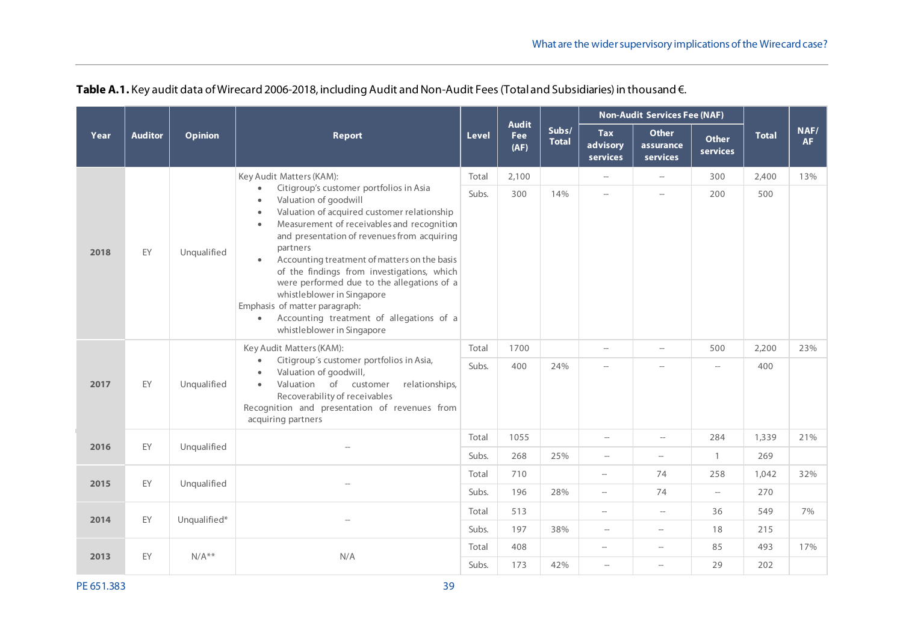**Table A.1.** Key audit data of Wirecard 2006-2018, including Audit and Non-Audit Fees (Total and Subsidiaries) in thousand €.

| Year | Auditor | Opinion | Report | Level | Audit Fee (AF) | Subs/ Total | Non-Audit Services Fee (NAF) | | | Total | NAF/ AF |
|---|---|---|---|---|---|---|---|---|---|---|---|
| | | | | | | | Tax advisory services | Other assurance services | Other services | | |
| 2018 | EY | Unqualified | Key Audit Matters (KAM): • Citigroup's customer portfolios in Asia • Valuation of goodwill • Valuation of acquired customer relationship • Measurement of receivables and recognition and presentation of revenues from acquiring partners • Accounting treatment of matters on the basis of the findings from investigations, which were performed due to the allegations of a whistleblower in Singapore. Emphasis of matter paragraph: • Accounting treatment of allegations of a whistleblower in Singapore | Total | 2,100 | | -- | -- | 300 | 2,400 | 13% |
| | | | | Subs. | 300 | 14% | -- | -- | 200 | 500 | |
| 2017 | EY | Unqualified | Key Audit Matters (KAM): • Citigroup´s customer portfolios in Asia, • Valuation of goodwill, • Valuation of customer relationships, Recoverability of receivables Recognition and presentation of revenues from acquiring partners | Total | 1700 | | -- | -- | 500 | 2,200 | 23% |
| | | | | Subs. | 400 | 24% | -- | -- | -- | 400 | |
| 2016 | EY | Unqualified | -- | Total | 1055 | | -- | -- | 284 | 1,339 | 21% |
| | | | | Subs. | 268 | 25% | -- | -- | 1 | 269 | |
| 2015 | EY | Unqualified | -- | Total | 710 | | -- | 74 | 258 | 1,042 | 32% |
| | | | | Subs. | 196 | 28% | -- | 74 | -- | 270 | |
| 2014 | EY | Unqualified* | -- | Total | 513 | | -- | -- | 36 | 549 | 7% |
| | | | | Subs. | 197 | 38% | -- | -- | 18 | 215 | |
| 2013 | EY | N/A** | N/A | Total | 408 | | -- | -- | 85 | 493 | 17% |
| | | | | Subs. | 173 | 42% | -- | -- | 29 | 202 | |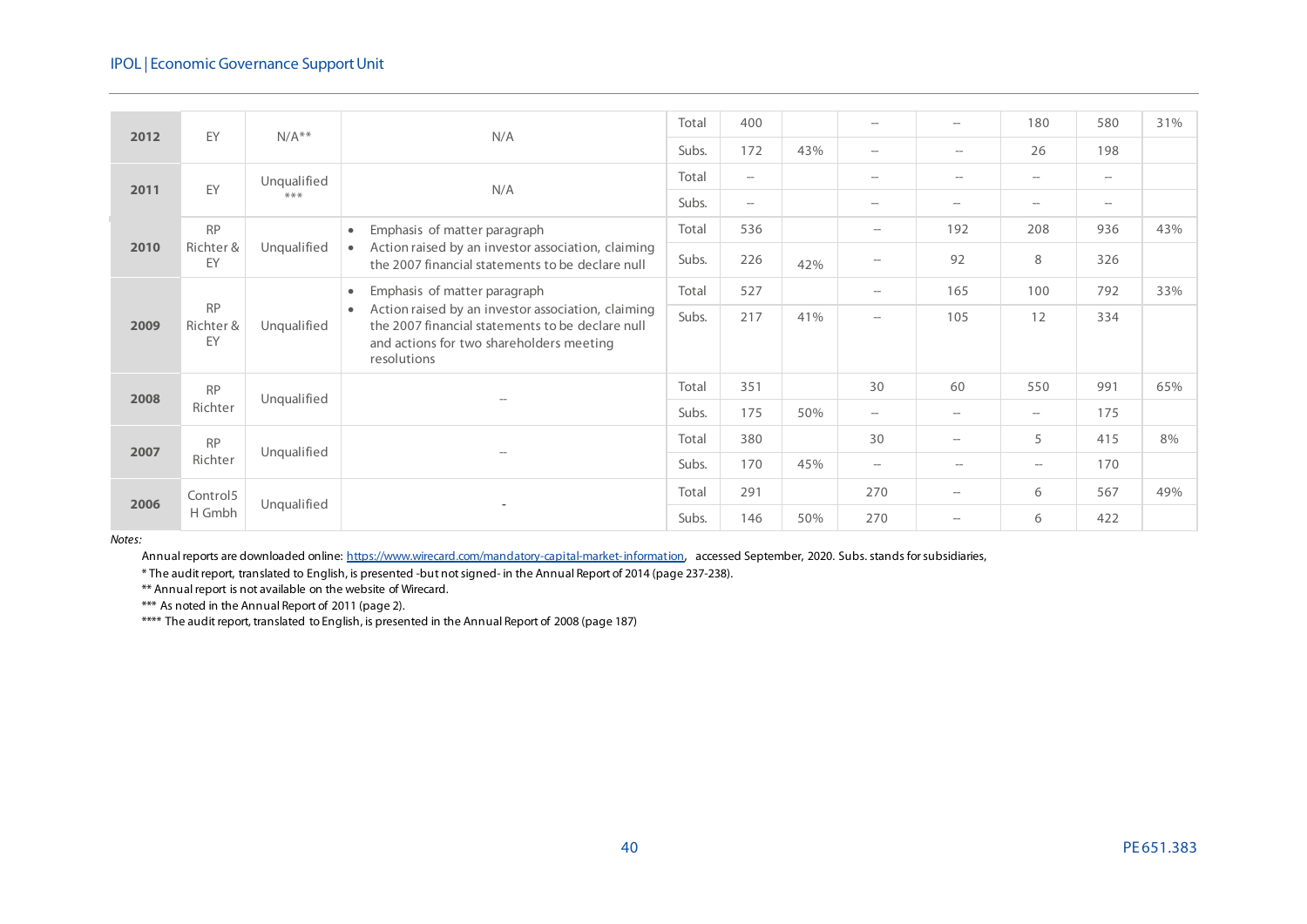| 2012 | EY | N/A** | N/A | Total | 400 | | -- | -- | 180 | 580 | 31% |
|---|---|---|---|---|---|---|---|---|---|---|---|
| | | | | Subs. | 172 | 43% | -- | -- | 26 | 198 | |
| 2011 | EY | Unqualified *** | N/A | Total | -- | | -- | -- | -- | -- | |
| | | | | Subs. | -- | | -- | -- | -- | -- | |
| 2010 | RP Richter & EY | Unqualified | • Emphasis of matter paragraph<br>• Action raised by an investor association, claiming the 2007 financial statements to be declare null | Total | 536 | | -- | 192 | 208 | 936 | 43% |
| | | | | Subs. | 226 | 42% | -- | 92 | 8 | 326 | |
| 2009 | RP Richter & EY | Unqualified | • Emphasis of matter paragraph<br>• Action raised by an investor association, claiming the 2007 financial statements to be declare null and actions for two shareholders meeting resolutions | Total | 527 | | -- | 165 | 100 | 792 | 33% |
| | | | | Subs. | 217 | 41% | -- | 105 | 12 | 334 | |
| 2008 | RP Richter | Unqualified | -- | Total | 351 | | 30 | 60 | 550 | 991 | 65% |
| | | | | Subs. | 175 | 50% | -- | -- | -- | 175 | |
| 2007 | RP Richter | Unqualified | -- | Total | 380 | | 30 | -- | 5 | 415 | 8% |
| | | | | Subs. | 170 | 45% | -- | -- | -- | 170 | |
| 2006 | Control5 H Gmbh | Unqualified | - | Total | 291 | | 270 | -- | 6 | 567 | 49% |
| | | | | Subs. | 146 | 50% | 270 | -- | 6 | 422 | |

*Notes:*

Annual reports are downloaded online: https://www.wirecard.com/mandatory-capital-market-information, accessed September, 2020. Subs. stands for subsidiaries,

* The audit report, translated to English, is presented -but not signed- in the Annual Report of 2014 (page 237-238).

** Annual report is not available on the website of Wirecard.

*** As noted in the Annual Report of 2011 (page 2).

**** The audit report, translated to English, is presented in the Annual Report of 2008 (page 187)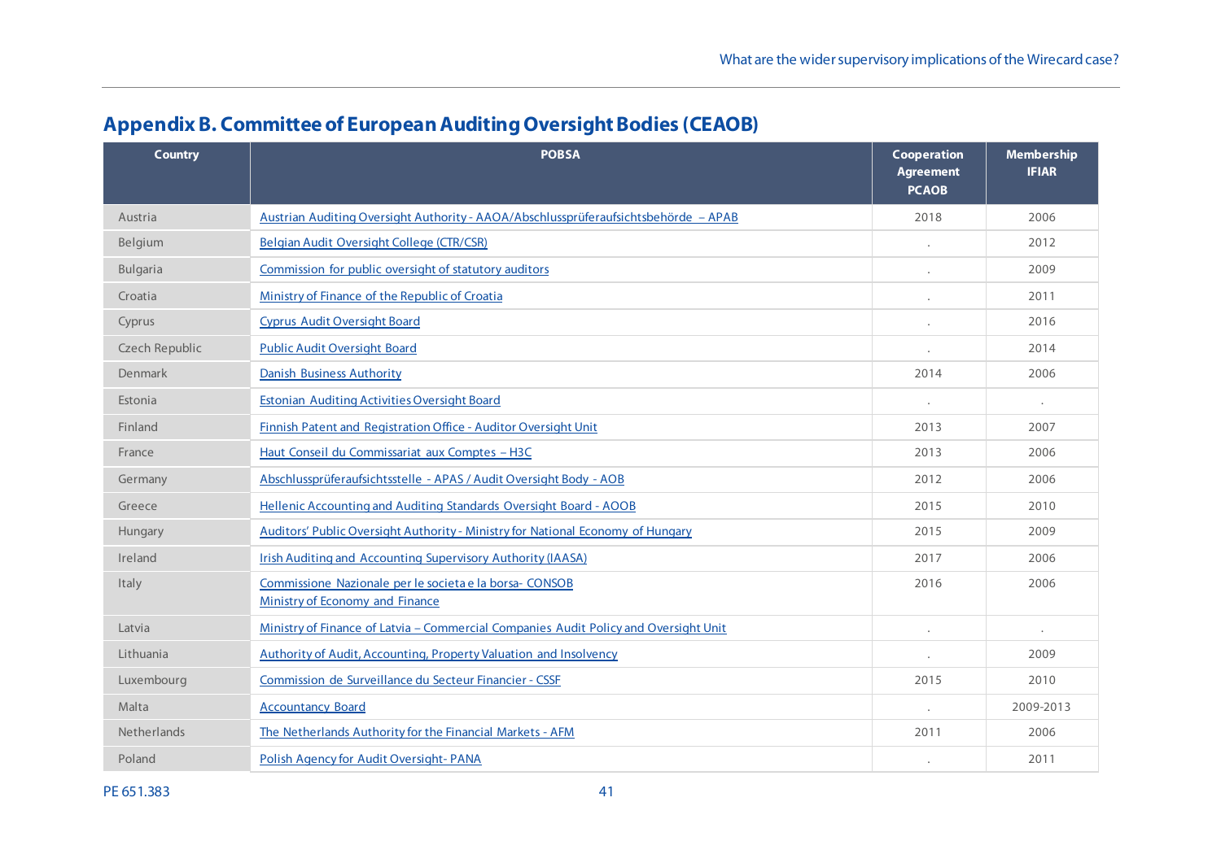## Appendix B. Committee of European Auditing Oversight Bodies (CEAOB)

| Country | POBSA | Cooperation Agreement PCAOB | Membership IFIAR |
|---|---|---|---|
| Austria | Austrian Auditing Oversight Authority - AAOA/Abschlussprüferaufsichtsbehörde – APAB | 2018 | 2006 |
| Belgium | Belgian Audit Oversight College (CTR/CSR) | . | 2012 |
| Bulgaria | Commission for public oversight of statutory auditors | . | 2009 |
| Croatia | Ministry of Finance of the Republic of Croatia | . | 2011 |
| Cyprus | Cyprus Audit Oversight Board | . | 2016 |
| Czech Republic | Public Audit Oversight Board | . | 2014 |
| Denmark | Danish Business Authority | 2014 | 2006 |
| Estonia | Estonian Auditing Activities Oversight Board | . | . |
| Finland | Finnish Patent and Registration Office - Auditor Oversight Unit | 2013 | 2007 |
| France | Haut Conseil du Commissariat aux Comptes – H3C | 2013 | 2006 |
| Germany | Abschlussprüferaufsichtsstelle - APAS / Audit Oversight Body - AOB | 2012 | 2006 |
| Greece | Hellenic Accounting and Auditing Standards Oversight Board - AOOB | 2015 | 2010 |
| Hungary | Auditors' Public Oversight Authority - Ministry for National Economy of Hungary | 2015 | 2009 |
| Ireland | Irish Auditing and Accounting Supervisory Authority (IAASA) | 2017 | 2006 |
| Italy | Commissione Nazionale per le societa e la borsa- CONSOB<br>Ministry of Economy and Finance | 2016 | 2006 |
| Latvia | Ministry of Finance of Latvia – Commercial Companies Audit Policy and Oversight Unit | . | . |
| Lithuania | Authority of Audit, Accounting, Property Valuation and Insolvency | . | 2009 |
| Luxembourg | Commission de Surveillance du Secteur Financier - CSSF | 2015 | 2010 |
| Malta | Accountancy Board | . | 2009-2013 |
| Netherlands | The Netherlands Authority for the Financial Markets - AFM | 2011 | 2006 |
| Poland | Polish Agency for Audit Oversight- PANA | . | 2011 |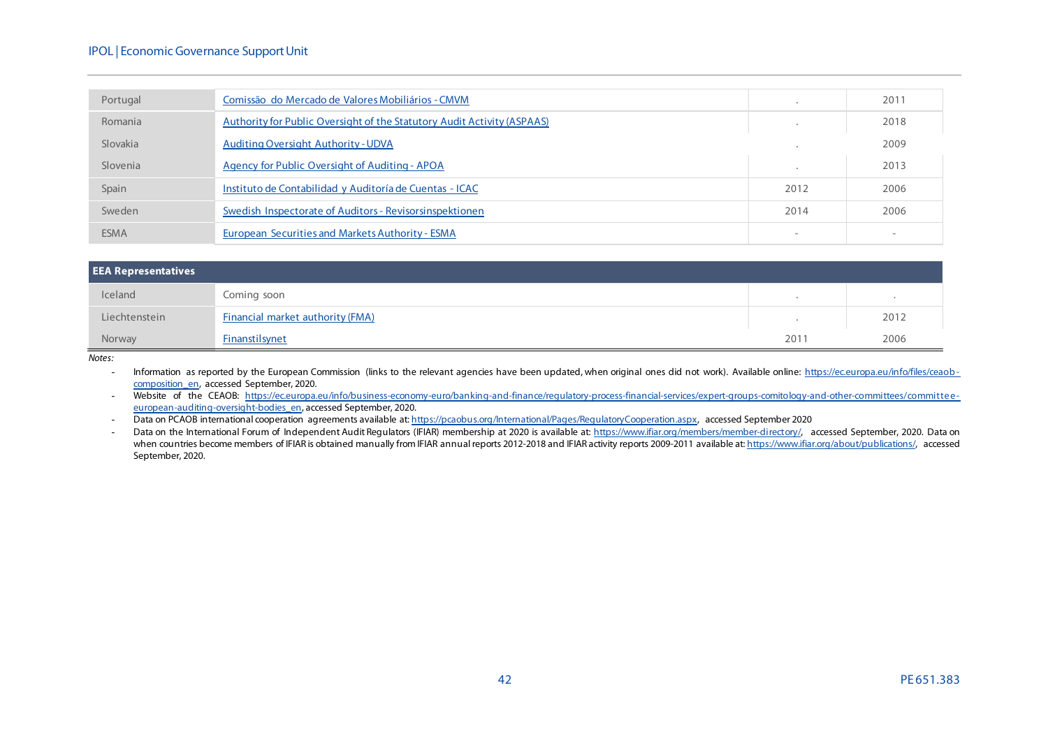| | | | |
|---|---|---|---|
| Portugal | Comissão do Mercado de Valores Mobiliários - CMVM | . | 2011 |
| Romania | Authority for Public Oversight of the Statutory Audit Activity (ASPAAS) | . | 2018 |
| Slovakia | Auditing Oversight Authority - UDVA | . | 2009 |
| Slovenia | Agency for Public Oversight of Auditing - APOA | . | 2013 |
| Spain | Instituto de Contabilidad y Auditoría de Cuentas - ICAC | 2012 | 2006 |
| Sweden | Swedish Inspectorate of Auditors - Revisorsinspektionen | 2014 | 2006 |
| ESMA | European Securities and Markets Authority - ESMA | - | - |
| **EEA Representatives** | | | |
| Iceland | Coming soon | . | . |
| Liechtenstein | Financial market authority (FMA) | . | 2012 |
| Norway | Finanstilsynet | 2011 | 2006 |

*Notes:*

- Information as reported by the European Commission (links to the relevant agencies have been updated, when original ones did not work). Available online: https://ec.europa.eu/info/files/ceaob-composition_en, accessed September, 2020.
- Website of the CEAOB: https://ec.europa.eu/info/business-economy-euro/banking-and-finance/regulatory-process-financial-services/expert-groups-comitology-and-other-committees/committee-european-auditing-oversight-bodies_en, accessed September, 2020.
- Data on PCAOB international cooperation agreements available at: https://pcaobus.org/International/Pages/RegulatoryCooperation.aspx, accessed September 2020
- Data on the International Forum of Independent Audit Regulators (IFIAR) membership at 2020 is available at: https://www.ifiar.org/members/member-directory/, accessed September, 2020. Data on when countries become members of IFIAR is obtained manually from IFIAR annual reports 2012-2018 and IFIAR activity reports 2009-2011 available at: https://www.ifiar.org/about/publications/, accessed September, 2020.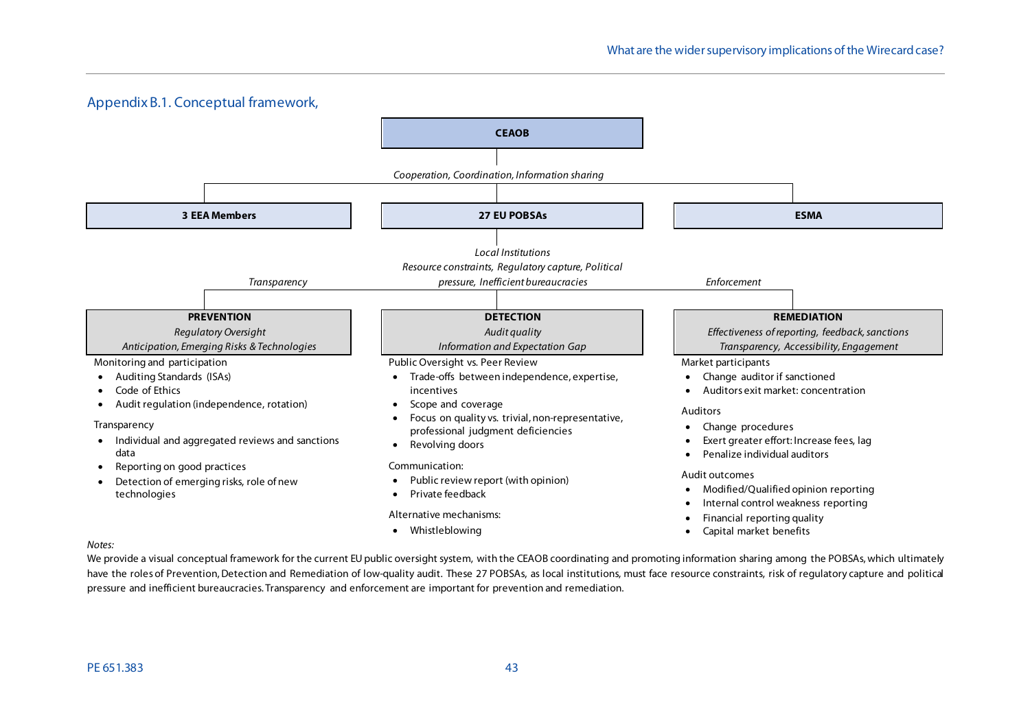## Appendix B.1. Conceptual framework,

**CEAOB**

*Cooperation, Coordination, Information sharing*

| **3 EEA Members** | **27 EU POBSAs** | **ESMA** |
|---|---|---|

*Local Institutions*
*Resource constraints, Regulatory capture, Political pressure, Inefficient bureaucracies*

| *Transparency* | | *Enforcement* |
|---|---|---|
| **PREVENTION**<br>*Regulatory Oversight*<br>*Anticipation, Emerging Risks & Technologies* | **DETECTION**<br>*Audit quality*<br>*Information and Expectation Gap* | **REMEDIATION**<br>*Effectiveness of reporting, feedback, sanctions*<br>*Transparency, Accessibility, Engagement* |

**PREVENTION**

Monitoring and participation

- Auditing Standards (ISAs)
- Code of Ethics
- Audit regulation (independence, rotation)

Transparency

- Individual and aggregated reviews and sanctions data
- Reporting on good practices
- Detection of emerging risks, role of new technologies

**DETECTION**

Public Oversight vs. Peer Review

- Trade-offs between independence, expertise, incentives
- Scope and coverage
- Focus on quality vs. trivial, non-representative, professional judgment deficiencies
- Revolving doors

Communication:

- Public review report (with opinion)
- Private feedback

Alternative mechanisms:

- Whistleblowing

**REMEDIATION**

Market participants

- Change auditor if sanctioned
- Auditors exit market: concentration

Auditors

- Change procedures
- Exert greater effort: Increase fees, lag
- Penalize individual auditors

Audit outcomes

- Modified/Qualified opinion reporting
- Internal control weakness reporting
- Financial reporting quality
- Capital market benefits

*Notes:*

We provide a visual conceptual framework for the current EU public oversight system, with the CEAOB coordinating and promoting information sharing among the POBSAs, which ultimately have the roles of Prevention, Detection and Remediation of low-quality audit. These 27 POBSAs, as local institutions, must face resource constraints, risk of regulatory capture and political pressure and inefficient bureaucracies. Transparency and enforcement are important for prevention and remediation.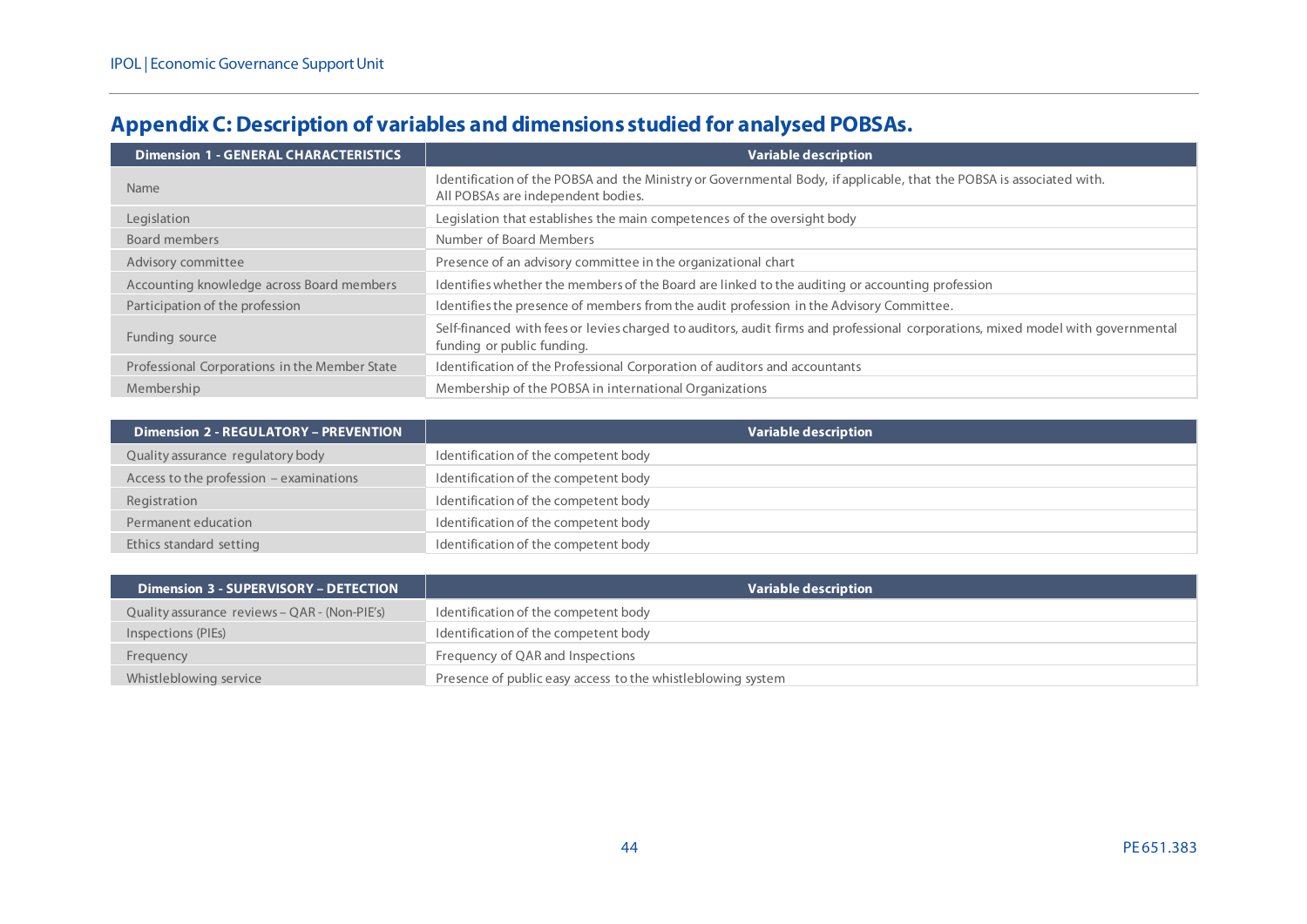## Appendix C: Description of variables and dimensions studied for analysed POBSAs.

| Dimension 1 - GENERAL CHARACTERISTICS | Variable description |
|---|---|
| Name | Identification of the POBSA and the Ministry or Governmental Body, if applicable, that the POBSA is associated with. All POBSAs are independent bodies. |
| Legislation | Legislation that establishes the main competences of the oversight body |
| Board members | Number of Board Members |
| Advisory committee | Presence of an advisory committee in the organizational chart |
| Accounting knowledge across Board members | Identifies whether the members of the Board are linked to the auditing or accounting profession |
| Participation of the profession | Identifies the presence of members from the audit profession in the Advisory Committee. |
| Funding source | Self-financed with fees or levies charged to auditors, audit firms and professional corporations, mixed model with governmental funding or public funding. |
| Professional Corporations in the Member State | Identification of the Professional Corporation of auditors and accountants |
| Membership | Membership of the POBSA in international Organizations |

| Dimension 2 - REGULATORY – PREVENTION | Variable description |
|---|---|
| Quality assurance regulatory body | Identification of the competent body |
| Access to the profession – examinations | Identification of the competent body |
| Registration | Identification of the competent body |
| Permanent education | Identification of the competent body |
| Ethics standard setting | Identification of the competent body |

| Dimension 3 - SUPERVISORY – DETECTION | Variable description |
|---|---|
| Quality assurance reviews – QAR - (Non-PIE's) | Identification of the competent body |
| Inspections (PIEs) | Identification of the competent body |
| Frequency | Frequency of QAR and Inspections |
| Whistleblowing service | Presence of public easy access to the whistleblowing system |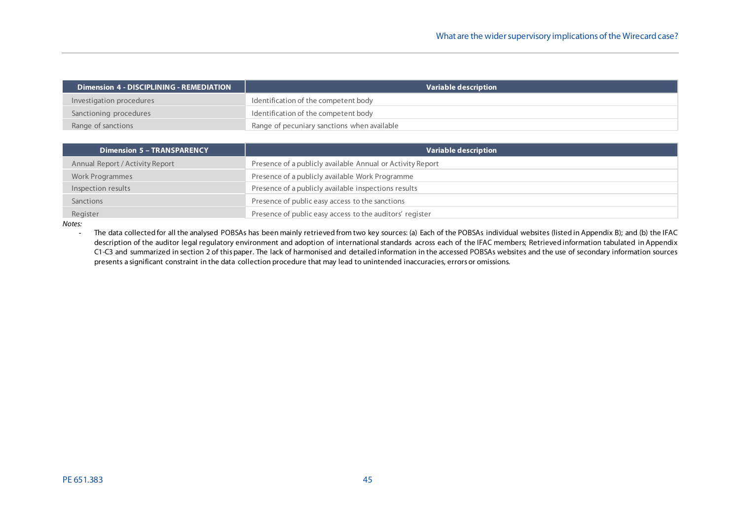| Dimension 4 - DISCIPLINING - REMEDIATION | Variable description |
|---|---|
| Investigation procedures | Identification of the competent body |
| Sanctioning procedures | Identification of the competent body |
| Range of sanctions | Range of pecuniary sanctions when available |

| Dimension 5 – TRANSPARENCY | Variable description |
|---|---|
| Annual Report / Activity Report | Presence of a publicly available Annual or Activity Report |
| Work Programmes | Presence of a publicly available Work Programme |
| Inspection results | Presence of a publicly available inspections results |
| Sanctions | Presence of public easy access to the sanctions |
| Register | Presence of public easy access to the auditors' register |

*Notes:*

- The data collected for all the analysed POBSAs has been mainly retrieved from two key sources: (a) Each of the POBSAs individual websites (listed in Appendix B); and (b) the IFAC description of the auditor legal regulatory environment and adoption of international standards across each of the IFAC members; Retrieved information tabulated in Appendix C1-C3 and summarized in section 2 of this paper. The lack of harmonised and detailed information in the accessed POBSAs websites and the use of secondary information sources presents a significant constraint in the data collection procedure that may lead to unintended inaccuracies, errors or omissions.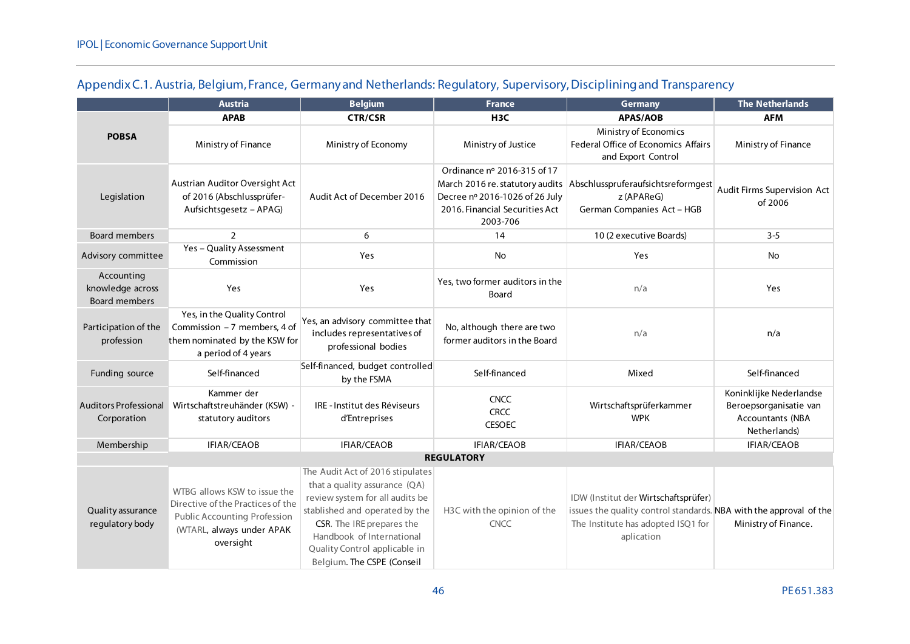## Appendix C.1. Austria, Belgium, France, Germany and Netherlands: Regulatory, Supervisory, Disciplining and Transparency

| | Austria | Belgium | France | Germany | The Netherlands |
|---|---|---|---|---|---|
| **POBSA** | **APAB** | **CTR/CSR** | **H3C** | **APAS/AOB** | **AFM** |
| | Ministry of Finance | Ministry of Economy | Ministry of Justice | Ministry of Economics Federal Office of Economics Affairs and Export Control | Ministry of Finance |
| Legislation | Austrian Auditor Oversight Act of 2016 (Abschlussprüfer-Aufsichtsgesetz – APAG) | Audit Act of December 2016 | Ordinance nº 2016-315 of 17 March 2016 re. statutory audits Decree nº 2016-1026 of 26 July 2016. Financial Securities Act 2003-706 | Abschlusspruferaufsichtsreformgestz (APAReG) German Companies Act – HGB | Audit Firms Supervision Act of 2006 |
| Board members | 2 | 6 | 14 | 10 (2 executive Boards) | 3-5 |
| Advisory committee | Yes – Quality Assessment Commission | Yes | No | Yes | No |
| Accounting knowledge across Board members | Yes | Yes | Yes, two former auditors in the Board | n/a | Yes |
| Participation of the profession | Yes, in the Quality Control Commission – 7 members, 4 of them nominated by the KSW for a period of 4 years | Yes, an advisory committee that includes representatives of professional bodies | No, although there are two former auditors in the Board | n/a | n/a |
| Funding source | Self-financed | Self-financed, budget controlled by the FSMA | Self-financed | Mixed | Self-financed |
| Auditors Professional Corporation | Kammer der Wirtschaftstreuhänder (KSW) - statutory auditors | IRE - Institut des Réviseurs d'Entreprises | CNCC CRCC CESOEC | Wirtschaftsprüferkammer WPK | Koninklijke Nederlandse Beroepsorganisatie van Accountants (NBA Netherlands) |
| Membership | IFIAR/CEAOB | IFIAR/CEAOB | IFIAR/CEAOB | IFIAR/CEAOB | IFIAR/CEAOB |
| **REGULATORY** | | | | | |
| Quality assurance regulatory body | WTBG allows KSW to issue the Directive of the Practices of the Public Accounting Profession (WTARL, always under APAK oversight | The Audit Act of 2016 stipulates that a quality assurance (QA) review system for all audits be stablished and operated by the CSR. The IRE prepares the Handbook of International Quality Control applicable in Belgium. The CSPE (Conseil | H3C with the opinion of the CNCC | IDW (Institut der Wirtschaftsprüfer) issues the quality control standards. The Institute has adopted ISQ1 for aplication | NBA with the approval of the Ministry of Finance. |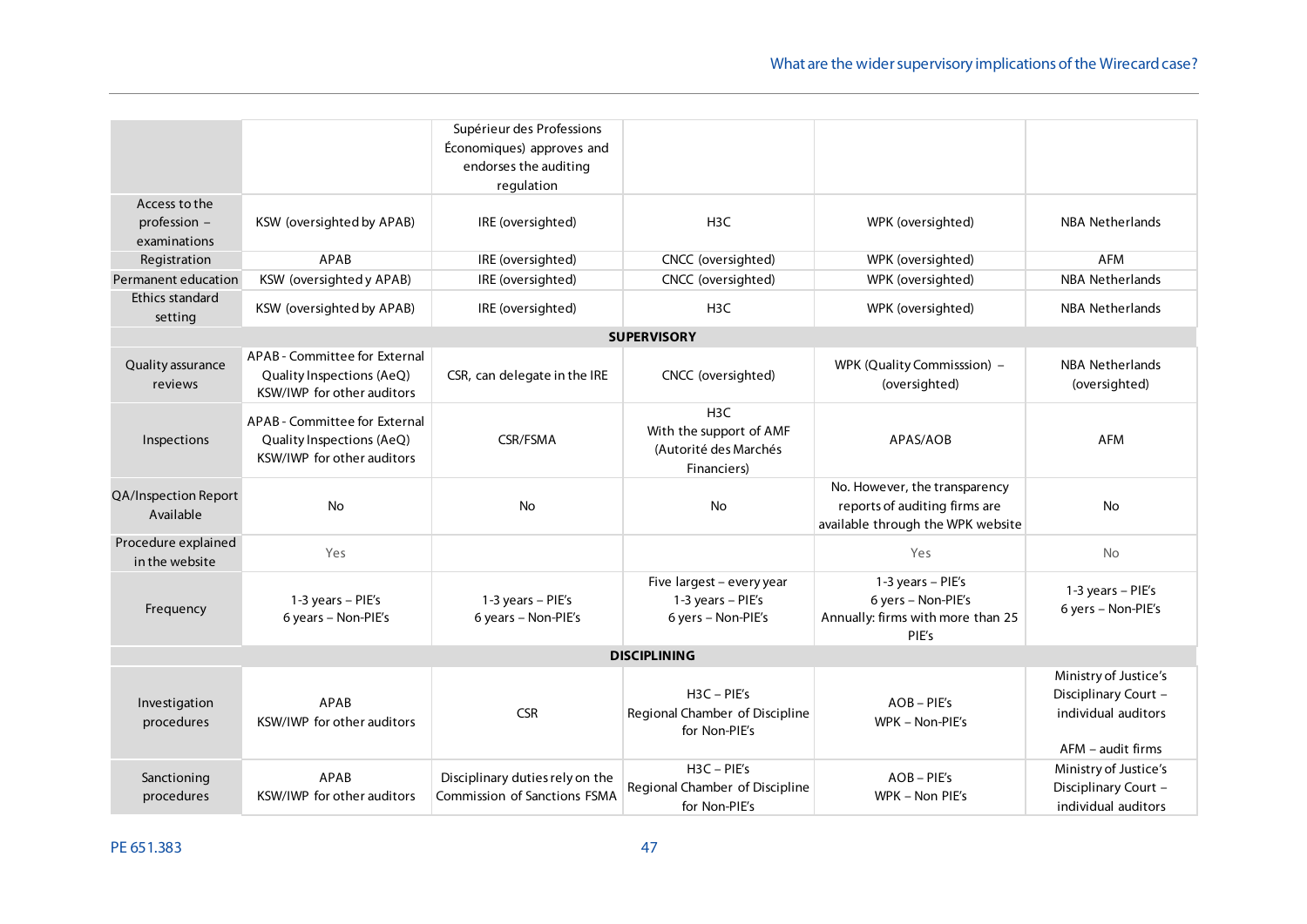| | | | | | |
|---|---|---|---|---|---|
| | | Supérieur des Professions Économiques) approves and endorses the auditing regulation | | | |
| Access to the profession – examinations | KSW (oversighted by APAB) | IRE (oversighted) | H3C | WPK (oversighted) | NBA Netherlands |
| Registration | APAB | IRE (oversighted) | CNCC (oversighted) | WPK (oversighted) | AFM |
| Permanent education | KSW (oversighted y APAB) | IRE (oversighted) | CNCC (oversighted) | WPK (oversighted) | NBA Netherlands |
| Ethics standard setting | KSW (oversighted by APAB) | IRE (oversighted) | H3C | WPK (oversighted) | NBA Netherlands |
| **SUPERVISORY** | | | | | |
| Quality assurance reviews | APAB - Committee for External Quality Inspections (AeQ) KSW/IWP for other auditors | CSR, can delegate in the IRE | CNCC (oversighted) | WPK (Quality Commisssion) – (oversighted) | NBA Netherlands (oversighted) |
| Inspections | APAB - Committee for External Quality Inspections (AeQ) KSW/IWP for other auditors | CSR/FSMA | H3C With the support of AMF (Autorité des Marchés Financiers) | APAS/AOB | AFM |
| QA/Inspection Report Available | No | No | No | No. However, the transparency reports of auditing firms are available through the WPK website | No |
| Procedure explained in the website | Yes | | | Yes | No |
| Frequency | 1-3 years – PIE's 6 years – Non-PIE's | 1-3 years – PIE's 6 years – Non-PIE's | Five largest – every year 1-3 years – PIE's 6 yers – Non-PIE's | 1-3 years – PIE's 6 yers – Non-PIE's Annually: firms with more than 25 PIE's | 1-3 years – PIE's 6 yers – Non-PIE's |
| **DISCIPLINING** | | | | | |
| Investigation procedures | APAB KSW/IWP for other auditors | CSR | H3C – PIE's Regional Chamber of Discipline for Non-PIE's | AOB – PIE's WPK – Non-PIE's | Ministry of Justice's Disciplinary Court – individual auditors AFM – audit firms |
| Sanctioning procedures | APAB KSW/IWP for other auditors | Disciplinary duties rely on the Commission of Sanctions FSMA | H3C – PIE's Regional Chamber of Discipline for Non-PIE's | AOB – PIE's WPK – Non PIE's | Ministry of Justice's Disciplinary Court – individual auditors |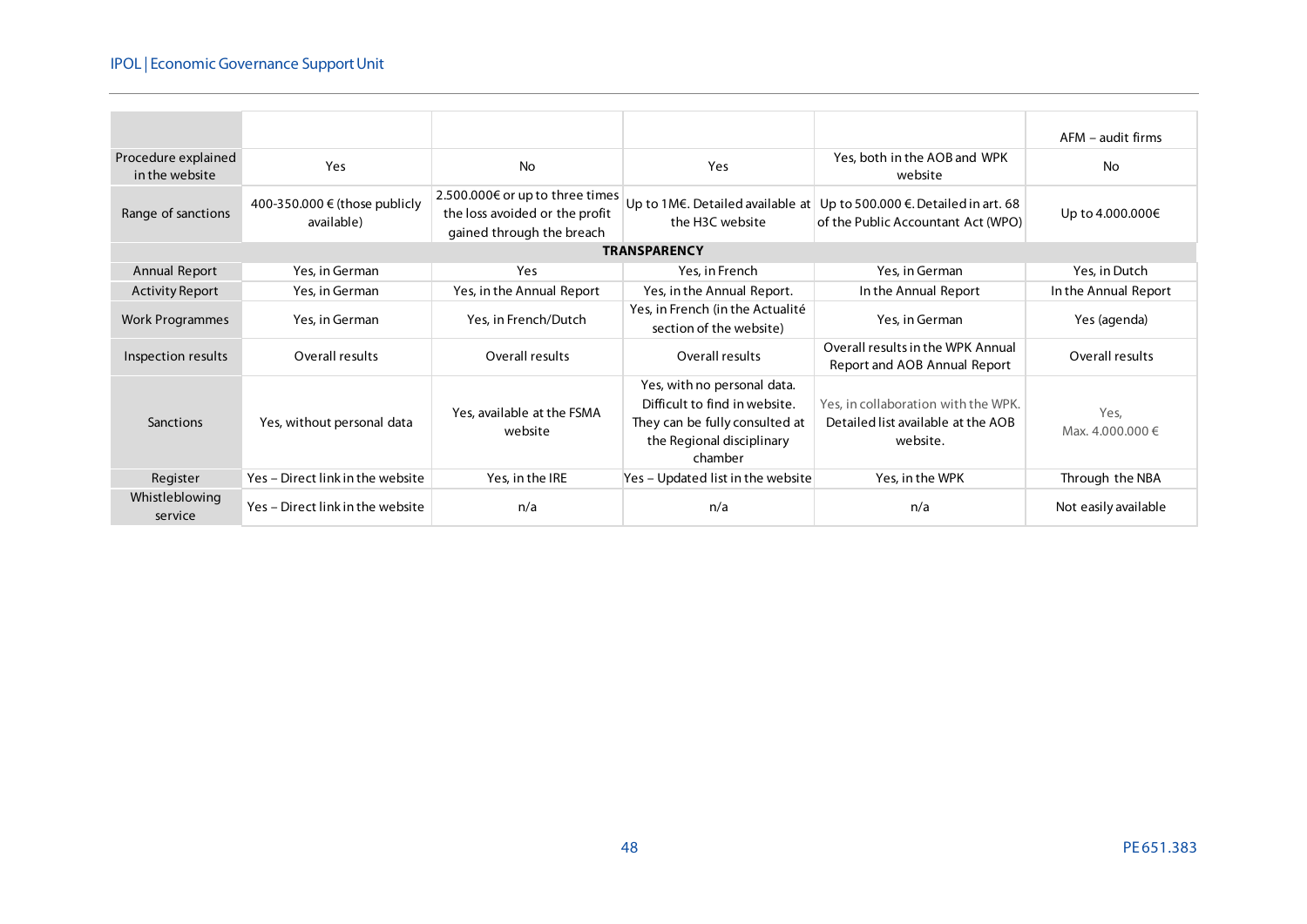| | | | | | AFM – audit firms |
|---|---|---|---|---|---|
| Procedure explained in the website | Yes | No | Yes | Yes, both in the AOB and WPK website | No |
| Range of sanctions | 400-350.000 € (those publicly available) | 2.500.000€ or up to three times the loss avoided or the profit gained through the breach | Up to 1M€. Detailed available at the H3C website | Up to 500.000 €. Detailed in art. 68 of the Public Accountant Act (WPO) | Up to 4.000.000€ |
| **TRANSPARENCY** | | | | | |
| Annual Report | Yes, in German | Yes | Yes, in French | Yes, in German | Yes, in Dutch |
| Activity Report | Yes, in German | Yes, in the Annual Report | Yes, in the Annual Report. | In the Annual Report | In the Annual Report |
| Work Programmes | Yes, in German | Yes, in French/Dutch | Yes, in French (in the Actualité section of the website) | Yes, in German | Yes (agenda) |
| Inspection results | Overall results | Overall results | Overall results | Overall results in the WPK Annual Report and AOB Annual Report | Overall results |
| Sanctions | Yes, without personal data | Yes, available at the FSMA website | Yes, with no personal data. Difficult to find in website. They can be fully consulted at the Regional disciplinary chamber | Yes, in collaboration with the WPK. Detailed list available at the AOB website. | Yes, Max. 4.000.000 € |
| Register | Yes – Direct link in the website | Yes, in the IRE | Yes – Updated list in the website | Yes, in the WPK | Through the NBA |
| Whistleblowing service | Yes – Direct link in the website | n/a | n/a | n/a | Not easily available |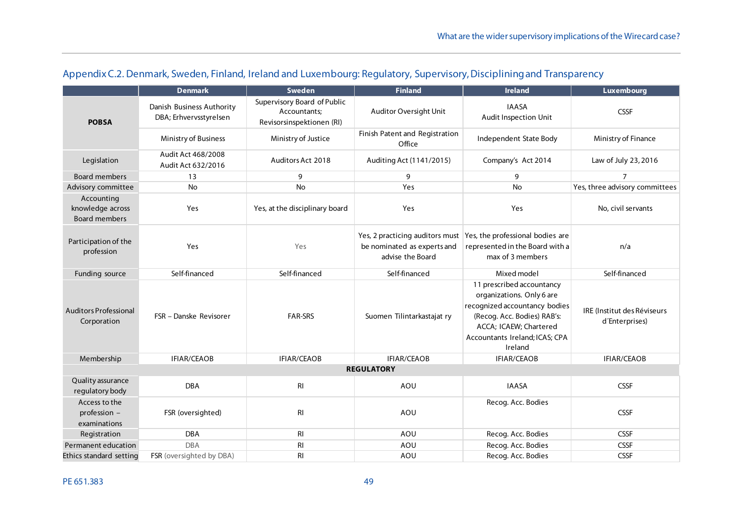## Appendix C.2. Denmark, Sweden, Finland, Ireland and Luxembourg: Regulatory, Supervisory, Disciplining and Transparency

| | Denmark | Sweden | Finland | Ireland | Luxembourg |
|---|---|---|---|---|---|
| **POBSA** | Danish Business Authority DBA; Erhvervsstyrelsen | Supervisory Board of Public Accountants; Revisorsinspektionen (RI) | Auditor Oversight Unit | IAASA Audit Inspection Unit | CSSF |
| | Ministry of Business | Ministry of Justice | Finish Patent and Registration Office | Independent State Body | Ministry of Finance |
| Legislation | Audit Act 468/2008 Audit Act 632/2016 | Auditors Act 2018 | Auditing Act (1141/2015) | Company's Act 2014 | Law of July 23, 2016 |
| Board members | 13 | 9 | 9 | 9 | 7 |
| Advisory committee | No | No | Yes | No | Yes, three advisory committees |
| Accounting knowledge across Board members | Yes | Yes, at the disciplinary board | Yes | Yes | No, civil servants |
| Participation of the profession | Yes | Yes | Yes, 2 practicing auditors must be nominated as experts and advise the Board | Yes, the professional bodies are represented in the Board with a max of 3 members | n/a |
| Funding source | Self-financed | Self-financed | Self-financed | Mixed model | Self-financed |
| Auditors Professional Corporation | FSR – Danske Revisorer | FAR-SRS | Suomen Tilintarkastajat ry | 11 prescribed accountancy organizations. Only 6 are recognized accountancy bodies (Recog. Acc. Bodies) RAB's: ACCA; ICAEW; Chartered Accountants Ireland; ICAS; CPA Ireland | IRE (Institut des Réviseurs d´Enterprises) |
| Membership | IFIAR/CEAOB | IFIAR/CEAOB | IFIAR/CEAOB | IFIAR/CEAOB | IFIAR/CEAOB |
| **REGULATORY** | | | | | |
| Quality assurance regulatory body | DBA | RI | AOU | IAASA | CSSF |
| Access to the profession – examinations | FSR (oversighted) | RI | AOU | Recog. Acc. Bodies | CSSF |
| Registration | DBA | RI | AOU | Recog. Acc. Bodies | CSSF |
| Permanent education | DBA | RI | AOU | Recog. Acc. Bodies | CSSF |
| Ethics standard setting | FSR (oversighted by DBA) | RI | AOU | Recog. Acc. Bodies | CSSF |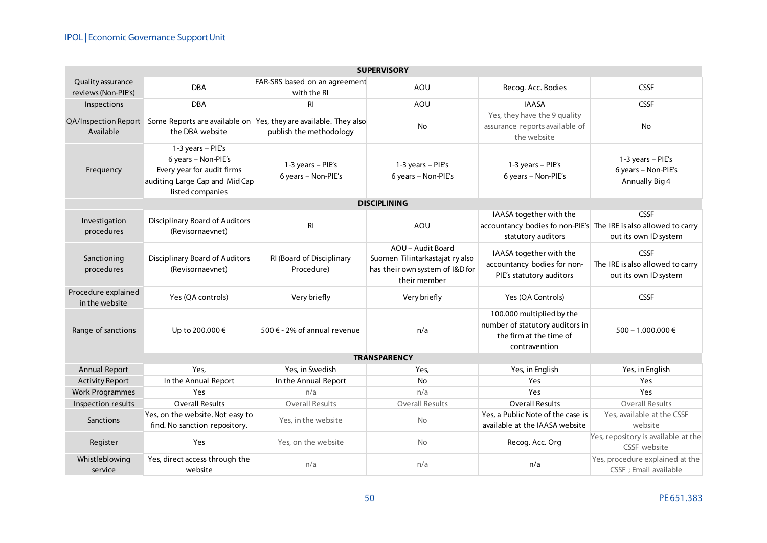| | | | | | |
|---|---|---|---|---|---|
| **SUPERVISORY** | | | | | |
| Quality assurance reviews (Non-PIE's) | DBA | FAR-SRS based on an agreement with the RI | AOU | Recog. Acc. Bodies | CSSF |
| Inspections | DBA | RI | AOU | IAASA | CSSF |
| QA/Inspection Report Available | Some Reports are available on the DBA website | Yes, they are available. They also publish the methodology | No | Yes, they have the 9 quality assurance reports available of the website | No |
| Frequency | 1-3 years – PIE's<br>6 years – Non-PIE's<br>Every year for audit firms auditing Large Cap and Mid Cap listed companies | 1-3 years – PIE's<br>6 years – Non-PIE's | 1-3 years – PIE's<br>6 years – Non-PIE's | 1-3 years – PIE's<br>6 years – Non-PIE's | 1-3 years – PIE's<br>6 years – Non-PIE's<br>Annually Big 4 |
| **DISCIPLINING** | | | | | |
| Investigation procedures | Disciplinary Board of Auditors (Revisornaevnet) | RI | AOU | IAASA together with the accountancy bodies fo non-PIE's statutory auditors | CSSF<br>The IRE is also allowed to carry out its own ID system |
| Sanctioning procedures | Disciplinary Board of Auditors (Revisornaevnet) | RI (Board of Disciplinary Procedure) | AOU – Audit Board<br>Suomen Tilintarkastajat ry also has their own system of I&D for their member | IAASA together with the accountancy bodies for non-PIE's statutory auditors | CSSF<br>The IRE is also allowed to carry out its own ID system |
| Procedure explained in the website | Yes (QA controls) | Very briefly | Very briefly | Yes (QA Controls) | CSSF |
| Range of sanctions | Up to 200.000 € | 500 € - 2% of annual revenue | n/a | 100.000 multiplied by the number of statutory auditors in the firm at the time of contravention | 500 – 1.000.000 € |
| **TRANSPARENCY** | | | | | |
| Annual Report | Yes, | Yes, in Swedish | Yes, | Yes, in English | Yes, in English |
| Activity Report | In the Annual Report | In the Annual Report | No | Yes | Yes |
| Work Programmes | Yes | n/a | n/a | Yes | Yes |
| Inspection results | Overall Results | Overall Results | Overall Results | Overall Results | Overall Results |
| Sanctions | Yes, on the website. Not easy to find. No sanction repository. | Yes, in the website | No | Yes, a Public Note of the case is available at the IAASA website | Yes, available at the CSSF website |
| Register | Yes | Yes, on the website | No | Recog. Acc. Org | Yes, repository is available at the CSSF website |
| Whistleblowing service | Yes, direct access through the website | n/a | n/a | n/a | Yes, procedure explained at the CSSF ; Email available |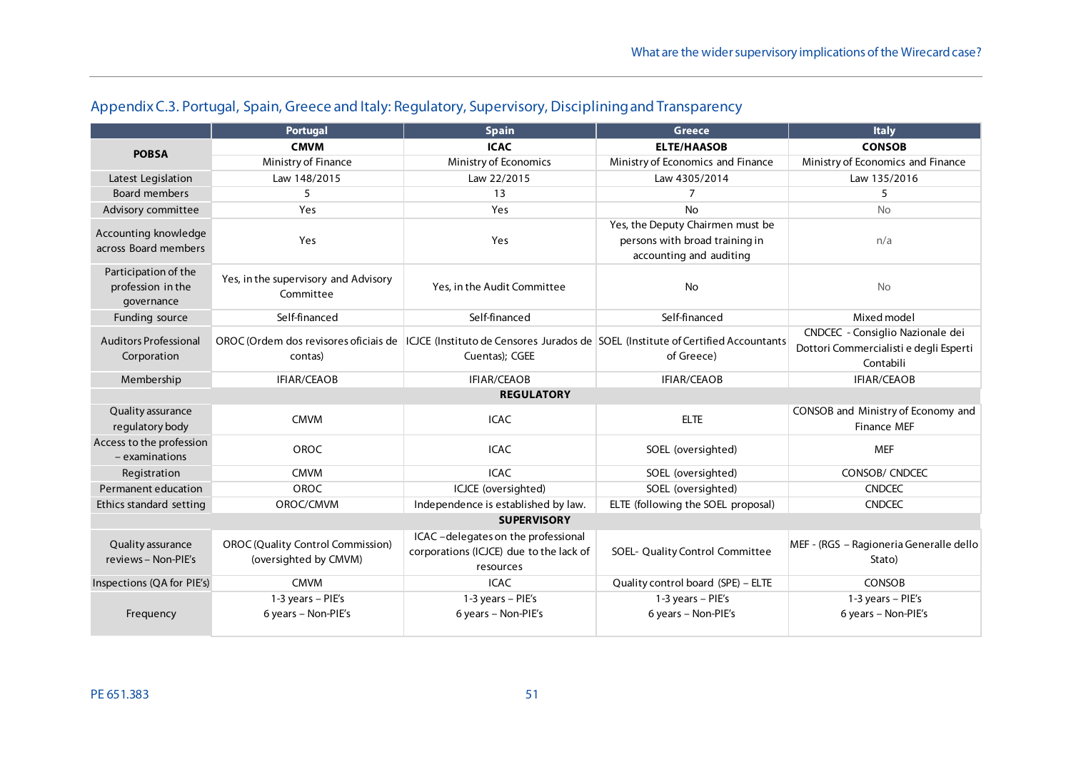## Appendix C.3. Portugal, Spain, Greece and Italy: Regulatory, Supervisory, Disciplining and Transparency

| | Portugal | Spain | Greece | Italy |
|---|---|---|---|---|
| POBSA | **CMVM** | **ICAC** | **ELTE/HAASOB** | **CONSOB** |
| | Ministry of Finance | Ministry of Economics | Ministry of Economics and Finance | Ministry of Economics and Finance |
| Latest Legislation | Law 148/2015 | Law 22/2015 | Law 4305/2014 | Law 135/2016 |
| Board members | 5 | 13 | 7 | 5 |
| Advisory committee | Yes | Yes | No | No |
| Accounting knowledge across Board members | Yes | Yes | Yes, the Deputy Chairmen must be persons with broad training in accounting and auditing | n/a |
| Participation of the profession in the governance | Yes, in the supervisory and Advisory Committee | Yes, in the Audit Committee | No | No |
| Funding source | Self-financed | Self-financed | Self-financed | Mixed model |
| Auditors Professional Corporation | OROC (Ordem dos revisores oficiais de contas) | ICJCE (Instituto de Censores Jurados de Cuentas); CGEE | SOEL (Institute of Certified Accountants of Greece) | CNDCEC - Consiglio Nazionale dei Dottori Commercialisti e degli Esperti Contabili |
| Membership | IFIAR/CEAOB | IFIAR/CEAOB | IFIAR/CEAOB | IFIAR/CEAOB |
| **REGULATORY** | | | | |
| Quality assurance regulatory body | CMVM | ICAC | ELTE | CONSOB and Ministry of Economy and Finance MEF |
| Access to the profession – examinations | OROC | ICAC | SOEL (oversighted) | MEF |
| Registration | CMVM | ICAC | SOEL (oversighted) | CONSOB/ CNDCEC |
| Permanent education | OROC | ICJCE (oversighted) | SOEL (oversighted) | CNDCEC |
| Ethics standard setting | OROC/CMVM | Independence is established by law. | ELTE (following the SOEL proposal) | CNDCEC |
| **SUPERVISORY** | | | | |
| Quality assurance reviews – Non-PIE's | OROC (Quality Control Commission) (oversighted by CMVM) | ICAC –delegates on the professional corporations (ICJCE) due to the lack of resources | SOEL- Quality Control Committee | MEF - (RGS – Ragioneria Generalle dello Stato) |
| Inspections (QA for PIE's) | CMVM | ICAC | Quality control board (SPE) – ELTE | CONSOB |
| Frequency | 1-3 years – PIE's<br>6 years – Non-PIE's | 1-3 years – PIE's<br>6 years – Non-PIE's | 1-3 years – PIE's<br>6 years – Non-PIE's | 1-3 years – PIE's<br>6 years – Non-PIE's |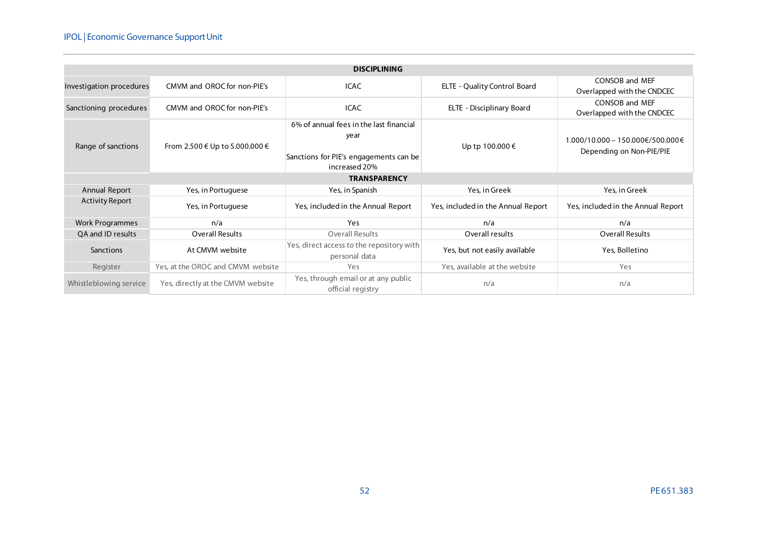| DISCIPLINING | | | | |
|---|---|---|---|---|
| Investigation procedures | CMVM and OROC for non-PIE's | ICAC | ELTE - Quality Control Board | CONSOB and MEF Overlapped with the CNDCEC |
| Sanctioning procedures | CMVM and OROC for non-PIE's | ICAC | ELTE - Disciplinary Board | CONSOB and MEF Overlapped with the CNDCEC |
| Range of sanctions | From 2.500 € Up to 5.000.000 € | 6% of annual fees in the last financial year<br><br>Sanctions for PIE's engagements can be increased 20% | Up tp 100.000 € | 1.000/10.000 – 150.000€/500.000€ Depending on Non-PIE/PIE |
| **TRANSPARENCY** | | | | |
| Annual Report | Yes, in Portuguese | Yes, in Spanish | Yes, in Greek | Yes, in Greek |
| Activity Report | Yes, in Portuguese | Yes, included in the Annual Report | Yes, included in the Annual Report | Yes, included in the Annual Report |
| Work Programmes | n/a | Yes | n/a | n/a |
| QA and ID results | Overall Results | Overall Results | Overall results | Overall Results |
| Sanctions | At CMVM website | Yes, direct access to the repository with personal data | Yes, but not easily available | Yes, Bolletino |
| Register | Yes, at the OROC and CMVM website | Yes | Yes, available at the website | Yes |
| Whistleblowing service | Yes, directly at the CMVM website | Yes, through email or at any public official registry | n/a | n/a |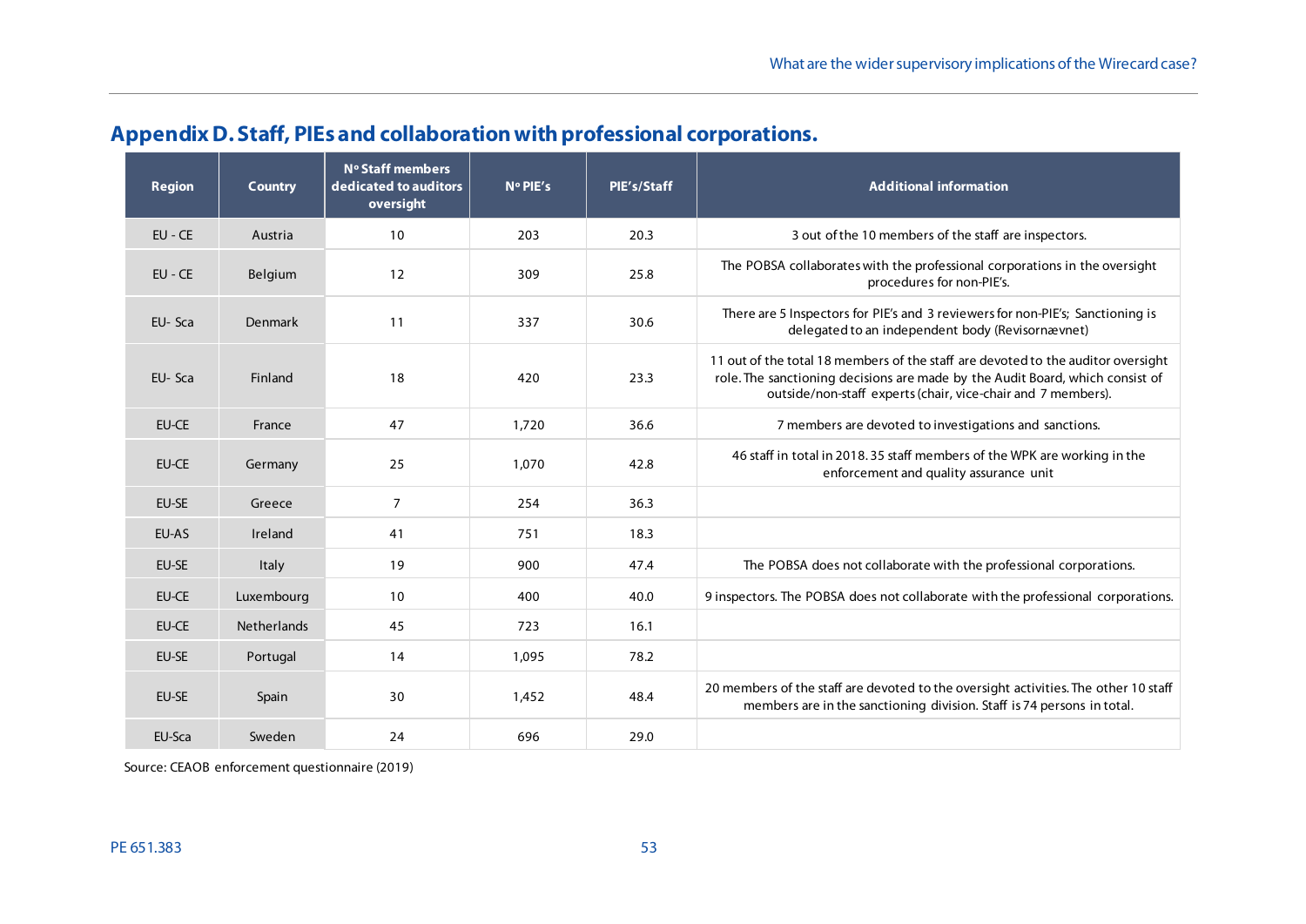## Appendix D. Staff, PIEs and collaboration with professional corporations.

| Region | Country | Nº Staff members dedicated to auditors oversight | Nº PIE's | PIE's/Staff | Additional information |
|---|---|---|---|---|---|
| EU - CE | Austria | 10 | 203 | 20.3 | 3 out of the 10 members of the staff are inspectors. |
| EU - CE | Belgium | 12 | 309 | 25.8 | The POBSA collaborates with the professional corporations in the oversight procedures for non-PIE's. |
| EU- Sca | Denmark | 11 | 337 | 30.6 | There are 5 Inspectors for PIE's and 3 reviewers for non-PIE's; Sanctioning is delegated to an independent body (Revisornævnet) |
| EU- Sca | Finland | 18 | 420 | 23.3 | 11 out of the total 18 members of the staff are devoted to the auditor oversight role. The sanctioning decisions are made by the Audit Board, which consist of outside/non-staff experts (chair, vice-chair and 7 members). |
| EU-CE | France | 47 | 1,720 | 36.6 | 7 members are devoted to investigations and sanctions. |
| EU-CE | Germany | 25 | 1,070 | 42.8 | 46 staff in total in 2018. 35 staff members of the WPK are working in the enforcement and quality assurance unit |
| EU-SE | Greece | 7 | 254 | 36.3 | |
| EU-AS | Ireland | 41 | 751 | 18.3 | |
| EU-SE | Italy | 19 | 900 | 47.4 | The POBSA does not collaborate with the professional corporations. |
| EU-CE | Luxembourg | 10 | 400 | 40.0 | 9 inspectors. The POBSA does not collaborate with the professional corporations. |
| EU-CE | Netherlands | 45 | 723 | 16.1 | |
| EU-SE | Portugal | 14 | 1,095 | 78.2 | |
| EU-SE | Spain | 30 | 1,452 | 48.4 | 20 members of the staff are devoted to the oversight activities. The other 10 staff members are in the sanctioning division. Staff is 74 persons in total. |
| EU-Sca | Sweden | 24 | 696 | 29.0 | |

Source: CEAOB enforcement questionnaire (2019)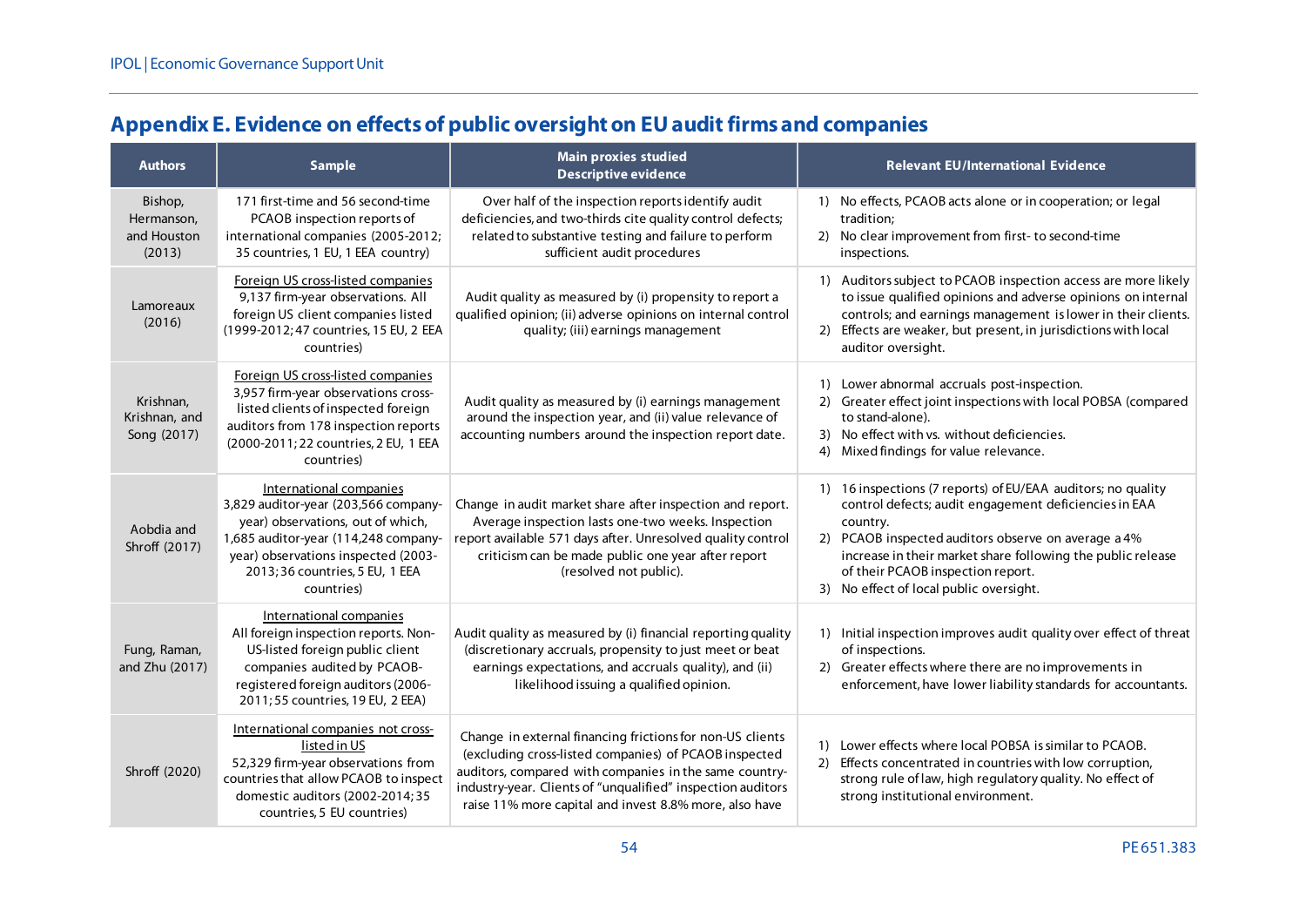## Appendix E. Evidence on effects of public oversight on EU audit firms and companies

| Authors | Sample | Main proxies studied<br>Descriptive evidence | Relevant EU/International Evidence |
|---|---|---|---|
| Bishop, Hermanson, and Houston (2013) | 171 first-time and 56 second-time PCAOB inspection reports of international companies (2005-2012; 35 countries, 1 EU, 1 EEA country) | Over half of the inspection reports identify audit deficiencies, and two-thirds cite quality control defects; related to substantive testing and failure to perform sufficient audit procedures | 1) No effects, PCAOB acts alone or in cooperation; or legal tradition;<br>2) No clear improvement from first- to second-time inspections. |
| Lamoreaux (2016) | Foreign US cross-listed companies<br>9,137 firm-year observations. All foreign US client companies listed (1999-2012; 47 countries, 15 EU, 2 EEA countries) | Audit quality as measured by (i) propensity to report a qualified opinion; (ii) adverse opinions on internal control quality; (iii) earnings management | 1) Auditors subject to PCAOB inspection access are more likely to issue qualified opinions and adverse opinions on internal controls; and earnings management is lower in their clients.<br>2) Effects are weaker, but present, in jurisdictions with local auditor oversight. |
| Krishnan, Krishnan, and Song (2017) | Foreign US cross-listed companies<br>3,957 firm-year observations cross-listed clients of inspected foreign auditors from 178 inspection reports (2000-2011; 22 countries, 2 EU, 1 EEA countries) | Audit quality as measured by (i) earnings management around the inspection year, and (ii) value relevance of accounting numbers around the inspection report date. | 1) Lower abnormal accruals post-inspection.<br>2) Greater effect joint inspections with local POBSA (compared to stand-alone).<br>3) No effect with vs. without deficiencies.<br>4) Mixed findings for value relevance. |
| Aobdia and Shroff (2017) | International companies<br>3,829 auditor-year (203,566 company-year) observations, out of which, 1,685 auditor-year (114,248 company-year) observations inspected (2003-2013; 36 countries, 5 EU, 1 EEA countries) | Change in audit market share after inspection and report. Average inspection lasts one-two weeks. Inspection report available 571 days after. Unresolved quality control criticism can be made public one year after report (resolved not public). | 1) 16 inspections (7 reports) of EU/EAA auditors; no quality control defects; audit engagement deficiencies in EAA country.<br>2) PCAOB inspected auditors observe on average a 4% increase in their market share following the public release of their PCAOB inspection report.<br>3) No effect of local public oversight. |
| Fung, Raman, and Zhu (2017) | International companies<br>All foreign inspection reports. Non-US-listed foreign public client companies audited by PCAOB-registered foreign auditors (2006-2011; 55 countries, 19 EU, 2 EEA) | Audit quality as measured by (i) financial reporting quality (discretionary accruals, propensity to just meet or beat earnings expectations, and accruals quality), and (ii) likelihood issuing a qualified opinion. | 1) Initial inspection improves audit quality over effect of threat of inspections.<br>2) Greater effects where there are no improvements in enforcement, have lower liability standards for accountants. |
| Shroff (2020) | International companies not cross-listed in US<br>52,329 firm-year observations from countries that allow PCAOB to inspect domestic auditors (2002-2014; 35 countries, 5 EU countries) | Change in external financing frictions for non-US clients (excluding cross-listed companies) of PCAOB inspected auditors, compared with companies in the same country-industry-year. Clients of "unqualified" inspection auditors raise 11% more capital and invest 8.8% more, also have | 1) Lower effects where local POBSA is similar to PCAOB.<br>2) Effects concentrated in countries with low corruption, strong rule of law, high regulatory quality. No effect of strong institutional environment. |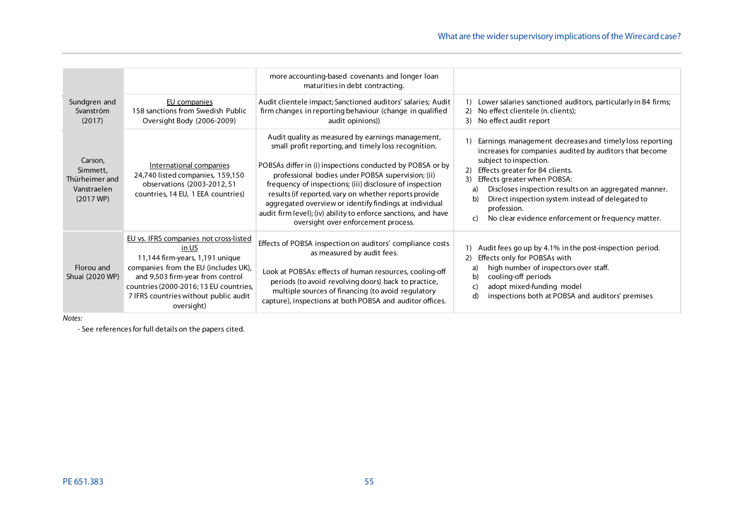| | | | |
|---|---|---|---|
| | | more accounting-based covenants and longer loan maturities in debt contracting. | |
| Sundgren and Svanström (2017) | EU companies<br>158 sanctions from Swedish Public Oversight Body (2006-2009) | Audit clientele impact; Sanctioned auditors' salaries; Audit firm changes in reporting behaviour (change in qualified audit opinions)) | 1) Lower salaries sanctioned auditors, particularly in B4 firms;<br>2) No effect clientele (n. clients);<br>3) No effect audit report |
| Carson, Simmett, Thürheimer and Vanstraelen (2017 WP) | International companies<br>24,740 listed companies, 159,150 observations (2003-2012, 51 countries, 14 EU, 1 EEA countries) | Audit quality as measured by earnings management, small profit reporting, and timely loss recognition.<br><br>POBSAs differ in (i) inspections conducted by POBSA or by professional bodies under POBSA supervision; (ii) frequency of inspections; (iii) disclosure of inspection results (if reported, vary on whether reports provide aggregated overview or identify findings at individual audit firm level); (iv) ability to enforce sanctions, and have oversight over enforcement process. | 1) Earnings management decreases and timely loss reporting increases for companies audited by auditors that become subject to inspection.<br>2) Effects greater for B4 clients.<br>3) Effects greater when POBSA:<br>a) Discloses inspection results on an aggregated manner.<br>b) Direct inspection system instead of delegated to profession.<br>c) No clear evidence enforcement or frequency matter. |
| Florou and Shuai (2020 WP) | EU vs. IFRS companies not cross-listed in US<br>11,144 firm-years, 1,191 unique companies from the EU (includes UK), and 9,503 firm-year from control countries (2000-2016; 13 EU countries, 7 IFRS countries without public audit oversight) | Effects of POBSA inspection on auditors' compliance costs as measured by audit fees.<br><br>Look at POBSAs: effects of human resources, cooling-off periods (to avoid revolving doors) back to practice, multiple sources of financing (to avoid regulatory capture), inspections at both POBSA and auditor offices. | 1) Audit fees go up by 4.1% in the post-inspection period.<br>2) Effects only for POBSAs with<br>a) high number of inspectors over staff.<br>b) cooling-off periods<br>c) adopt mixed-funding model<br>d) inspections both at POBSA and auditors' premises |

*Notes:*

- See references for full details on the papers cited.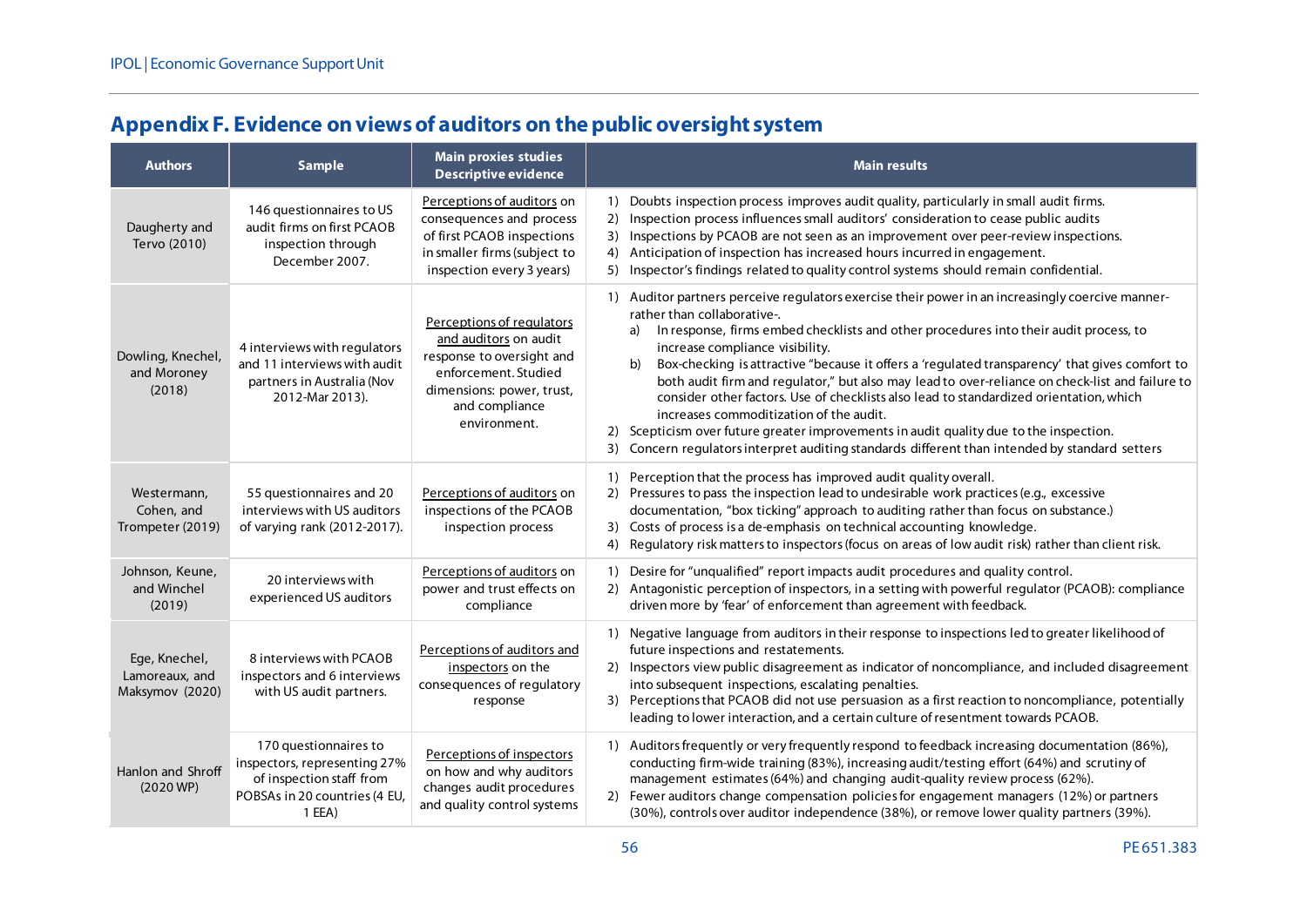## Appendix F. Evidence on views of auditors on the public oversight system

| Authors | Sample | Main proxies studies Descriptive evidence | Main results |
|---|---|---|---|
| Daugherty and Tervo (2010) | 146 questionnaires to US audit firms on first PCAOB inspection through December 2007. | Perceptions of auditors on consequences and process of first PCAOB inspections in smaller firms (subject to inspection every 3 years) | 1) Doubts inspection process improves audit quality, particularly in small audit firms.<br>2) Inspection process influences small auditors' consideration to cease public audits<br>3) Inspections by PCAOB are not seen as an improvement over peer-review inspections.<br>4) Anticipation of inspection has increased hours incurred in engagement.<br>5) Inspector's findings related to quality control systems should remain confidential. |
| Dowling, Knechel, and Moroney (2018) | 4 interviews with regulators and 11 interviews with audit partners in Australia (Nov 2012-Mar 2013). | Perceptions of regulators and auditors on audit response to oversight and enforcement. Studied dimensions: power, trust, and compliance environment. | 1) Auditor partners perceive regulators exercise their power in an increasingly coercive manner- rather than collaborative-.<br>a) In response, firms embed checklists and other procedures into their audit process, to increase compliance visibility.<br>b) Box-checking is attractive "because it offers a 'regulated transparency' that gives comfort to both audit firm and regulator," but also may lead to over-reliance on check-list and failure to consider other factors. Use of checklists also lead to standardized orientation, which increases commoditization of the audit.<br>2) Scepticism over future greater improvements in audit quality due to the inspection.<br>3) Concern regulators interpret auditing standards different than intended by standard setters |
| Westermann, Cohen, and Trompeter (2019) | 55 questionnaires and 20 interviews with US auditors of varying rank (2012-2017). | Perceptions of auditors on inspections of the PCAOB inspection process | 1) Perception that the process has improved audit quality overall.<br>2) Pressures to pass the inspection lead to undesirable work practices (e.g., excessive documentation, "box ticking" approach to auditing rather than focus on substance.)<br>3) Costs of process is a de-emphasis on technical accounting knowledge.<br>4) Regulatory risk matters to inspectors (focus on areas of low audit risk) rather than client risk. |
| Johnson, Keune, and Winchel (2019) | 20 interviews with experienced US auditors | Perceptions of auditors on power and trust effects on compliance | 1) Desire for "unqualified" report impacts audit procedures and quality control.<br>2) Antagonistic perception of inspectors, in a setting with powerful regulator (PCAOB): compliance driven more by 'fear' of enforcement than agreement with feedback. |
| Ege, Knechel, Lamoreaux, and Maksymov (2020) | 8 interviews with PCAOB inspectors and 6 interviews with US audit partners. | Perceptions of auditors and inspectors on the consequences of regulatory response | 1) Negative language from auditors in their response to inspections led to greater likelihood of future inspections and restatements.<br>2) Inspectors view public disagreement as indicator of noncompliance, and included disagreement into subsequent inspections, escalating penalties.<br>3) Perceptions that PCAOB did not use persuasion as a first reaction to noncompliance, potentially leading to lower interaction, and a certain culture of resentment towards PCAOB. |
| Hanlon and Shroff (2020 WP) | 170 questionnaires to inspectors, representing 27% of inspection staff from POBSAs in 20 countries (4 EU, 1 EEA) | Perceptions of inspectors on how and why auditors changes audit procedures and quality control systems | 1) Auditors frequently or very frequently respond to feedback increasing documentation (86%), conducting firm-wide training (83%), increasing audit/testing effort (64%) and scrutiny of management estimates (64%) and changing audit-quality review process (62%).<br>2) Fewer auditors change compensation policies for engagement managers (12%) or partners (30%), controls over auditor independence (38%), or remove lower quality partners (39%). |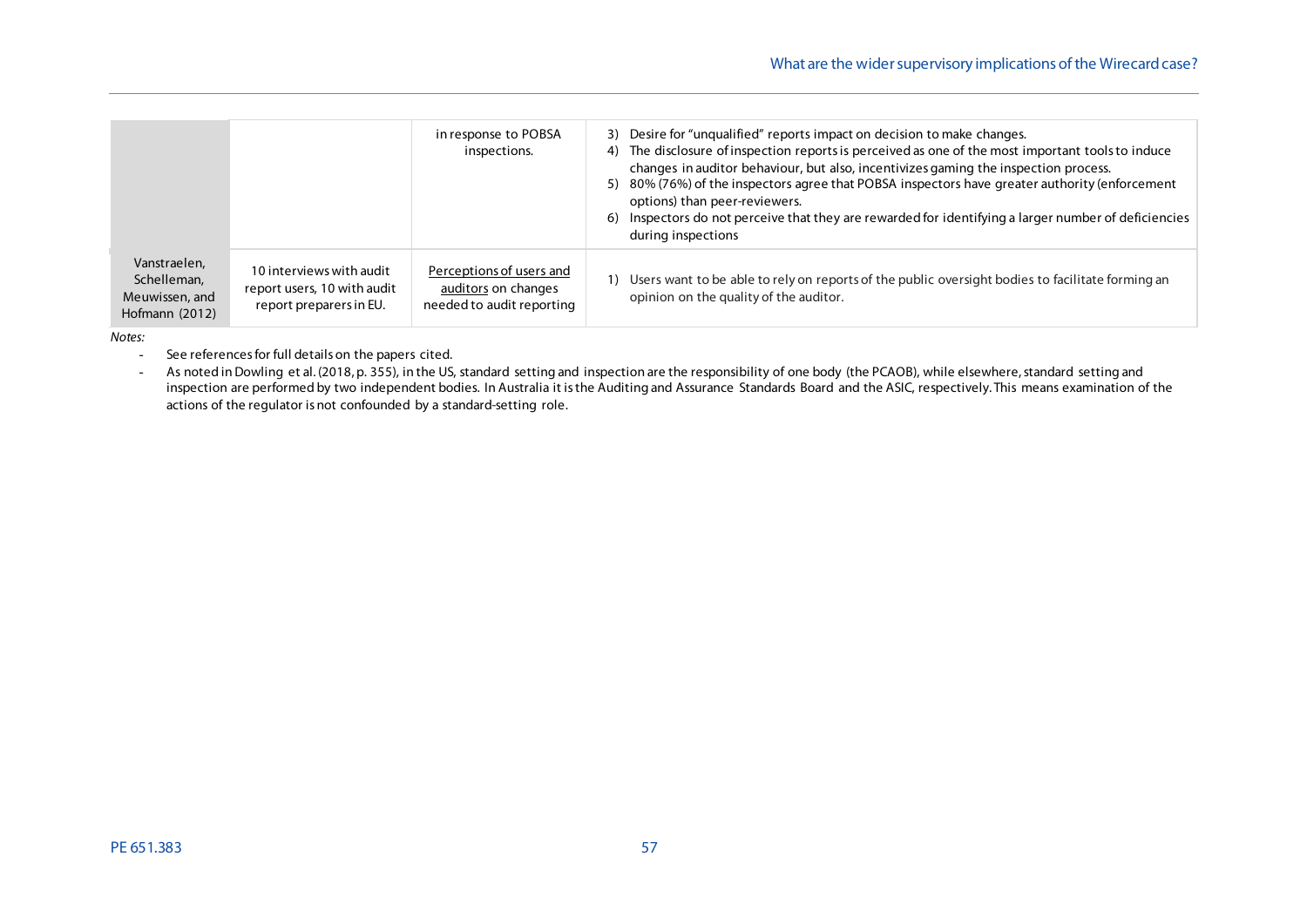| | | | |
|---|---|---|---|
| | | in response to POBSA inspections. | 3) Desire for "unqualified" reports impact on decision to make changes.<br>4) The disclosure of inspection reports is perceived as one of the most important tools to induce changes in auditor behaviour, but also, incentivizes gaming the inspection process.<br>5) 80% (76%) of the inspectors agree that POBSA inspectors have greater authority (enforcement options) than peer-reviewers.<br>6) Inspectors do not perceive that they are rewarded for identifying a larger number of deficiencies during inspections |
| Vanstraelen, Schelleman, Meuwissen, and Hofmann (2012) | 10 interviews with audit report users, 10 with audit report preparers in EU. | Perceptions of users and auditors on changes needed to audit reporting | 1) Users want to be able to rely on reports of the public oversight bodies to facilitate forming an opinion on the quality of the auditor. |

*Notes:*

- See references for full details on the papers cited.
- As noted in Dowling et al. (2018, p. 355), in the US, standard setting and inspection are the responsibility of one body (the PCAOB), while elsewhere, standard setting and inspection are performed by two independent bodies. In Australia it is the Auditing and Assurance Standards Board and the ASIC, respectively. This means examination of the actions of the regulator is not confounded by a standard-setting role.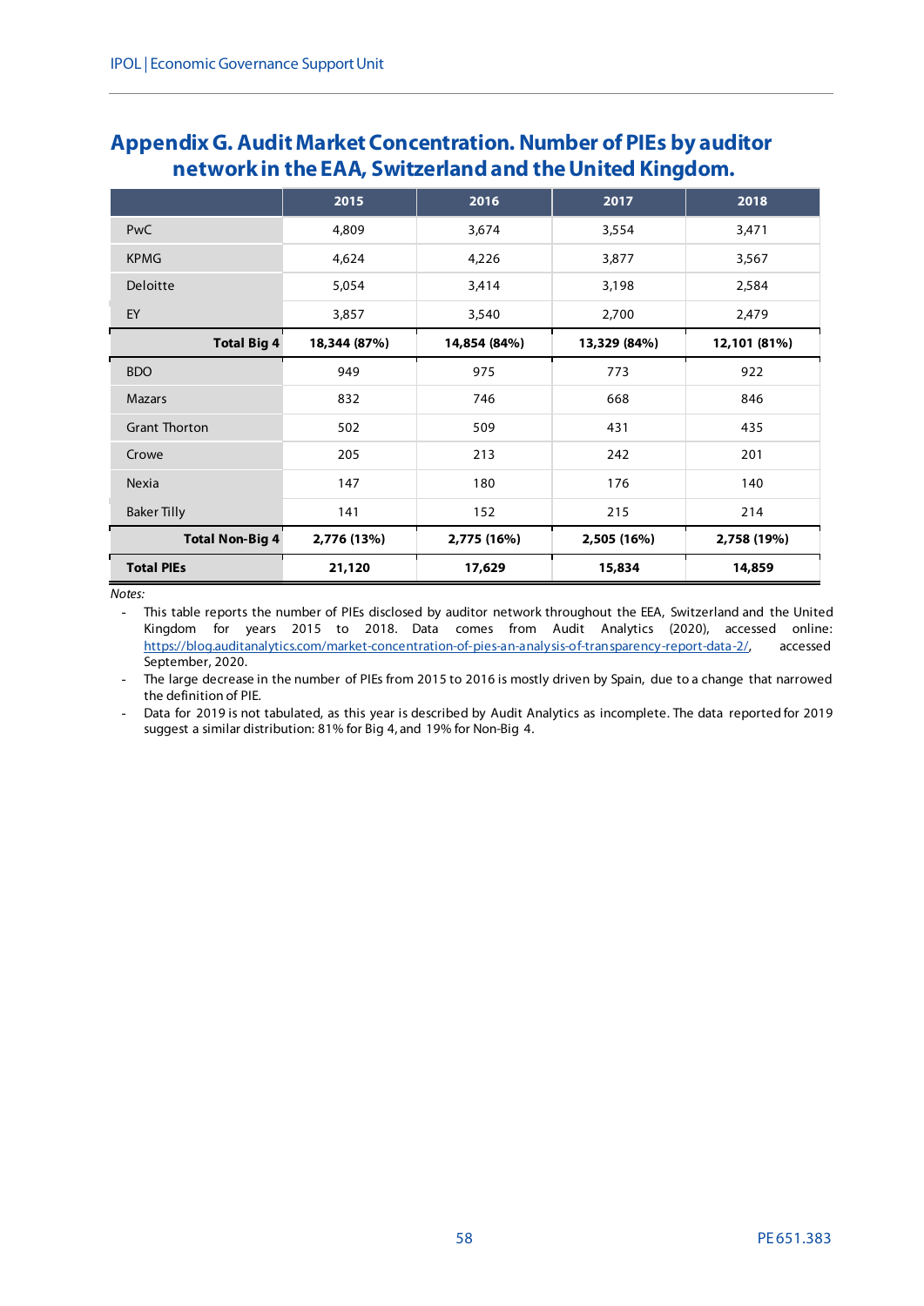# Appendix G. Audit Market Concentration. Number of PIEs by auditor network in the EAA, Switzerland and the United Kingdom.

| | 2015 | 2016 | 2017 | 2018 |
|---|---|---|---|---|
| PwC | 4,809 | 3,674 | 3,554 | 3,471 |
| KPMG | 4,624 | 4,226 | 3,877 | 3,567 |
| Deloitte | 5,054 | 3,414 | 3,198 | 2,584 |
| EY | 3,857 | 3,540 | 2,700 | 2,479 |
| **Total Big 4** | **18,344 (87%)** | **14,854 (84%)** | **13,329 (84%)** | **12,101 (81%)** |
| BDO | 949 | 975 | 773 | 922 |
| Mazars | 832 | 746 | 668 | 846 |
| Grant Thorton | 502 | 509 | 431 | 435 |
| Crowe | 205 | 213 | 242 | 201 |
| Nexia | 147 | 180 | 176 | 140 |
| Baker Tilly | 141 | 152 | 215 | 214 |
| **Total Non-Big 4** | **2,776 (13%)** | **2,775 (16%)** | **2,505 (16%)** | **2,758 (19%)** |
| **Total PIEs** | **21,120** | **17,629** | **15,834** | **14,859** |

*Notes:*

- This table reports the number of PIEs disclosed by auditor network throughout the EEA, Switzerland and the United Kingdom for years 2015 to 2018. Data comes from Audit Analytics (2020), accessed online: https://blog.auditanalytics.com/market-concentration-of-pies-an-analysis-of-transparency-report-data-2/, accessed September, 2020.
- The large decrease in the number of PIEs from 2015 to 2016 is mostly driven by Spain, due to a change that narrowed the definition of PIE.
- Data for 2019 is not tabulated, as this year is described by Audit Analytics as incomplete. The data reported for 2019 suggest a similar distribution: 81% for Big 4, and 19% for Non-Big 4.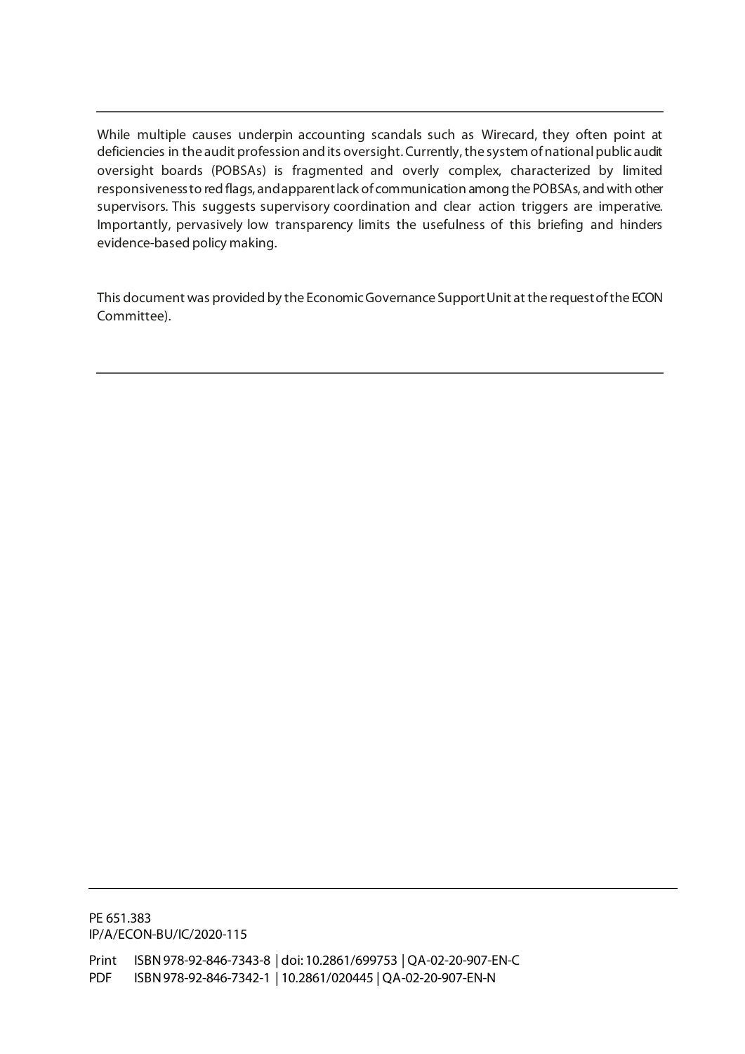While multiple causes underpin accounting scandals such as Wirecard, they often point at deficiencies in the audit profession and its oversight. Currently, the system of national public audit oversight boards (POBSAs) is fragmented and overly complex, characterized by limited responsiveness to red flags, and apparent lack of communication among the POBSAs, and with other supervisors. This suggests supervisory coordination and clear action triggers are imperative. Importantly, pervasively low transparency limits the usefulness of this briefing and hinders evidence-based policy making.

This document was provided by the Economic Governance Support Unit at the request of the ECON Committee).

PE 651.383
IP/A/ECON-BU/IC/2020-115

Print ISBN 978-92-846-7343-8 | doi: 10.2861/699753 | QA-02-20-907-EN-C
PDF ISBN 978-92-846-7342-1 | 10.2861/020445 | QA-02-20-907-EN-N